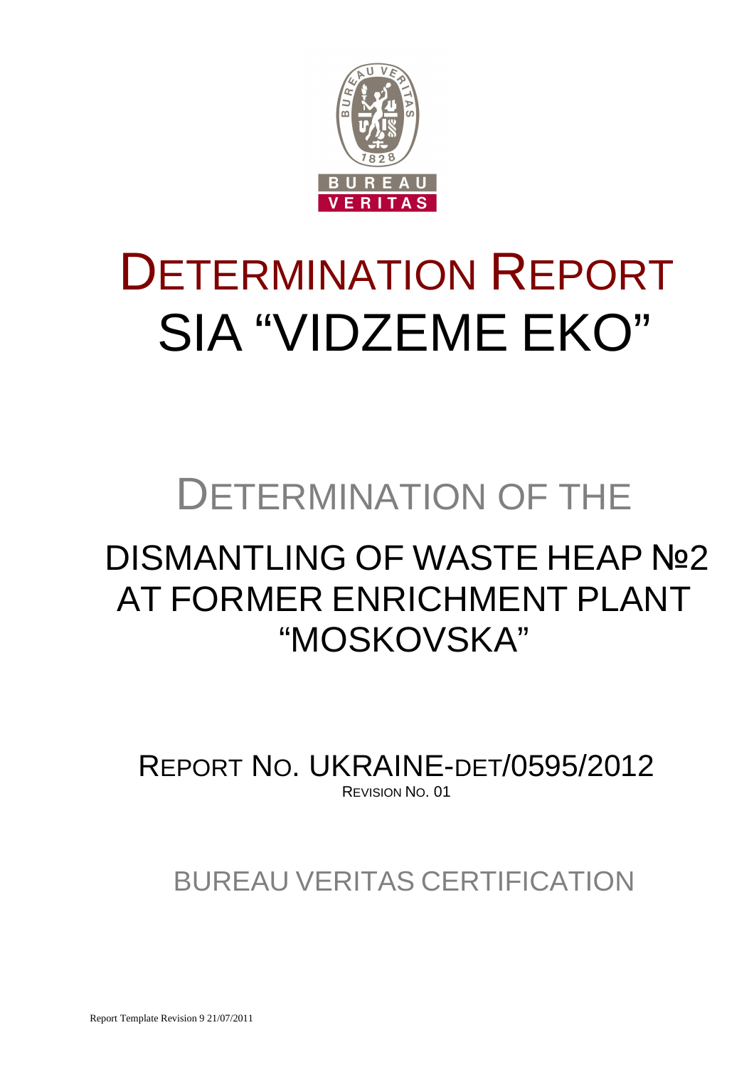# DETERMINATION REPORT
# SIA "VIDZEME EKO"

## DETERMINATION OF THE

## DISMANTLING OF WASTE HEAP №2 AT FORMER ENRICHMENT PLANT "MOSKOVSKA"

REPORT NO. UKRAINE-DET/0595/2012
REVISION NO. 01

BUREAU VERITAS CERTIFICATION

Report Template Revision 9 21/07/2011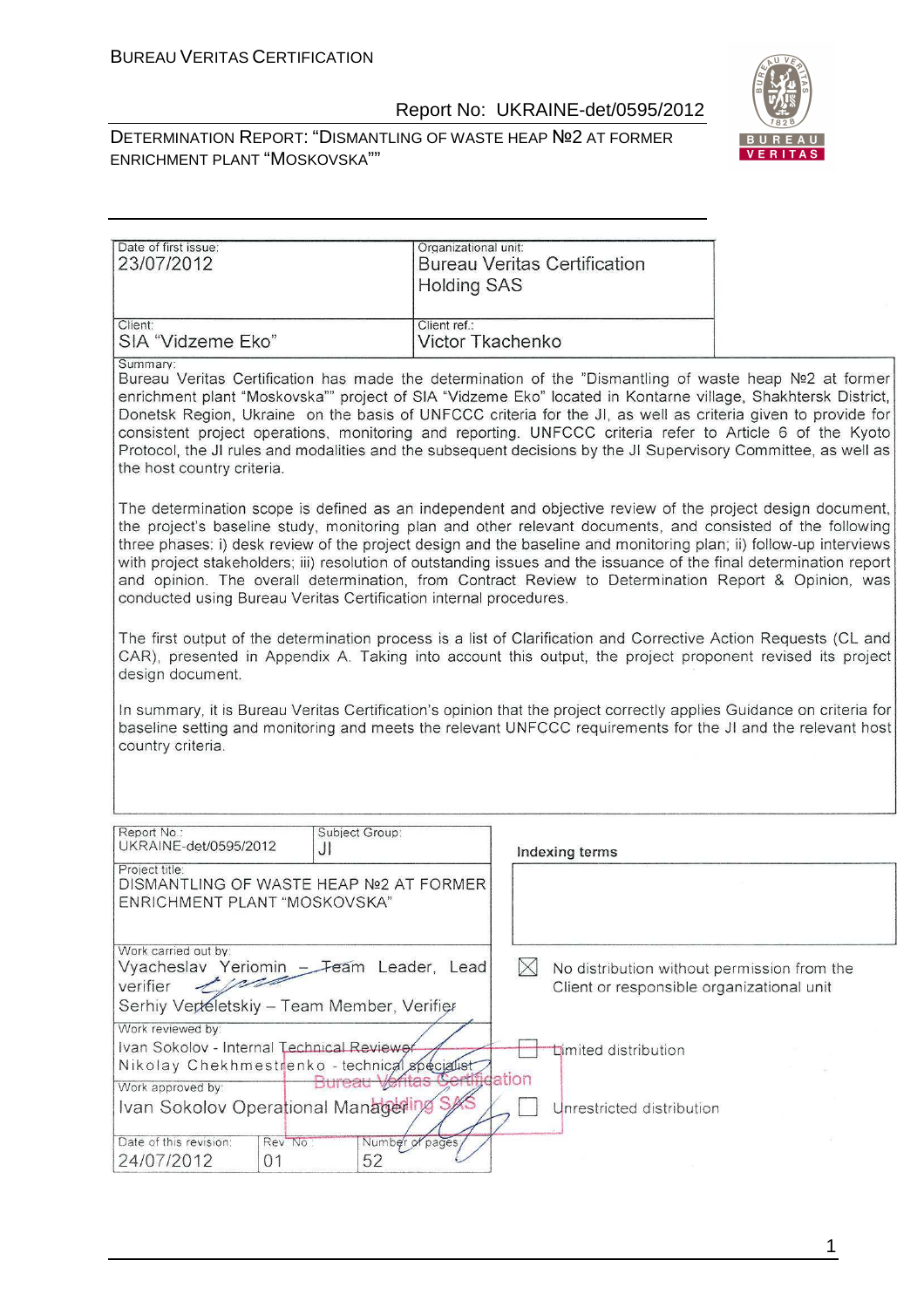| Date of first issue: 23/07/2012 | Organizational unit: Bureau Veritas Certification Holding SAS |
| --- | --- |
| Client: SIA "Vidzeme Eko" | Client ref.: Victor Tkachenko |

**Summary:**

Bureau Veritas Certification has made the determination of the "Dismantling of waste heap №2 at former enrichment plant "Moskovska"" project of SIA "Vidzeme Eko" located in Kontarne village, Shakhtersk District, Donetsk Region, Ukraine on the basis of UNFCCC criteria for the JI, as well as criteria given to provide for consistent project operations, monitoring and reporting. UNFCCC criteria refer to Article 6 of the Kyoto Protocol, the JI rules and modalities and the subsequent decisions by the JI Supervisory Committee, as well as the host country criteria.

The determination scope is defined as an independent and objective review of the project design document, the project's baseline study, monitoring plan and other relevant documents, and consisted of the following three phases: i) desk review of the project design and the baseline and monitoring plan; ii) follow-up interviews with project stakeholders; iii) resolution of outstanding issues and the issuance of the final determination report and opinion. The overall determination, from Contract Review to Determination Report & Opinion, was conducted using Bureau Veritas Certification internal procedures.

The first output of the determination process is a list of Clarification and Corrective Action Requests (CL and CAR), presented in Appendix A. Taking into account this output, the project proponent revised its project design document.

In summary, it is Bureau Veritas Certification's opinion that the project correctly applies Guidance on criteria for baseline setting and monitoring and meets the relevant UNFCCC requirements for the JI and the relevant host country criteria.

| Report No.: UKRAINE-det/0595/2012 | Subject Group: JI | Indexing terms |
| --- | --- | --- |
| Project title: DISMANTLING OF WASTE HEAP №2 AT FORMER ENRICHMENT PLANT "MOSKOVSKA" | | |
| Work carried out by: Vyacheslav Yeriomin – Team Leader, Lead verifier; Serhiy Verteletskiy – Team Member, Verifier | | ☒ No distribution without permission from the Client or responsible organizational unit |
| Work reviewed by: Ivan Sokolov - Internal Technical Reviewer; Nikolay Chekhmestrenko - technical specialist | | ☐ Limited distribution |
| Work approved by: Ivan Sokolov Operational Manager | | ☐ Unrestricted distribution |
| Date of this revision: 24/07/2012 | Rev. No.: 01 | Number of pages: 52 |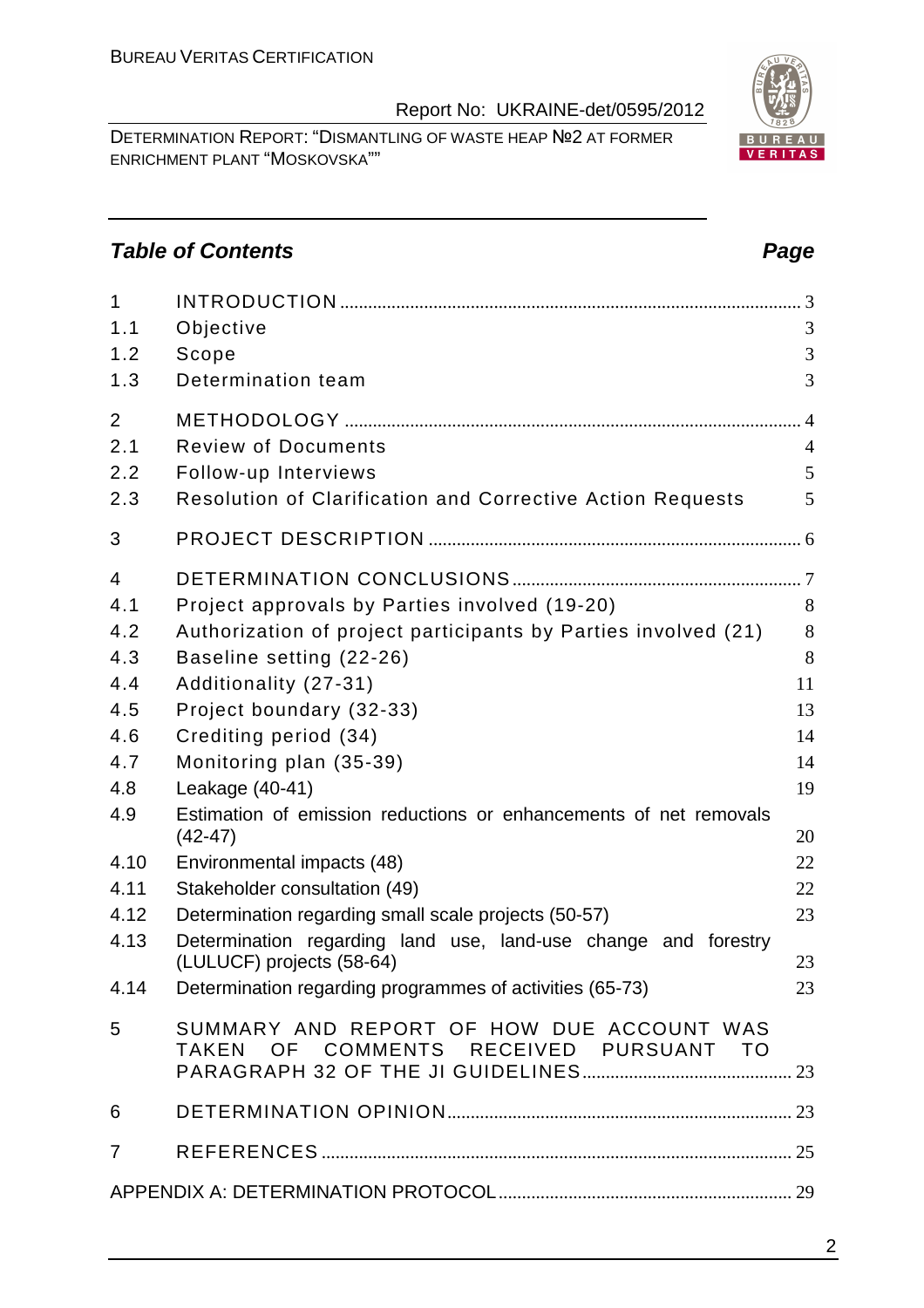## Table of Contents

| | | Page |
|---|---|---|
| 1 | INTRODUCTION | 3 |
| 1.1 | Objective | 3 |
| 1.2 | Scope | 3 |
| 1.3 | Determination team | 3 |
| 2 | METHODOLOGY | 4 |
| 2.1 | Review of Documents | 4 |
| 2.2 | Follow-up Interviews | 5 |
| 2.3 | Resolution of Clarification and Corrective Action Requests | 5 |
| 3 | PROJECT DESCRIPTION | 6 |
| 4 | DETERMINATION CONCLUSIONS | 7 |
| 4.1 | Project approvals by Parties involved (19-20) | 8 |
| 4.2 | Authorization of project participants by Parties involved (21) | 8 |
| 4.3 | Baseline setting (22-26) | 8 |
| 4.4 | Additionality (27-31) | 11 |
| 4.5 | Project boundary (32-33) | 13 |
| 4.6 | Crediting period (34) | 14 |
| 4.7 | Monitoring plan (35-39) | 14 |
| 4.8 | Leakage (40-41) | 19 |
| 4.9 | Estimation of emission reductions or enhancements of net removals (42-47) | 20 |
| 4.10 | Environmental impacts (48) | 22 |
| 4.11 | Stakeholder consultation (49) | 22 |
| 4.12 | Determination regarding small scale projects (50-57) | 23 |
| 4.13 | Determination regarding land use, land-use change and forestry (LULUCF) projects (58-64) | 23 |
| 4.14 | Determination regarding programmes of activities (65-73) | 23 |
| 5 | SUMMARY AND REPORT OF HOW DUE ACCOUNT WAS TAKEN OF COMMENTS RECEIVED PURSUANT TO PARAGRAPH 32 OF THE JI GUIDELINES | 23 |
| 6 | DETERMINATION OPINION | 23 |
| 7 | REFERENCES | 25 |
| | APPENDIX A: DETERMINATION PROTOCOL | 29 |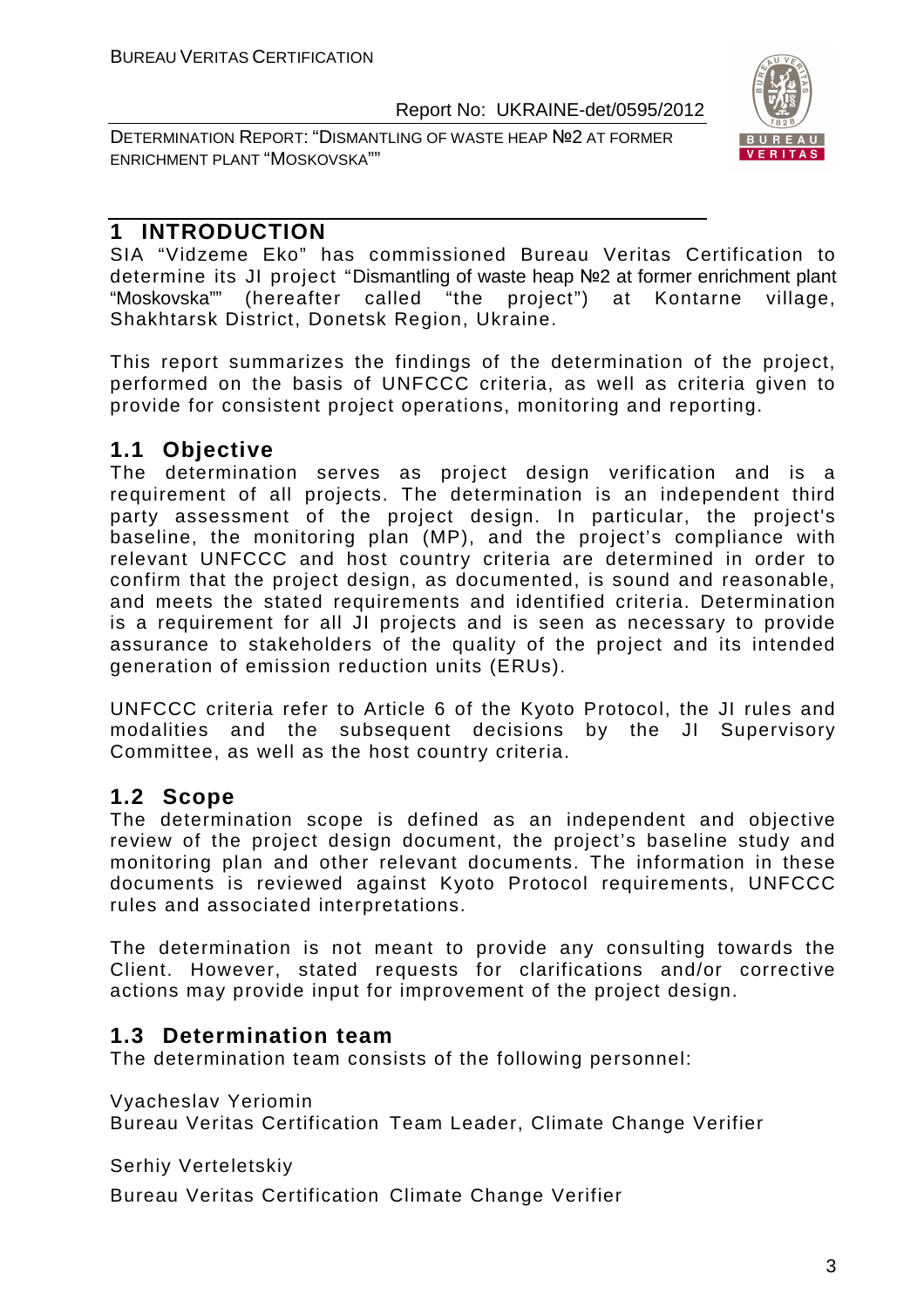# 1 INTRODUCTION

SIA "Vidzeme Eko" has commissioned Bureau Veritas Certification to determine its JI project "Dismantling of waste heap №2 at former enrichment plant "Moskovska"" (hereafter called "the project") at Kontarne village, Shakhtarsk District, Donetsk Region, Ukraine.

This report summarizes the findings of the determination of the project, performed on the basis of UNFCCC criteria, as well as criteria given to provide for consistent project operations, monitoring and reporting.

## 1.1 Objective

The determination serves as project design verification and is a requirement of all projects. The determination is an independent third party assessment of the project design. In particular, the project's baseline, the monitoring plan (MP), and the project's compliance with relevant UNFCCC and host country criteria are determined in order to confirm that the project design, as documented, is sound and reasonable, and meets the stated requirements and identified criteria. Determination is a requirement for all JI projects and is seen as necessary to provide assurance to stakeholders of the quality of the project and its intended generation of emission reduction units (ERUs).

UNFCCC criteria refer to Article 6 of the Kyoto Protocol, the JI rules and modalities and the subsequent decisions by the JI Supervisory Committee, as well as the host country criteria.

## 1.2 Scope

The determination scope is defined as an independent and objective review of the project design document, the project's baseline study and monitoring plan and other relevant documents. The information in these documents is reviewed against Kyoto Protocol requirements, UNFCCC rules and associated interpretations.

The determination is not meant to provide any consulting towards the Client. However, stated requests for clarifications and/or corrective actions may provide input for improvement of the project design.

## 1.3 Determination team

The determination team consists of the following personnel:

Vyacheslav Yeriomin
Bureau Veritas Certification Team Leader, Climate Change Verifier

Serhiy Verteletskiy
Bureau Veritas Certification Climate Change Verifier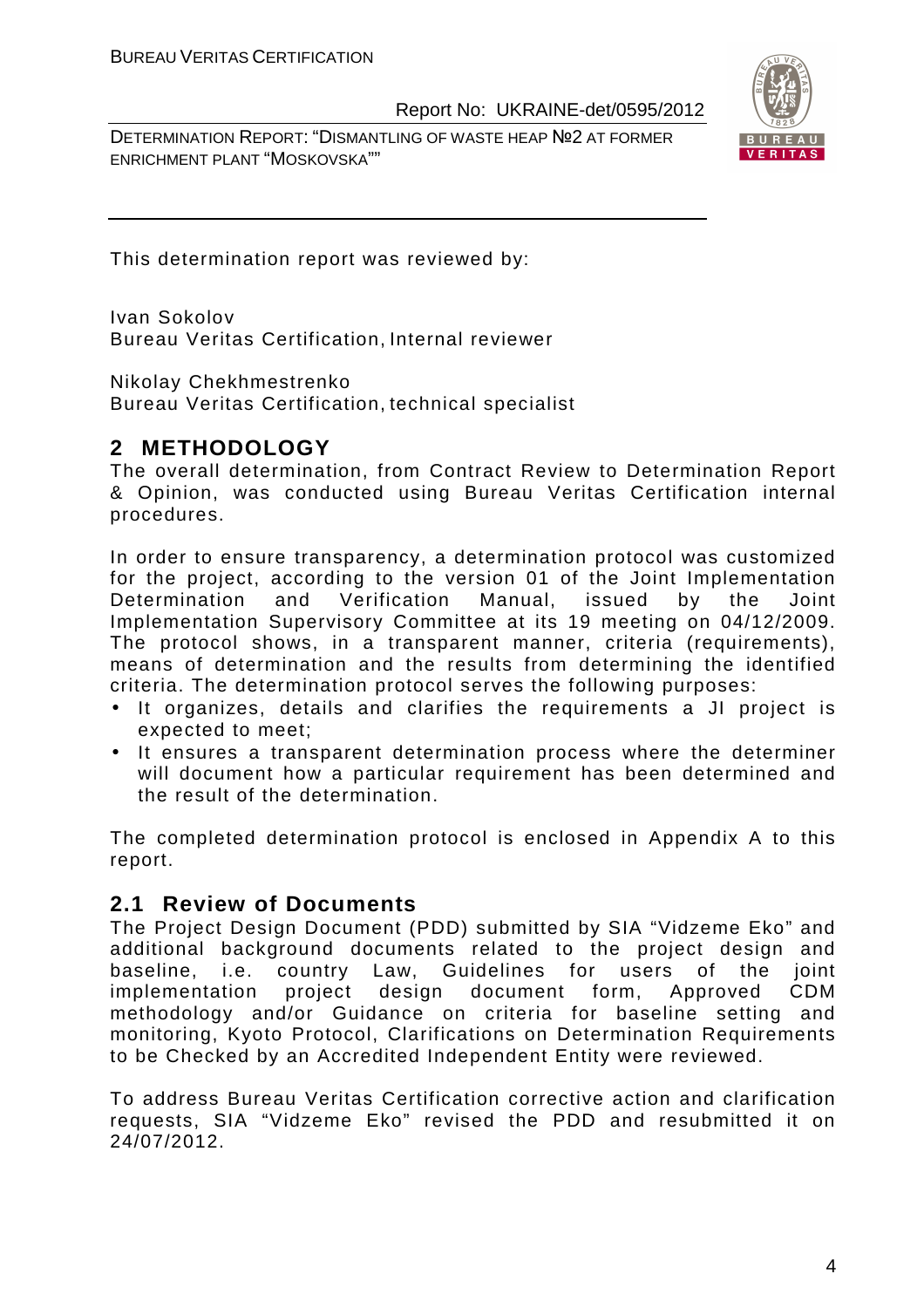This determination report was reviewed by:

Ivan Sokolov
Bureau Veritas Certification, Internal reviewer

Nikolay Chekhmestrenko
Bureau Veritas Certification, technical specialist

## 2 METHODOLOGY

The overall determination, from Contract Review to Determination Report & Opinion, was conducted using Bureau Veritas Certification internal procedures.

In order to ensure transparency, a determination protocol was customized for the project, according to the version 01 of the Joint Implementation Determination and Verification Manual, issued by the Joint Implementation Supervisory Committee at its 19 meeting on 04/12/2009. The protocol shows, in a transparent manner, criteria (requirements), means of determination and the results from determining the identified criteria. The determination protocol serves the following purposes:

- It organizes, details and clarifies the requirements a JI project is expected to meet;
- It ensures a transparent determination process where the determiner will document how a particular requirement has been determined and the result of the determination.

The completed determination protocol is enclosed in Appendix A to this report.

### 2.1 Review of Documents

The Project Design Document (PDD) submitted by SIA "Vidzeme Eko" and additional background documents related to the project design and baseline, i.e. country Law, Guidelines for users of the joint implementation project design document form, Approved CDM methodology and/or Guidance on criteria for baseline setting and monitoring, Kyoto Protocol, Clarifications on Determination Requirements to be Checked by an Accredited Independent Entity were reviewed.

To address Bureau Veritas Certification corrective action and clarification requests, SIA "Vidzeme Eko" revised the PDD and resubmitted it on 24/07/2012.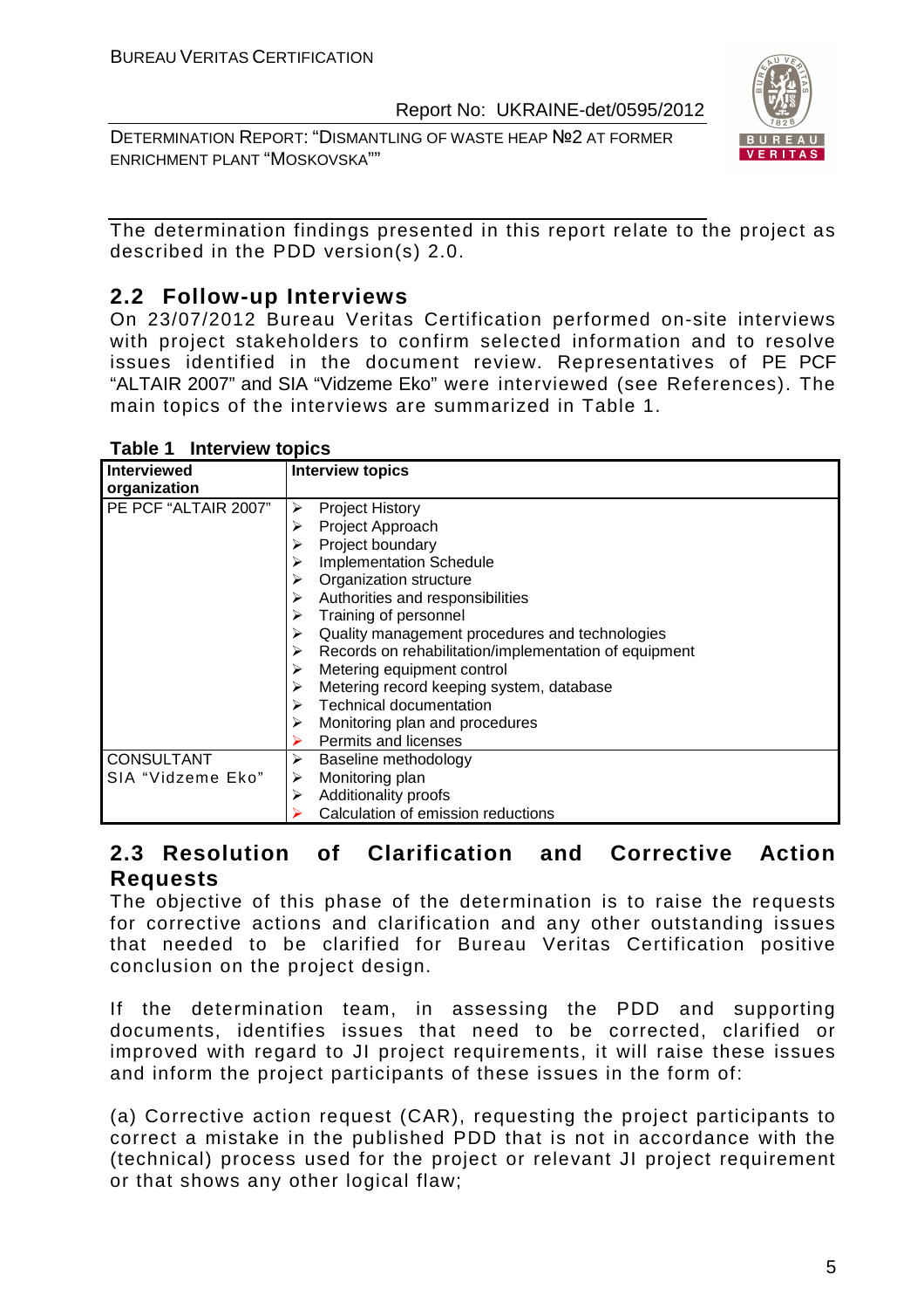The determination findings presented in this report relate to the project as described in the PDD version(s) 2.0.

## 2.2 Follow-up Interviews

On 23/07/2012 Bureau Veritas Certification performed on-site interviews with project stakeholders to confirm selected information and to resolve issues identified in the document review. Representatives of PE PCF "ALTAIR 2007" and SIA "Vidzeme Eko" were interviewed (see References). The main topics of the interviews are summarized in Table 1.

**Table 1 Interview topics**

| Interviewed organization | Interview topics |
|---|---|
| PE PCF "ALTAIR 2007" | ➢ Project History<br>➢ Project Approach<br>➢ Project boundary<br>➢ Implementation Schedule<br>➢ Organization structure<br>➢ Authorities and responsibilities<br>➢ Training of personnel<br>➢ Quality management procedures and technologies<br>➢ Records on rehabilitation/implementation of equipment<br>➢ Metering equipment control<br>➢ Metering record keeping system, database<br>➢ Technical documentation<br>➢ Monitoring plan and procedures<br>➢ Permits and licenses |
| CONSULTANT<br>SIA "Vidzeme Eko" | ➢ Baseline methodology<br>➢ Monitoring plan<br>➢ Additionality proofs<br>➢ Calculation of emission reductions |

## 2.3 Resolution of Clarification and Corrective Action Requests

The objective of this phase of the determination is to raise the requests for corrective actions and clarification and any other outstanding issues that needed to be clarified for Bureau Veritas Certification positive conclusion on the project design.

If the determination team, in assessing the PDD and supporting documents, identifies issues that need to be corrected, clarified or improved with regard to JI project requirements, it will raise these issues and inform the project participants of these issues in the form of:

(a) Corrective action request (CAR), requesting the project participants to correct a mistake in the published PDD that is not in accordance with the (technical) process used for the project or relevant JI project requirement or that shows any other logical flaw;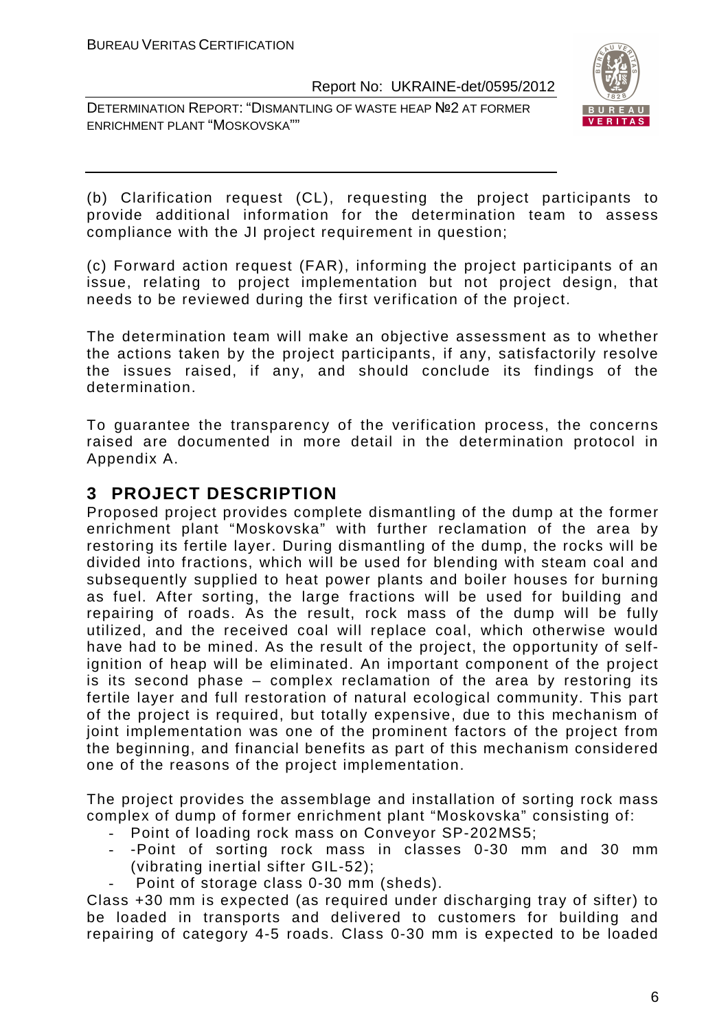(b) Clarification request (CL), requesting the project participants to provide additional information for the determination team to assess compliance with the JI project requirement in question;

(c) Forward action request (FAR), informing the project participants of an issue, relating to project implementation but not project design, that needs to be reviewed during the first verification of the project.

The determination team will make an objective assessment as to whether the actions taken by the project participants, if any, satisfactorily resolve the issues raised, if any, and should conclude its findings of the determination.

To guarantee the transparency of the verification process, the concerns raised are documented in more detail in the determination protocol in Appendix A.

# 3 PROJECT DESCRIPTION

Proposed project provides complete dismantling of the dump at the former enrichment plant "Moskovska" with further reclamation of the area by restoring its fertile layer. During dismantling of the dump, the rocks will be divided into fractions, which will be used for blending with steam coal and subsequently supplied to heat power plants and boiler houses for burning as fuel. After sorting, the large fractions will be used for building and repairing of roads. As the result, rock mass of the dump will be fully utilized, and the received coal will replace coal, which otherwise would have had to be mined. As the result of the project, the opportunity of self-ignition of heap will be eliminated. An important component of the project is its second phase – complex reclamation of the area by restoring its fertile layer and full restoration of natural ecological community. This part of the project is required, but totally expensive, due to this mechanism of joint implementation was one of the prominent factors of the project from the beginning, and financial benefits as part of this mechanism considered one of the reasons of the project implementation.

The project provides the assemblage and installation of sorting rock mass complex of dump of former enrichment plant "Moskovska" consisting of:

- Point of loading rock mass on Conveyor SP-202MS5;
- -Point of sorting rock mass in classes 0-30 mm and 30 mm (vibrating inertial sifter GIL-52);
- Point of storage class 0-30 mm (sheds).

Class +30 mm is expected (as required under discharging tray of sifter) to be loaded in transports and delivered to customers for building and repairing of category 4-5 roads. Class 0-30 mm is expected to be loaded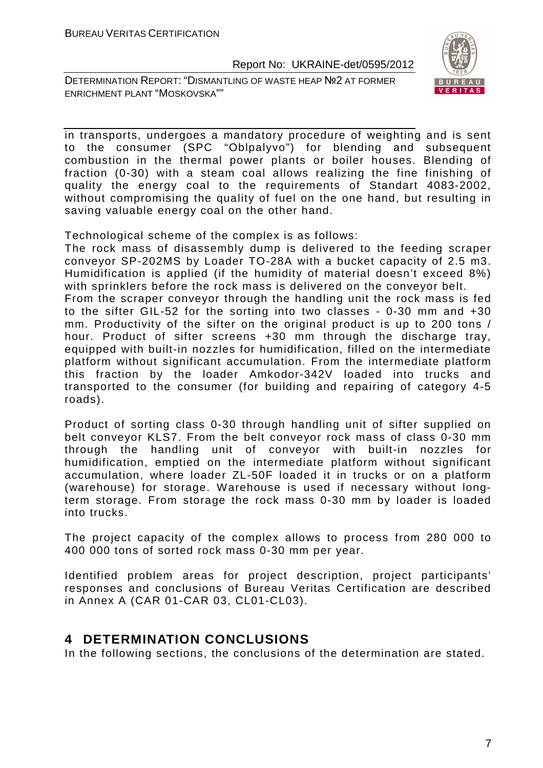in transports, undergoes a mandatory procedure of weighting and is sent to the consumer (SPC "Oblpalyvo") for blending and subsequent combustion in the thermal power plants or boiler houses. Blending of fraction (0-30) with a steam coal allows realizing the fine finishing of quality the energy coal to the requirements of Standart 4083-2002, without compromising the quality of fuel on the one hand, but resulting in saving valuable energy coal on the other hand.

Technological scheme of the complex is as follows:

The rock mass of disassembly dump is delivered to the feeding scraper conveyor SP-202MS by Loader TO-28A with a bucket capacity of 2.5 m3. Humidification is applied (if the humidity of material doesn't exceed 8%) with sprinklers before the rock mass is delivered on the conveyor belt.

From the scraper conveyor through the handling unit the rock mass is fed to the sifter GIL-52 for the sorting into two classes - 0-30 mm and +30 mm. Productivity of the sifter on the original product is up to 200 tons / hour. Product of sifter screens +30 mm through the discharge tray, equipped with built-in nozzles for humidification, filled on the intermediate platform without significant accumulation. From the intermediate platform this fraction by the loader Amkodor-342V loaded into trucks and transported to the consumer (for building and repairing of category 4-5 roads).

Product of sorting class 0-30 through handling unit of sifter supplied on belt conveyor KLS7. From the belt conveyor rock mass of class 0-30 mm through the handling unit of conveyor with built-in nozzles for humidification, emptied on the intermediate platform without significant accumulation, where loader ZL-50F loaded it in trucks or on a platform (warehouse) for storage. Warehouse is used if necessary without long-term storage. From storage the rock mass 0-30 mm by loader is loaded into trucks.

The project capacity of the complex allows to process from 280 000 to 400 000 tons of sorted rock mass 0-30 mm per year.

Identified problem areas for project description, project participants' responses and conclusions of Bureau Veritas Certification are described in Annex A (CAR 01-CAR 03, CL01-CL03).

# 4 DETERMINATION CONCLUSIONS

In the following sections, the conclusions of the determination are stated.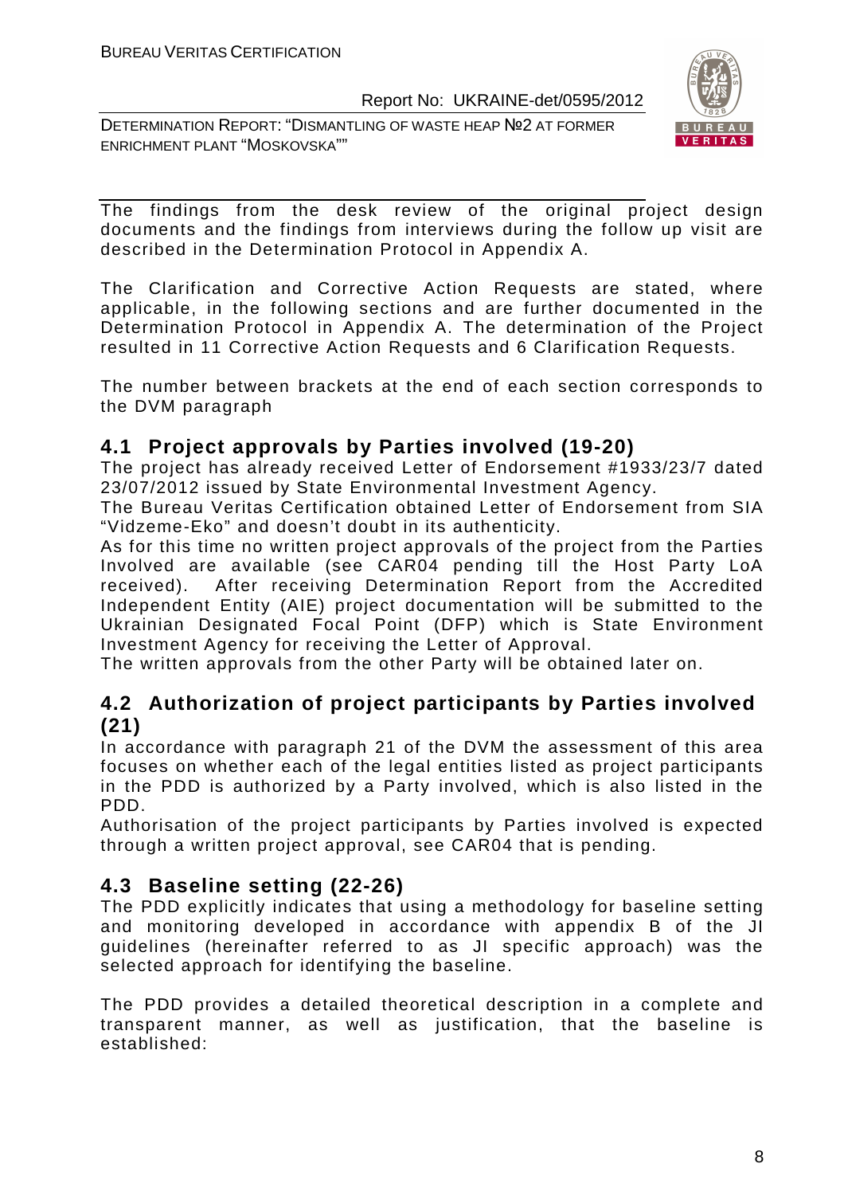The findings from the desk review of the original project design documents and the findings from interviews during the follow up visit are described in the Determination Protocol in Appendix A.

The Clarification and Corrective Action Requests are stated, where applicable, in the following sections and are further documented in the Determination Protocol in Appendix A. The determination of the Project resulted in 11 Corrective Action Requests and 6 Clarification Requests.

The number between brackets at the end of each section corresponds to the DVM paragraph

## 4.1 Project approvals by Parties involved (19-20)

The project has already received Letter of Endorsement #1933/23/7 dated 23/07/2012 issued by State Environmental Investment Agency.

The Bureau Veritas Certification obtained Letter of Endorsement from SIA "Vidzeme-Eko" and doesn't doubt in its authenticity.

As for this time no written project approvals of the project from the Parties Involved are available (see CAR04 pending till the Host Party LoA received). After receiving Determination Report from the Accredited Independent Entity (AIE) project documentation will be submitted to the Ukrainian Designated Focal Point (DFP) which is State Environment Investment Agency for receiving the Letter of Approval.

The written approvals from the other Party will be obtained later on.

## 4.2 Authorization of project participants by Parties involved (21)

In accordance with paragraph 21 of the DVM the assessment of this area focuses on whether each of the legal entities listed as project participants in the PDD is authorized by a Party involved, which is also listed in the PDD.

Authorisation of the project participants by Parties involved is expected through a written project approval, see CAR04 that is pending.

## 4.3 Baseline setting (22-26)

The PDD explicitly indicates that using a methodology for baseline setting and monitoring developed in accordance with appendix B of the JI guidelines (hereinafter referred to as JI specific approach) was the selected approach for identifying the baseline.

The PDD provides a detailed theoretical description in a complete and transparent manner, as well as justification, that the baseline is established: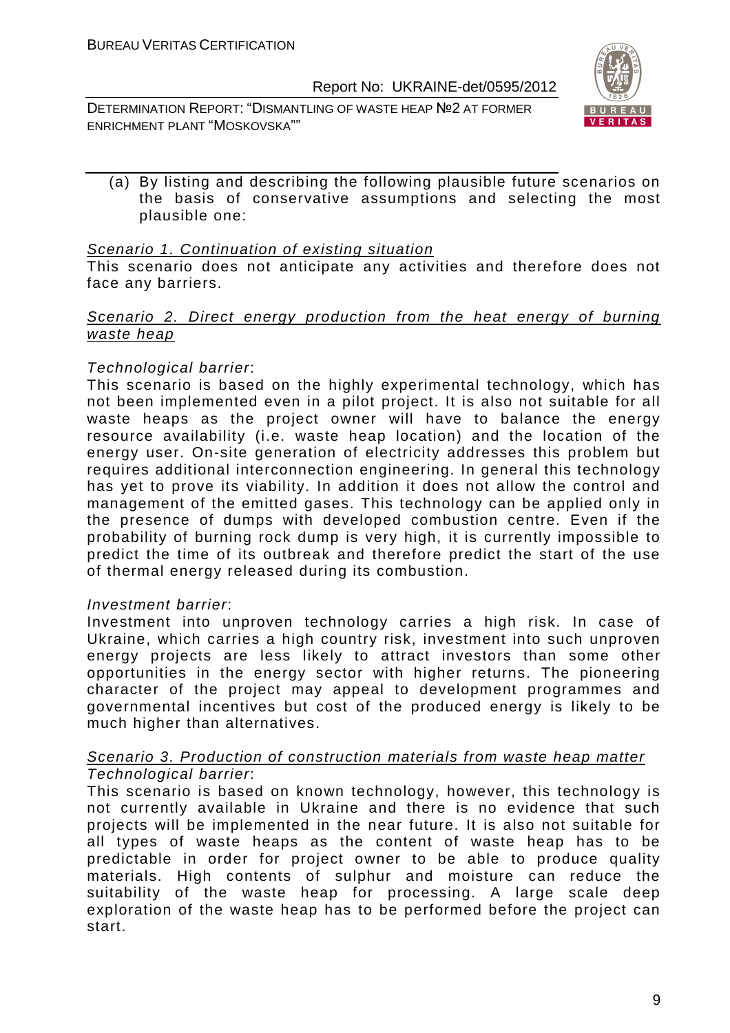(a) By listing and describing the following plausible future scenarios on the basis of conservative assumptions and selecting the most plausible one:

_Scenario 1. Continuation of existing situation_

This scenario does not anticipate any activities and therefore does not face any barriers.

_Scenario 2. Direct energy production from the heat energy of burning waste heap_

*Technological barrier*:

This scenario is based on the highly experimental technology, which has not been implemented even in a pilot project. It is also not suitable for all waste heaps as the project owner will have to balance the energy resource availability (i.e. waste heap location) and the location of the energy user. On-site generation of electricity addresses this problem but requires additional interconnection engineering. In general this technology has yet to prove its viability. In addition it does not allow the control and management of the emitted gases. This technology can be applied only in the presence of dumps with developed combustion centre. Even if the probability of burning rock dump is very high, it is currently impossible to predict the time of its outbreak and therefore predict the start of the use of thermal energy released during its combustion.

*Investment barrier*:

Investment into unproven technology carries a high risk. In case of Ukraine, which carries a high country risk, investment into such unproven energy projects are less likely to attract investors than some other opportunities in the energy sector with higher returns. The pioneering character of the project may appeal to development programmes and governmental incentives but cost of the produced energy is likely to be much higher than alternatives.

_Scenario 3. Production of construction materials from waste heap matter_

*Technological barrier*:

This scenario is based on known technology, however, this technology is not currently available in Ukraine and there is no evidence that such projects will be implemented in the near future. It is also not suitable for all types of waste heaps as the content of waste heap has to be predictable in order for project owner to be able to produce quality materials. High contents of sulphur and moisture can reduce the suitability of the waste heap for processing. A large scale deep exploration of the waste heap has to be performed before the project can start.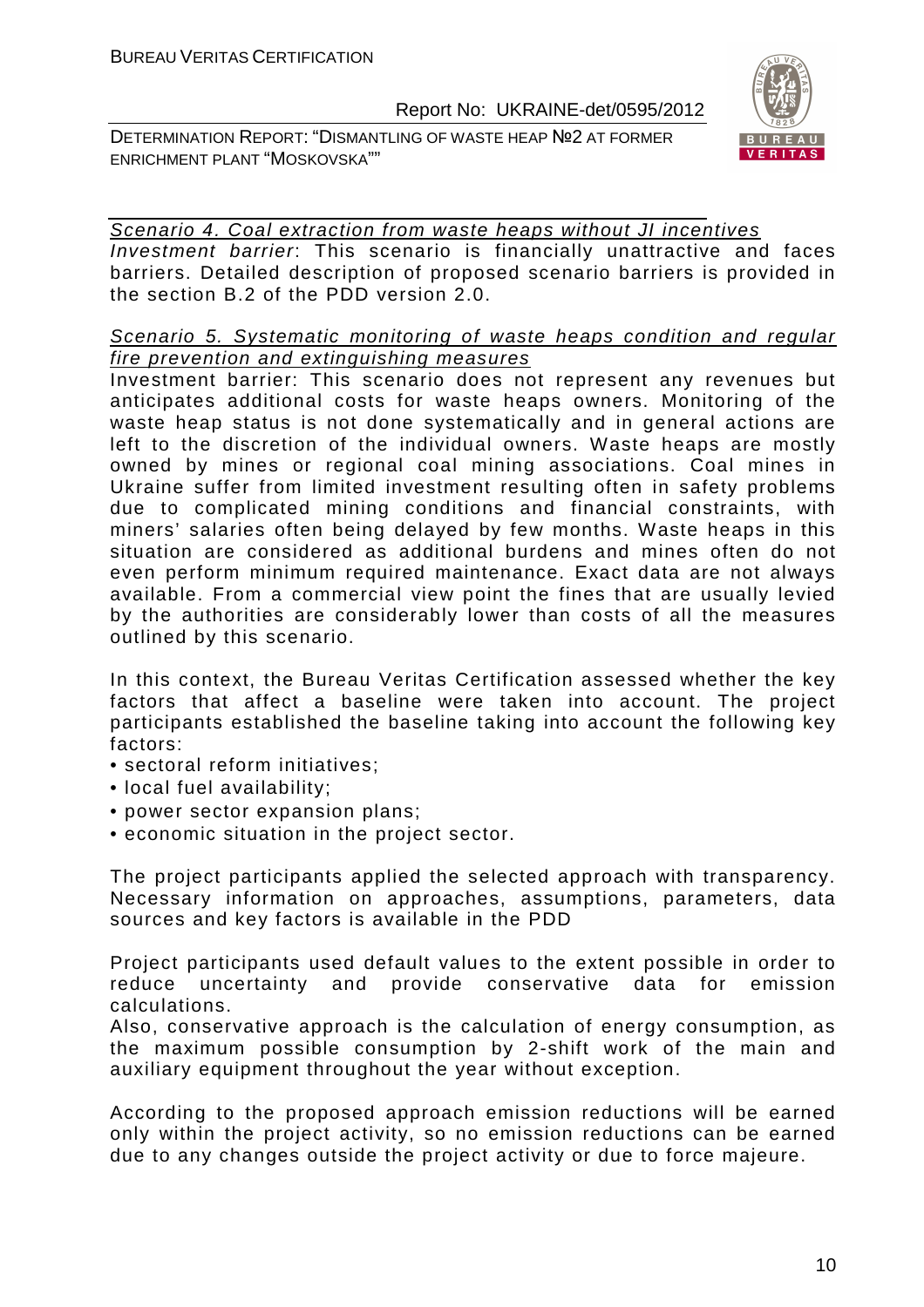<u>Scenario 4. Coal extraction from waste heaps without JI incentives</u>

*Investment barrier*: This scenario is financially unattractive and faces barriers. Detailed description of proposed scenario barriers is provided in the section B.2 of the PDD version 2.0.

<u>Scenario 5. Systematic monitoring of waste heaps condition and regular fire prevention and extinguishing measures</u>

Investment barrier: This scenario does not represent any revenues but anticipates additional costs for waste heaps owners. Monitoring of the waste heap status is not done systematically and in general actions are left to the discretion of the individual owners. Waste heaps are mostly owned by mines or regional coal mining associations. Coal mines in Ukraine suffer from limited investment resulting often in safety problems due to complicated mining conditions and financial constraints, with miners' salaries often being delayed by few months. Waste heaps in this situation are considered as additional burdens and mines often do not even perform minimum required maintenance. Exact data are not always available. From a commercial view point the fines that are usually levied by the authorities are considerably lower than costs of all the measures outlined by this scenario.

In this context, the Bureau Veritas Certification assessed whether the key factors that affect a baseline were taken into account. The project participants established the baseline taking into account the following key factors:

- sectoral reform initiatives;
- local fuel availability;
- power sector expansion plans;
- economic situation in the project sector.

The project participants applied the selected approach with transparency. Necessary information on approaches, assumptions, parameters, data sources and key factors is available in the PDD

Project participants used default values to the extent possible in order to reduce uncertainty and provide conservative data for emission calculations.

Also, conservative approach is the calculation of energy consumption, as the maximum possible consumption by 2-shift work of the main and auxiliary equipment throughout the year without exception.

According to the proposed approach emission reductions will be earned only within the project activity, so no emission reductions can be earned due to any changes outside the project activity or due to force majeure.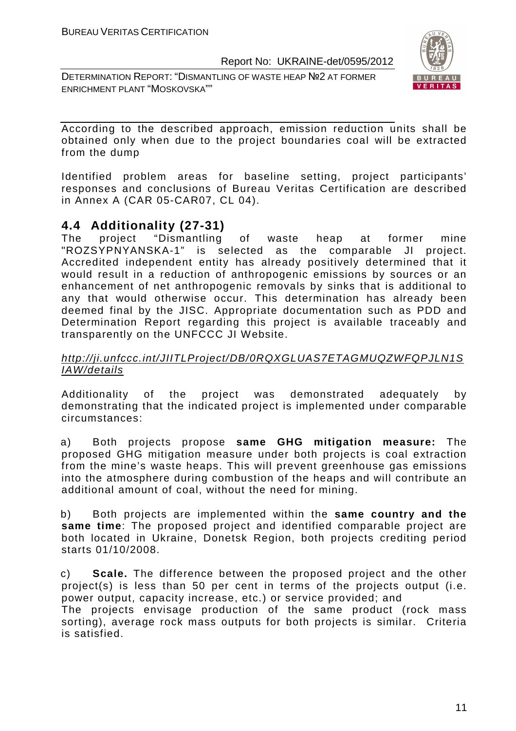According to the described approach, emission reduction units shall be obtained only when due to the project boundaries coal will be extracted from the dump

Identified problem areas for baseline setting, project participants' responses and conclusions of Bureau Veritas Certification are described in Annex A (CAR 05-CAR07, CL 04).

## 4.4 Additionality (27-31)

The project "Dismantling of waste heap at former mine "ROZSYPNYANSKA-1" is selected as the comparable JI project. Accredited independent entity has already positively determined that it would result in a reduction of anthropogenic emissions by sources or an enhancement of net anthropogenic removals by sinks that is additional to any that would otherwise occur. This determination has already been deemed final by the JISC. Appropriate documentation such as PDD and Determination Report regarding this project is available traceably and transparently on the UNFCCC JI Website.

*http://ji.unfccc.int/JIITLProject/DB/0RQXGLUAS7ETAGMUQZWFQPJLN1SIAW/details*

Additionality of the project was demonstrated adequately by demonstrating that the indicated project is implemented under comparable circumstances:

a) Both projects propose **same GHG mitigation measure:** The proposed GHG mitigation measure under both projects is coal extraction from the mine's waste heaps. This will prevent greenhouse gas emissions into the atmosphere during combustion of the heaps and will contribute an additional amount of coal, without the need for mining.

b) Both projects are implemented within the **same country and the same time**: The proposed project and identified comparable project are both located in Ukraine, Donetsk Region, both projects crediting period starts 01/10/2008.

c) **Scale.** The difference between the proposed project and the other project(s) is less than 50 per cent in terms of the projects output (i.e. power output, capacity increase, etc.) or service provided; and
The projects envisage production of the same product (rock mass sorting), average rock mass outputs for both projects is similar. Criteria is satisfied.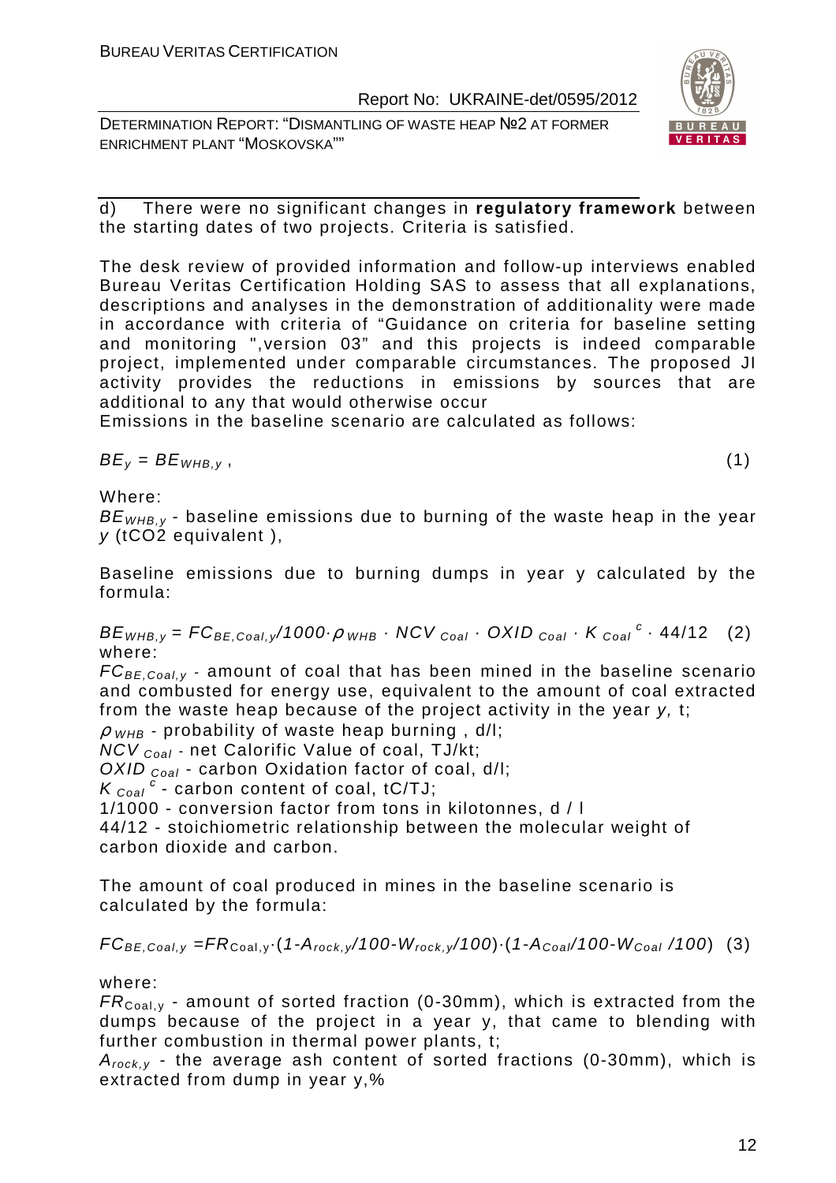d) There were no significant changes in **regulatory framework** between the starting dates of two projects. Criteria is satisfied.

The desk review of provided information and follow-up interviews enabled Bureau Veritas Certification Holding SAS to assess that all explanations, descriptions and analyses in the demonstration of additionality were made in accordance with criteria of "Guidance on criteria for baseline setting and monitoring ",version 03" and this projects is indeed comparable project, implemented under comparable circumstances. The proposed JI activity provides the reductions in emissions by sources that are additional to any that would otherwise occur

Emissions in the baseline scenario are calculated as follows:

$$BE_y = BE_{WHB,y}, \qquad (1)$$

Where:

$BE_{WHB,y}$ - baseline emissions due to burning of the waste heap in the year $y$ (tCO2 equivalent ),

Baseline emissions due to burning dumps in year y calculated by the formula:

$$BE_{WHB,y} = FC_{BE,Coal,y}/1000 \cdot \rho_{WHB} \cdot NCV_{Coal} \cdot OXID_{Coal} \cdot K_{Coal}^{c} \cdot 44/12 \quad (2)$$

where:

$FC_{BE,Coal,y}$ - amount of coal that has been mined in the baseline scenario and combusted for energy use, equivalent to the amount of coal extracted from the waste heap because of the project activity in the year $y$, t;

$\rho_{WHB}$ - probability of waste heap burning , d/l;

$NCV_{Coal}$ - net Calorific Value of coal, TJ/kt;

$OXID_{Coal}$ - carbon Oxidation factor of coal, d/l;

$K_{Coal}^{c}$ - carbon content of coal, tC/TJ;

1/1000 - conversion factor from tons in kilotonnes, d / l

44/12 - stoichiometric relationship between the molecular weight of carbon dioxide and carbon.

The amount of coal produced in mines in the baseline scenario is calculated by the formula:

$$FC_{BE,Coal,y} = FR_{Coal,y} \cdot (1 - A_{rock,y}/100 - W_{rock,y}/100) \cdot (1 - A_{Coal}/100 - W_{Coal}/100) \quad (3)$$

where:

$FR_{Coal,y}$ - amount of sorted fraction (0-30mm), which is extracted from the dumps because of the project in a year y, that came to blending with further combustion in thermal power plants, t;

$A_{rock,y}$ - the average ash content of sorted fractions (0-30mm), which is extracted from dump in year y,%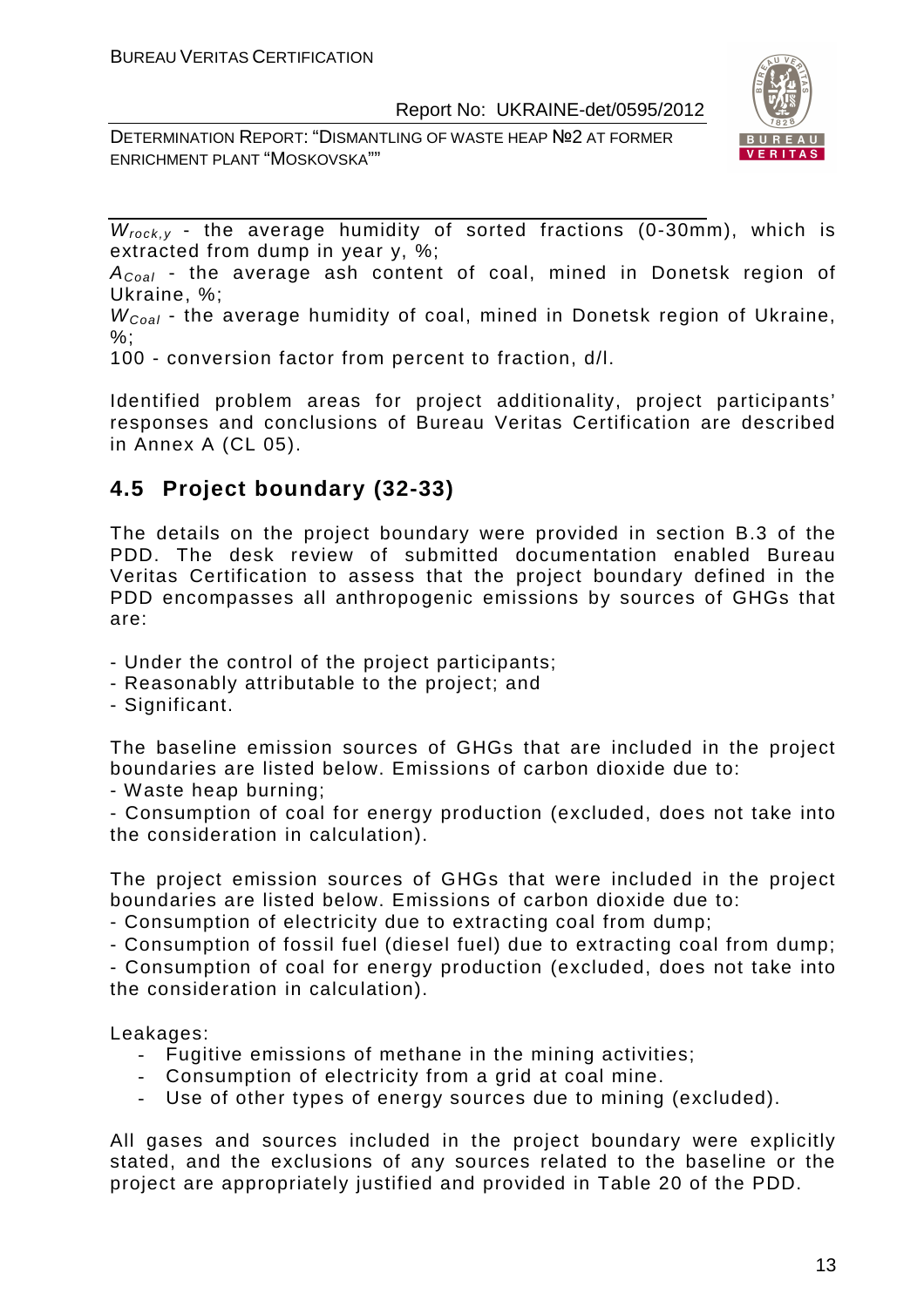$W_{rock,y}$ - the average humidity of sorted fractions (0-30mm), which is extracted from dump in year y, %;

$A_{Coal}$ - the average ash content of coal, mined in Donetsk region of Ukraine, %;

$W_{Coal}$ - the average humidity of coal, mined in Donetsk region of Ukraine, %;

100 - conversion factor from percent to fraction, d/l.

Identified problem areas for project additionality, project participants' responses and conclusions of Bureau Veritas Certification are described in Annex A (CL 05).

## 4.5 Project boundary (32-33)

The details on the project boundary were provided in section B.3 of the PDD. The desk review of submitted documentation enabled Bureau Veritas Certification to assess that the project boundary defined in the PDD encompasses all anthropogenic emissions by sources of GHGs that are:

- Under the control of the project participants;
- Reasonably attributable to the project; and
- Significant.

The baseline emission sources of GHGs that are included in the project boundaries are listed below. Emissions of carbon dioxide due to:

- Waste heap burning;
- Consumption of coal for energy production (excluded, does not take into the consideration in calculation).

The project emission sources of GHGs that were included in the project boundaries are listed below. Emissions of carbon dioxide due to:

- Consumption of electricity due to extracting coal from dump;
- Consumption of fossil fuel (diesel fuel) due to extracting coal from dump;
- Consumption of coal for energy production (excluded, does not take into the consideration in calculation).

Leakages:

- Fugitive emissions of methane in the mining activities;
- Consumption of electricity from a grid at coal mine.
- Use of other types of energy sources due to mining (excluded).

All gases and sources included in the project boundary were explicitly stated, and the exclusions of any sources related to the baseline or the project are appropriately justified and provided in Table 20 of the PDD.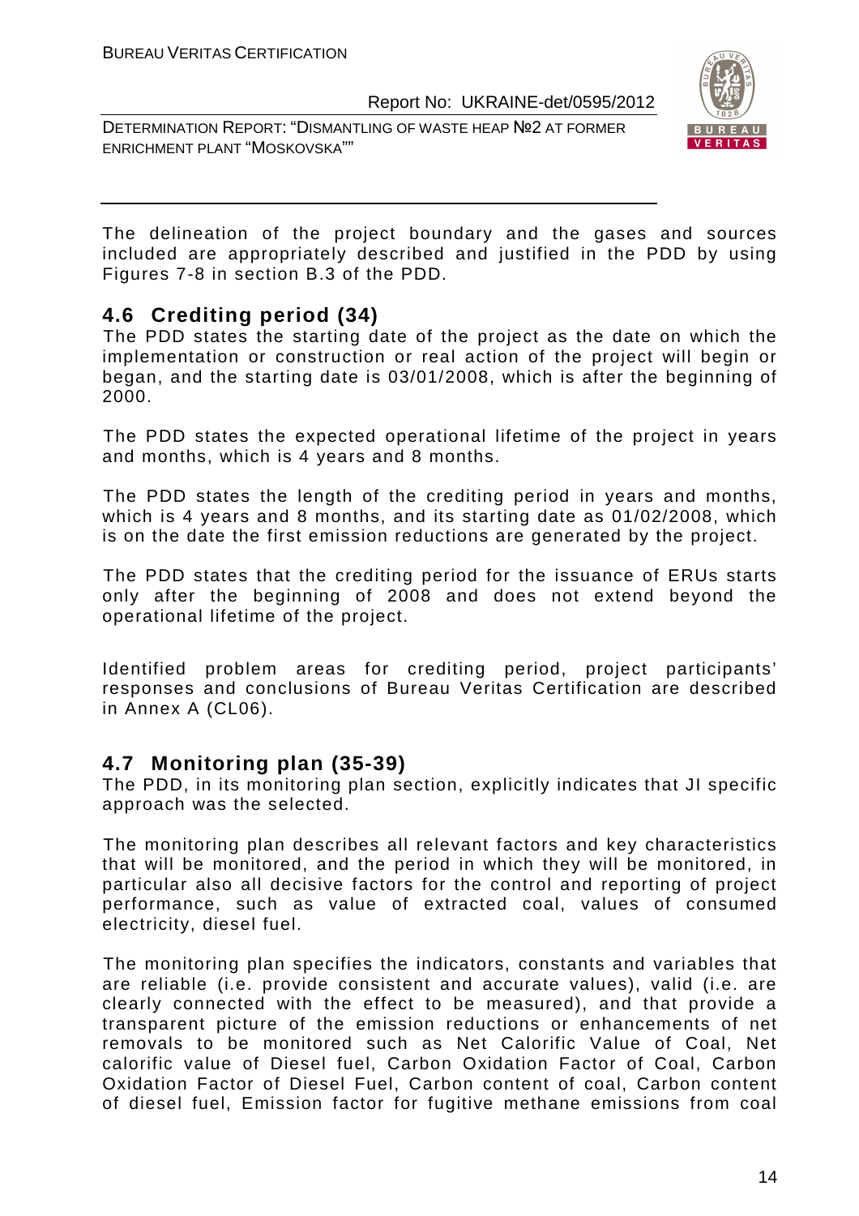The delineation of the project boundary and the gases and sources included are appropriately described and justified in the PDD by using Figures 7-8 in section B.3 of the PDD.

## 4.6 Crediting period (34)

The PDD states the starting date of the project as the date on which the implementation or construction or real action of the project will begin or began, and the starting date is 03/01/2008, which is after the beginning of 2000.

The PDD states the expected operational lifetime of the project in years and months, which is 4 years and 8 months.

The PDD states the length of the crediting period in years and months, which is 4 years and 8 months, and its starting date as 01/02/2008, which is on the date the first emission reductions are generated by the project.

The PDD states that the crediting period for the issuance of ERUs starts only after the beginning of 2008 and does not extend beyond the operational lifetime of the project.

Identified problem areas for crediting period, project participants' responses and conclusions of Bureau Veritas Certification are described in Annex A (CL06).

## 4.7 Monitoring plan (35-39)

The PDD, in its monitoring plan section, explicitly indicates that JI specific approach was the selected.

The monitoring plan describes all relevant factors and key characteristics that will be monitored, and the period in which they will be monitored, in particular also all decisive factors for the control and reporting of project performance, such as value of extracted coal, values of consumed electricity, diesel fuel.

The monitoring plan specifies the indicators, constants and variables that are reliable (i.e. provide consistent and accurate values), valid (i.e. are clearly connected with the effect to be measured), and that provide a transparent picture of the emission reductions or enhancements of net removals to be monitored such as Net Calorific Value of Coal, Net calorific value of Diesel fuel, Carbon Oxidation Factor of Coal, Carbon Oxidation Factor of Diesel Fuel, Carbon content of coal, Carbon content of diesel fuel, Emission factor for fugitive methane emissions from coal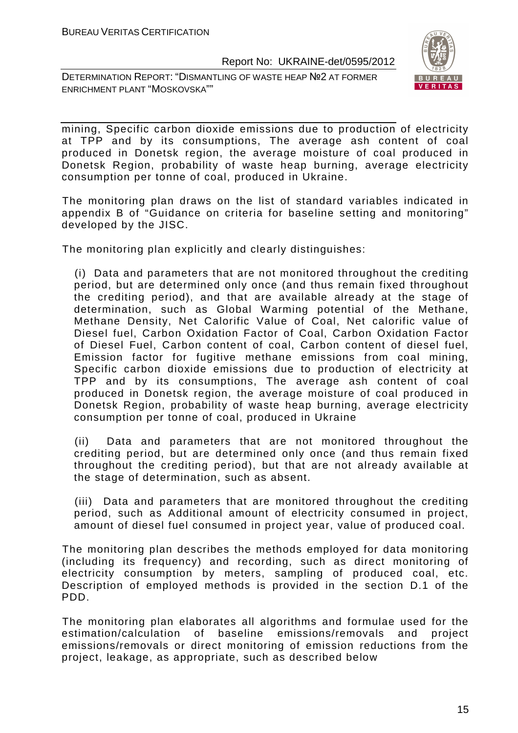mining, Specific carbon dioxide emissions due to production of electricity at TPP and by its consumptions, The average ash content of coal produced in Donetsk region, the average moisture of coal produced in Donetsk Region, probability of waste heap burning, average electricity consumption per tonne of coal, produced in Ukraine.

The monitoring plan draws on the list of standard variables indicated in appendix B of "Guidance on criteria for baseline setting and monitoring" developed by the JISC.

The monitoring plan explicitly and clearly distinguishes:

(i) Data and parameters that are not monitored throughout the crediting period, but are determined only once (and thus remain fixed throughout the crediting period), and that are available already at the stage of determination, such as Global Warming potential of the Methane, Methane Density, Net Calorific Value of Coal, Net calorific value of Diesel fuel, Carbon Oxidation Factor of Coal, Carbon Oxidation Factor of Diesel Fuel, Carbon content of coal, Carbon content of diesel fuel, Emission factor for fugitive methane emissions from coal mining, Specific carbon dioxide emissions due to production of electricity at TPP and by its consumptions, The average ash content of coal produced in Donetsk region, the average moisture of coal produced in Donetsk Region, probability of waste heap burning, average electricity consumption per tonne of coal, produced in Ukraine

(ii) Data and parameters that are not monitored throughout the crediting period, but are determined only once (and thus remain fixed throughout the crediting period), but that are not already available at the stage of determination, such as absent.

(iii) Data and parameters that are monitored throughout the crediting period, such as Additional amount of electricity consumed in project, amount of diesel fuel consumed in project year, value of produced coal.

The monitoring plan describes the methods employed for data monitoring (including its frequency) and recording, such as direct monitoring of electricity consumption by meters, sampling of produced coal, etc. Description of employed methods is provided in the section D.1 of the PDD.

The monitoring plan elaborates all algorithms and formulae used for the estimation/calculation of baseline emissions/removals and project emissions/removals or direct monitoring of emission reductions from the project, leakage, as appropriate, such as described below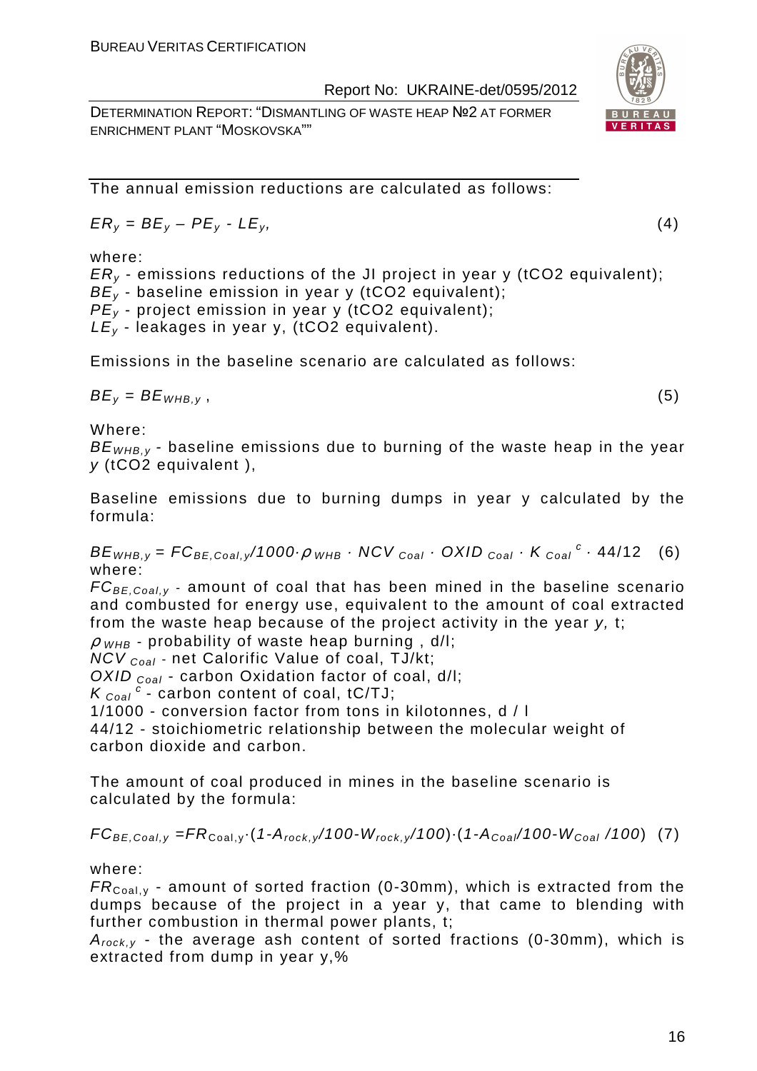The annual emission reductions are calculated as follows:

$$ER_y = BE_y – PE_y - LE_y, \qquad (4)$$

where:
$ER_y$ - emissions reductions of the JI project in year y (tCO2 equivalent);
$BE_y$ - baseline emission in year y (tCO2 equivalent);
$PE_y$ - project emission in year y (tCO2 equivalent);
$LE_y$ - leakages in year y, (tCO2 equivalent).

Emissions in the baseline scenario are calculated as follows:

$$BE_y = BE_{WHB,y}, \qquad (5)$$

Where:
$BE_{WHB,y}$ - baseline emissions due to burning of the waste heap in the year $y$ (tCO2 equivalent ),

Baseline emissions due to burning dumps in year y calculated by the formula:

$$BE_{WHB,y} = FC_{BE,Coal,y}/1000 \cdot \rho_{WHB} \cdot NCV_{Coal} \cdot OXID_{Coal} \cdot K_{Coal}^{c} \cdot 44/12 \qquad (6)$$

where:
$FC_{BE,Coal,y}$ - amount of coal that has been mined in the baseline scenario and combusted for energy use, equivalent to the amount of coal extracted from the waste heap because of the project activity in the year $y$, t;
$\rho_{WHB}$ - probability of waste heap burning , d/l;
$NCV_{Coal}$ - net Calorific Value of coal, TJ/kt;
$OXID_{Coal}$ - carbon Oxidation factor of coal, d/l;
$K_{Coal}^{c}$ - carbon content of coal, tC/TJ;
1/1000 - conversion factor from tons in kilotonnes, d / l
44/12 - stoichiometric relationship between the molecular weight of carbon dioxide and carbon.

The amount of coal produced in mines in the baseline scenario is calculated by the formula:

$$FC_{BE,Coal,y} = FR_{Coal,y} \cdot (1 - A_{rock,y}/100 - W_{rock,y}/100) \cdot (1 - A_{Coal}/100 - W_{Coal}/100) \qquad (7)$$

where:
$FR_{Coal,y}$ - amount of sorted fraction (0-30mm), which is extracted from the dumps because of the project in a year y, that came to blending with further combustion in thermal power plants, t;
$A_{rock,y}$ - the average ash content of sorted fractions (0-30mm), which is extracted from dump in year y,%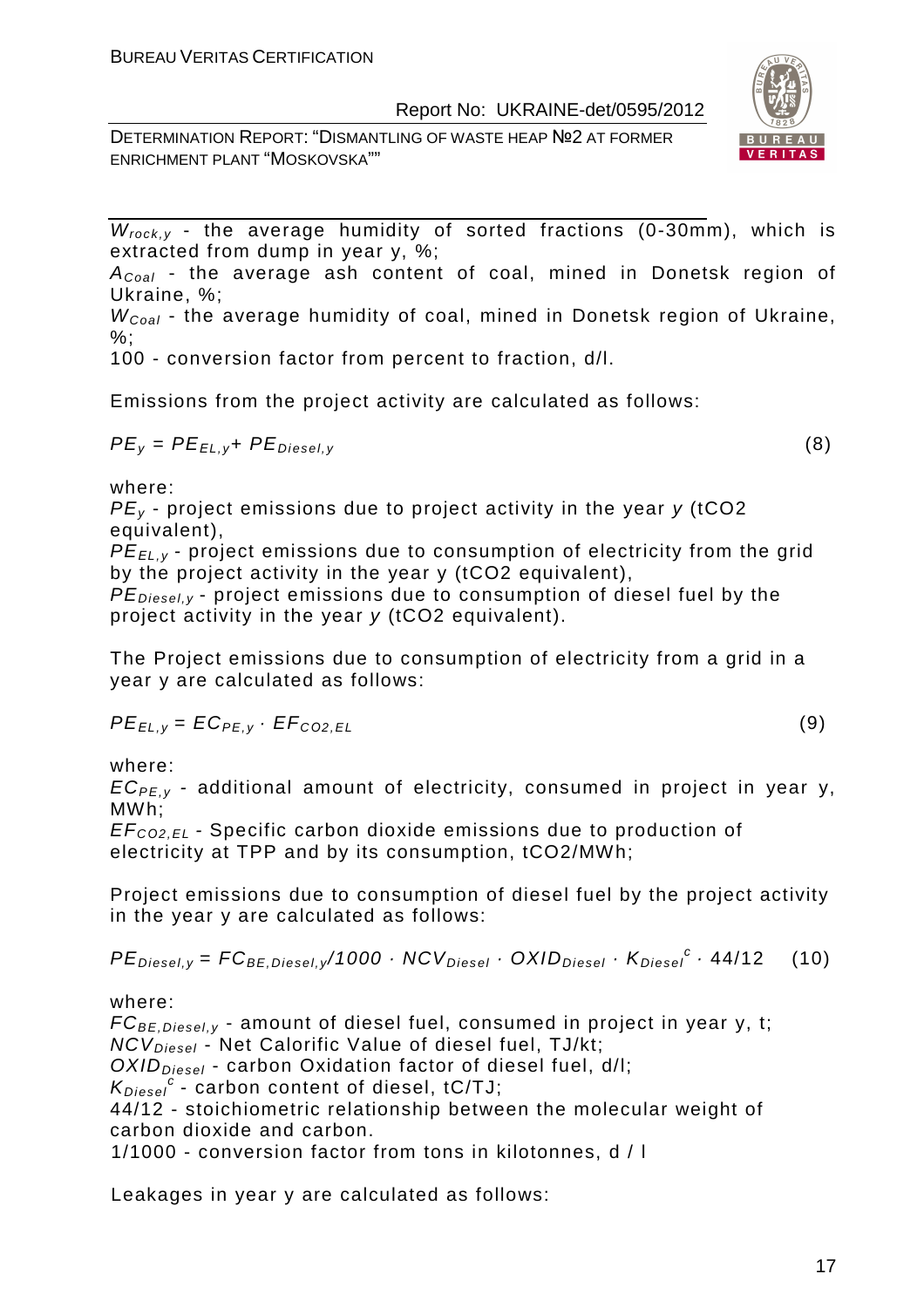$W_{rock,y}$ - the average humidity of sorted fractions (0-30mm), which is extracted from dump in year y, %;

$A_{Coal}$ - the average ash content of coal, mined in Donetsk region of Ukraine, %;

$W_{Coal}$ - the average humidity of coal, mined in Donetsk region of Ukraine, %;

100 - conversion factor from percent to fraction, d/l.

Emissions from the project activity are calculated as follows:

$$PE_y = PE_{EL,y} + PE_{Diesel,y} \quad (8)$$

where:

$PE_y$ - project emissions due to project activity in the year $y$ (tCO2 equivalent),

$PE_{EL,y}$ - project emissions due to consumption of electricity from the grid by the project activity in the year y (tCO2 equivalent),

$PE_{Diesel,y}$ - project emissions due to consumption of diesel fuel by the project activity in the year $y$ (tCO2 equivalent).

The Project emissions due to consumption of electricity from a grid in a year y are calculated as follows:

$$PE_{EL,y} = EC_{PE,y} \cdot EF_{CO2,EL} \quad (9)$$

where:

$EC_{PE,y}$ - additional amount of electricity, consumed in project in year y, MWh;

$EF_{CO2,EL}$ - Specific carbon dioxide emissions due to production of electricity at TPP and by its consumption, tCO2/MWh;

Project emissions due to consumption of diesel fuel by the project activity in the year y are calculated as follows:

$$PE_{Diesel,y} = FC_{BE,Diesel,y}/1000 \cdot NCV_{Diesel} \cdot OXID_{Diesel} \cdot K_{Diesel}^{c} \cdot 44/12 \quad (10)$$

where:

$FC_{BE,Diesel,y}$ - amount of diesel fuel, consumed in project in year y, t;

$NCV_{Diesel}$ - Net Calorific Value of diesel fuel, TJ/kt;

$OXID_{Diesel}$ - carbon Oxidation factor of diesel fuel, d/l;

$K_{Diesel}^{c}$ - carbon content of diesel, tC/TJ;

44/12 - stoichiometric relationship between the molecular weight of carbon dioxide and carbon.

1/1000 - conversion factor from tons in kilotonnes, d / l

Leakages in year y are calculated as follows: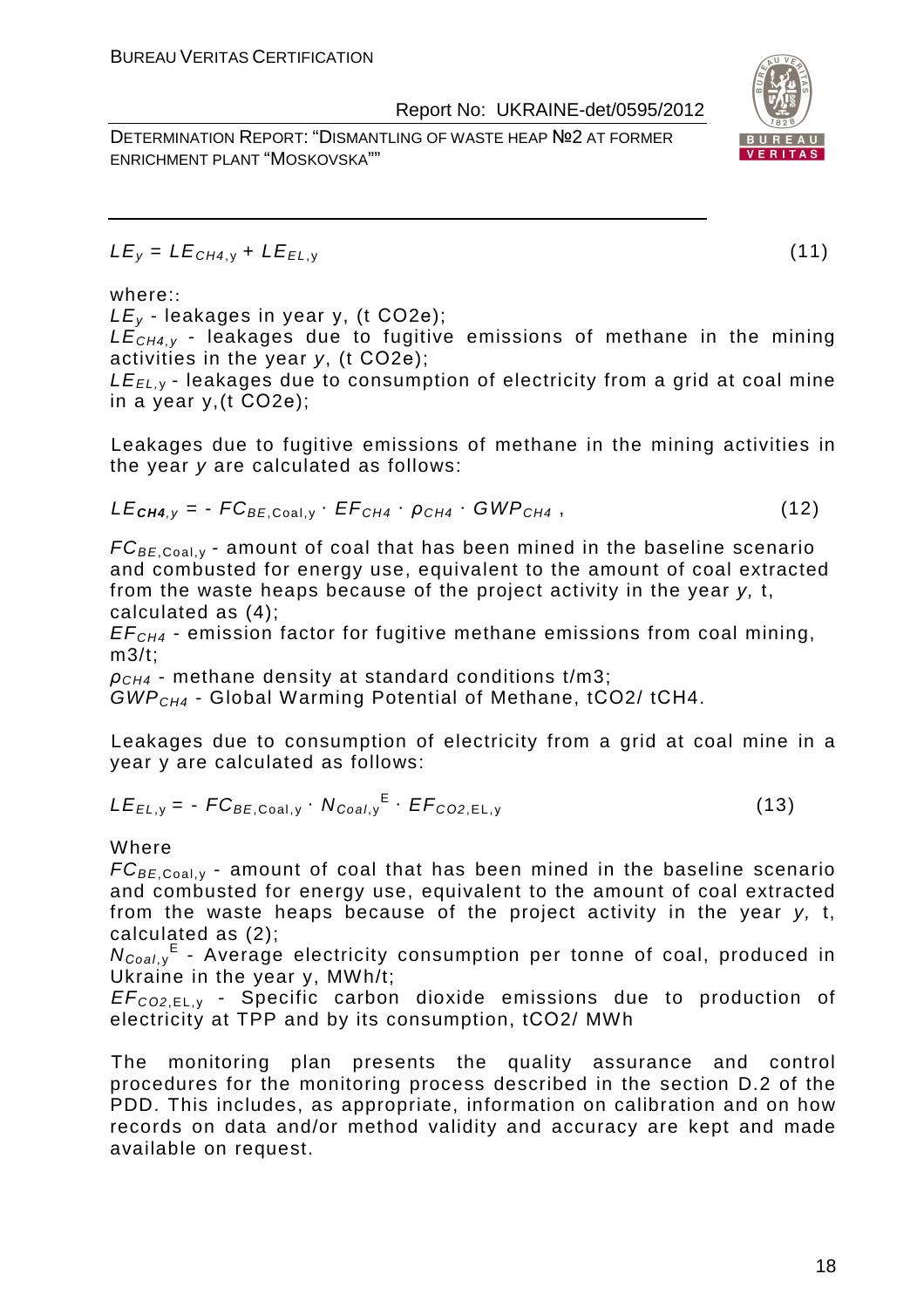$$LE_y = LE_{CH4,y} + LE_{EL,y} \tag{11}$$

where::

$LE_y$ - leakages in year y, (t CO2e);

$LE_{CH4,y}$ - leakages due to fugitive emissions of methane in the mining activities in the year *y*, (t CO2e);

$LE_{EL,y}$ - leakages due to consumption of electricity from a grid at coal mine in a year y,(t CO2e);

Leakages due to fugitive emissions of methane in the mining activities in the year *y* are calculated as follows:

$$LE_{\mathbf{CH4},y} = - FC_{BE,\text{Coal},y} \cdot EF_{CH4} \cdot \rho_{CH4} \cdot GWP_{CH4}\ , \tag{12}$$

$FC_{BE,\text{Coal},y}$ - amount of coal that has been mined in the baseline scenario and combusted for energy use, equivalent to the amount of coal extracted from the waste heaps because of the project activity in the year *y,* t, calculated as (4);

$EF_{CH4}$ - emission factor for fugitive methane emissions from coal mining, m3/t;

$\rho_{CH4}$ - methane density at standard conditions t/m3;

$GWP_{CH4}$ - Global Warming Potential of Methane, tCO2/ tCH4.

Leakages due to consumption of electricity from a grid at coal mine in a year y are calculated as follows:

$$LE_{EL,y} = - FC_{BE,\text{Coal},y} \cdot N_{Coal,y}^{E} \cdot EF_{CO2,\text{EL},y} \tag{13}$$

Where

$FC_{BE,\text{Coal},y}$ - amount of coal that has been mined in the baseline scenario and combusted for energy use, equivalent to the amount of coal extracted from the waste heaps because of the project activity in the year *y,* t, calculated as (2);

$N_{Coal,y}^{E}$ - Average electricity consumption per tonne of coal, produced in Ukraine in the year y, MWh/t;

$EF_{CO2,\text{EL},y}$ - Specific carbon dioxide emissions due to production of electricity at TPP and by its consumption, tCO2/ MWh

The monitoring plan presents the quality assurance and control procedures for the monitoring process described in the section D.2 of the PDD. This includes, as appropriate, information on calibration and on how records on data and/or method validity and accuracy are kept and made available on request.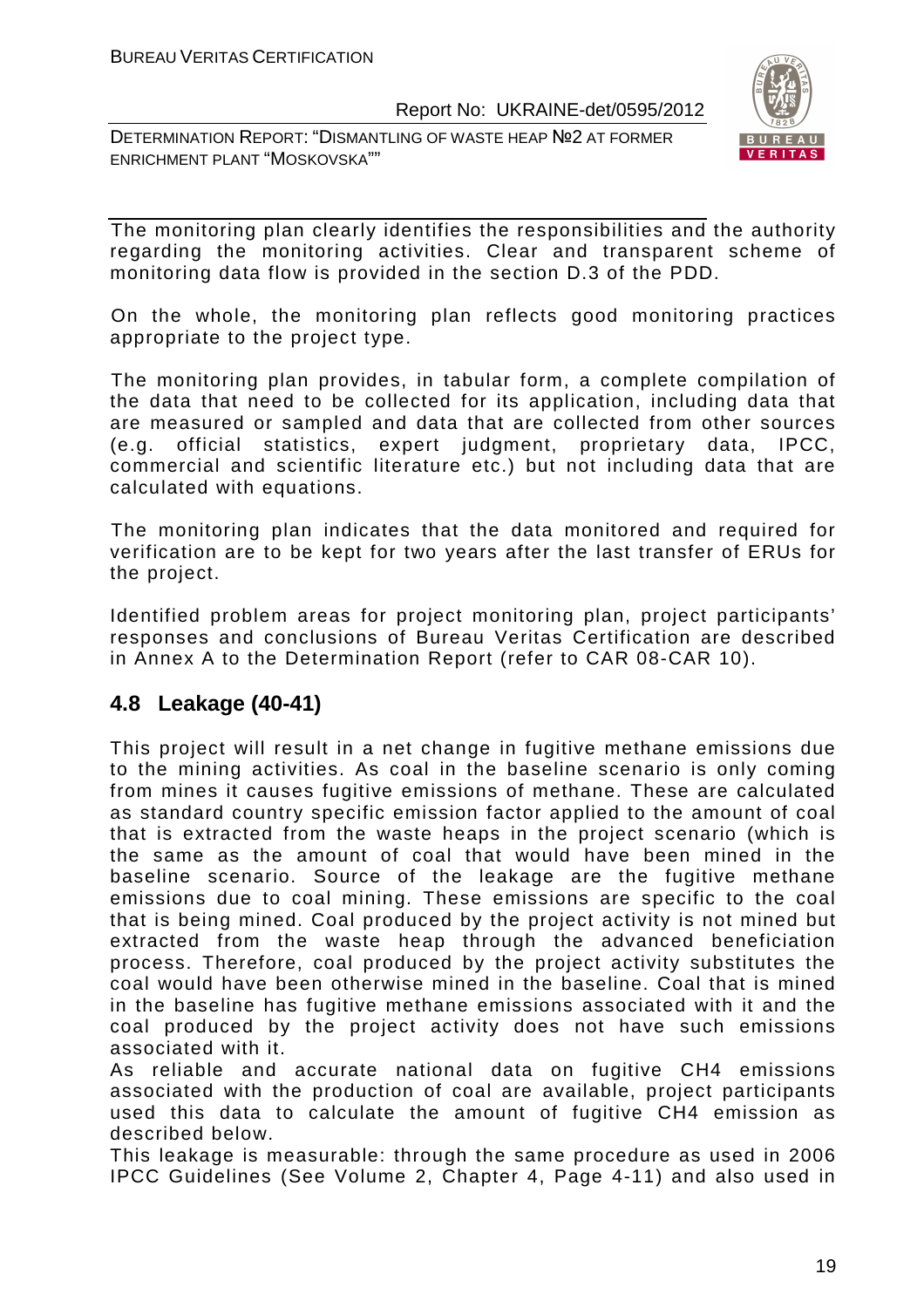The monitoring plan clearly identifies the responsibilities and the authority regarding the monitoring activities. Clear and transparent scheme of monitoring data flow is provided in the section D.3 of the PDD.

On the whole, the monitoring plan reflects good monitoring practices appropriate to the project type.

The monitoring plan provides, in tabular form, a complete compilation of the data that need to be collected for its application, including data that are measured or sampled and data that are collected from other sources (e.g. official statistics, expert judgment, proprietary data, IPCC, commercial and scientific literature etc.) but not including data that are calculated with equations.

The monitoring plan indicates that the data monitored and required for verification are to be kept for two years after the last transfer of ERUs for the project.

Identified problem areas for project monitoring plan, project participants' responses and conclusions of Bureau Veritas Certification are described in Annex A to the Determination Report (refer to CAR 08-CAR 10).

## 4.8 Leakage (40-41)

This project will result in a net change in fugitive methane emissions due to the mining activities. As coal in the baseline scenario is only coming from mines it causes fugitive emissions of methane. These are calculated as standard country specific emission factor applied to the amount of coal that is extracted from the waste heaps in the project scenario (which is the same as the amount of coal that would have been mined in the baseline scenario. Source of the leakage are the fugitive methane emissions due to coal mining. These emissions are specific to the coal that is being mined. Coal produced by the project activity is not mined but extracted from the waste heap through the advanced beneficiation process. Therefore, coal produced by the project activity substitutes the coal would have been otherwise mined in the baseline. Coal that is mined in the baseline has fugitive methane emissions associated with it and the coal produced by the project activity does not have such emissions associated with it.

As reliable and accurate national data on fugitive $CH_4$ emissions associated with the production of coal are available, project participants used this data to calculate the amount of fugitive $CH_4$ emission as described below.

This leakage is measurable: through the same procedure as used in 2006 IPCC Guidelines (See Volume 2, Chapter 4, Page 4-11) and also used in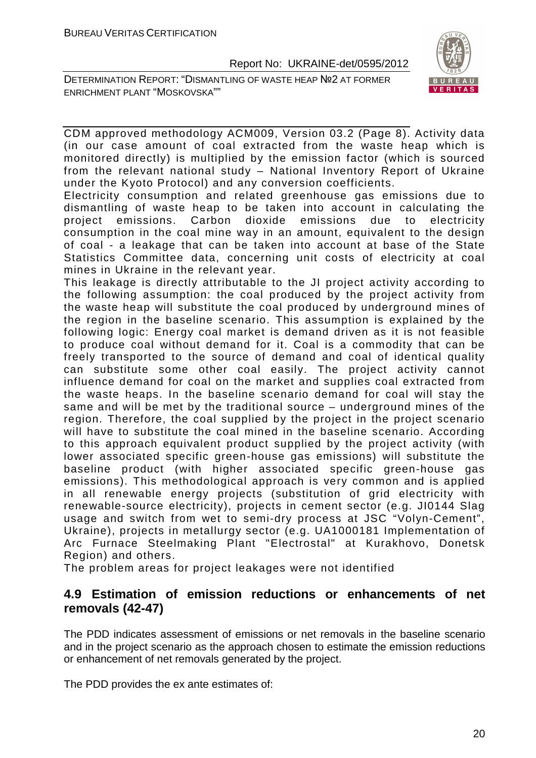CDM approved methodology ACM009, Version 03.2 (Page 8). Activity data (in our case amount of coal extracted from the waste heap which is monitored directly) is multiplied by the emission factor (which is sourced from the relevant national study – National Inventory Report of Ukraine under the Kyoto Protocol) and any conversion coefficients.

Electricity consumption and related greenhouse gas emissions due to dismantling of waste heap to be taken into account in calculating the project emissions. Carbon dioxide emissions due to electricity consumption in the coal mine way in an amount, equivalent to the design of coal - a leakage that can be taken into account at base of the State Statistics Committee data, concerning unit costs of electricity at coal mines in Ukraine in the relevant year.

This leakage is directly attributable to the JI project activity according to the following assumption: the coal produced by the project activity from the waste heap will substitute the coal produced by underground mines of the region in the baseline scenario. This assumption is explained by the following logic: Energy coal market is demand driven as it is not feasible to produce coal without demand for it. Coal is a commodity that can be freely transported to the source of demand and coal of identical quality can substitute some other coal easily. The project activity cannot influence demand for coal on the market and supplies coal extracted from the waste heaps. In the baseline scenario demand for coal will stay the same and will be met by the traditional source – underground mines of the region. Therefore, the coal supplied by the project in the project scenario will have to substitute the coal mined in the baseline scenario. According to this approach equivalent product supplied by the project activity (with lower associated specific green-house gas emissions) will substitute the baseline product (with higher associated specific green-house gas emissions). This methodological approach is very common and is applied in all renewable energy projects (substitution of grid electricity with renewable-source electricity), projects in cement sector (e.g. JI0144 Slag usage and switch from wet to semi-dry process at JSC "Volyn-Cement", Ukraine), projects in metallurgy sector (e.g. UA1000181 Implementation of Arc Furnace Steelmaking Plant "Electrostal" at Kurakhovo, Donetsk Region) and others.

The problem areas for project leakages were not identified

## 4.9 Estimation of emission reductions or enhancements of net removals (42-47)

The PDD indicates assessment of emissions or net removals in the baseline scenario and in the project scenario as the approach chosen to estimate the emission reductions or enhancement of net removals generated by the project.

The PDD provides the ex ante estimates of: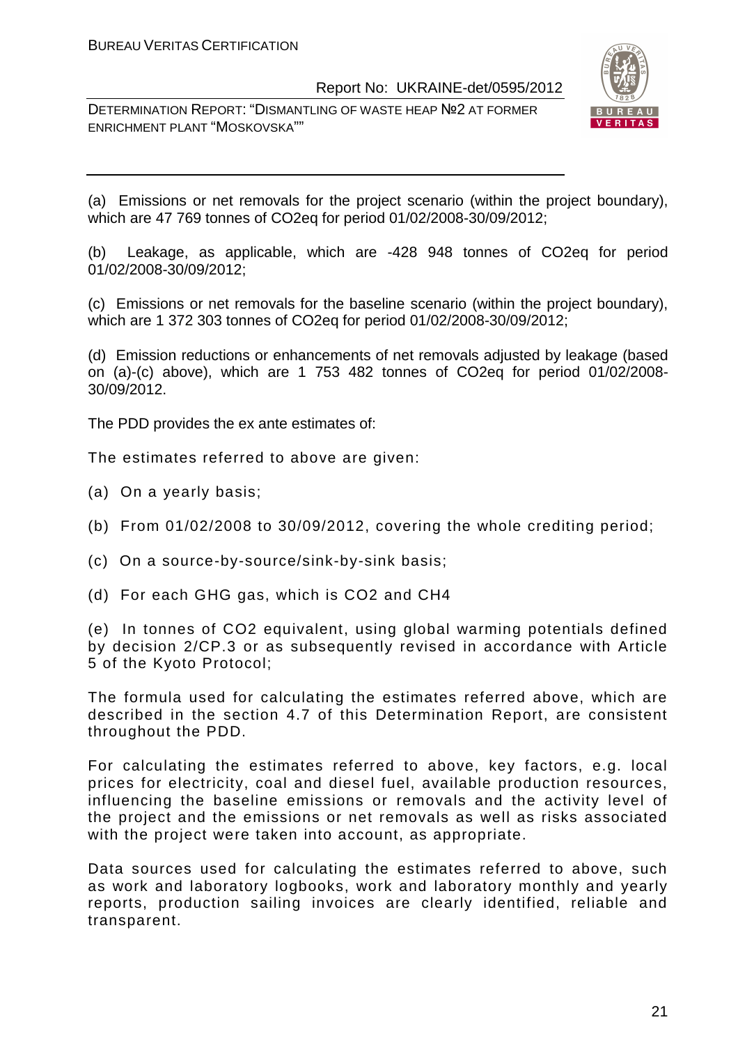(a) Emissions or net removals for the project scenario (within the project boundary), which are 47 769 tonnes of CO2eq for period 01/02/2008-30/09/2012;

(b) Leakage, as applicable, which are -428 948 tonnes of CO2eq for period 01/02/2008-30/09/2012;

(c) Emissions or net removals for the baseline scenario (within the project boundary), which are 1 372 303 tonnes of CO2eq for period 01/02/2008-30/09/2012;

(d) Emission reductions or enhancements of net removals adjusted by leakage (based on (a)-(c) above), which are 1 753 482 tonnes of CO2eq for period 01/02/2008-30/09/2012.

The PDD provides the ex ante estimates of:

The estimates referred to above are given:

(a) On a yearly basis;

(b) From 01/02/2008 to 30/09/2012, covering the whole crediting period;

(c) On a source-by-source/sink-by-sink basis;

(d) For each GHG gas, which is CO2 and CH4

(e) In tonnes of CO2 equivalent, using global warming potentials defined by decision 2/CP.3 or as subsequently revised in accordance with Article 5 of the Kyoto Protocol;

The formula used for calculating the estimates referred above, which are described in the section 4.7 of this Determination Report, are consistent throughout the PDD.

For calculating the estimates referred to above, key factors, e.g. local prices for electricity, coal and diesel fuel, available production resources, influencing the baseline emissions or removals and the activity level of the project and the emissions or net removals as well as risks associated with the project were taken into account, as appropriate.

Data sources used for calculating the estimates referred to above, such as work and laboratory logbooks, work and laboratory monthly and yearly reports, production sailing invoices are clearly identified, reliable and transparent.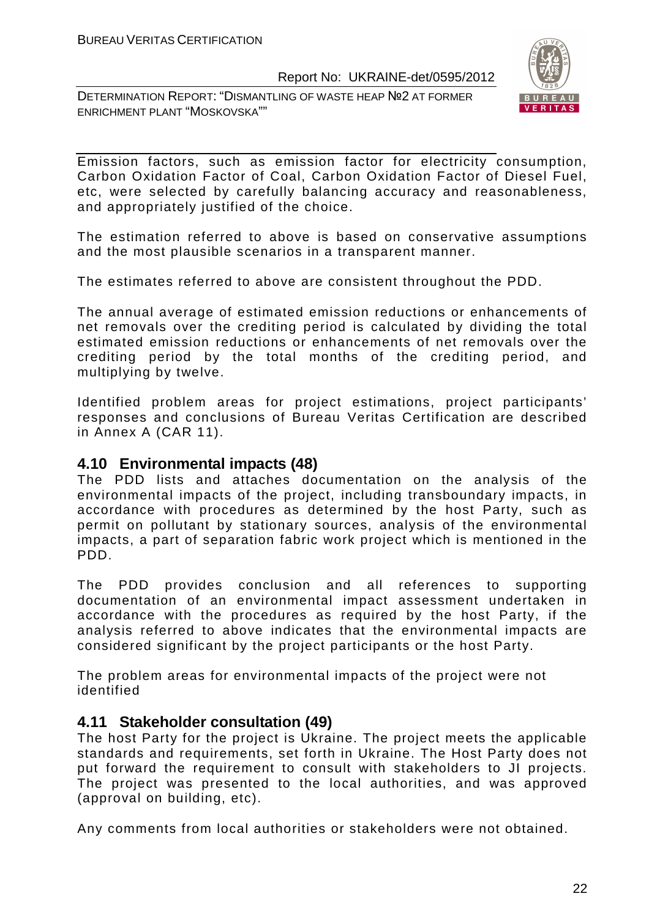Emission factors, such as emission factor for electricity consumption, Carbon Oxidation Factor of Coal, Carbon Oxidation Factor of Diesel Fuel, etc, were selected by carefully balancing accuracy and reasonableness, and appropriately justified of the choice.

The estimation referred to above is based on conservative assumptions and the most plausible scenarios in a transparent manner.

The estimates referred to above are consistent throughout the PDD.

The annual average of estimated emission reductions or enhancements of net removals over the crediting period is calculated by dividing the total estimated emission reductions or enhancements of net removals over the crediting period by the total months of the crediting period, and multiplying by twelve.

Identified problem areas for project estimations, project participants' responses and conclusions of Bureau Veritas Certification are described in Annex A (CAR 11).

## 4.10 Environmental impacts (48)

The PDD lists and attaches documentation on the analysis of the environmental impacts of the project, including transboundary impacts, in accordance with procedures as determined by the host Party, such as permit on pollutant by stationary sources, analysis of the environmental impacts, a part of separation fabric work project which is mentioned in the PDD.

The PDD provides conclusion and all references to supporting documentation of an environmental impact assessment undertaken in accordance with the procedures as required by the host Party, if the analysis referred to above indicates that the environmental impacts are considered significant by the project participants or the host Party.

The problem areas for environmental impacts of the project were not identified

## 4.11 Stakeholder consultation (49)

The host Party for the project is Ukraine. The project meets the applicable standards and requirements, set forth in Ukraine. The Host Party does not put forward the requirement to consult with stakeholders to JI projects. The project was presented to the local authorities, and was approved (approval on building, etc).

Any comments from local authorities or stakeholders were not obtained.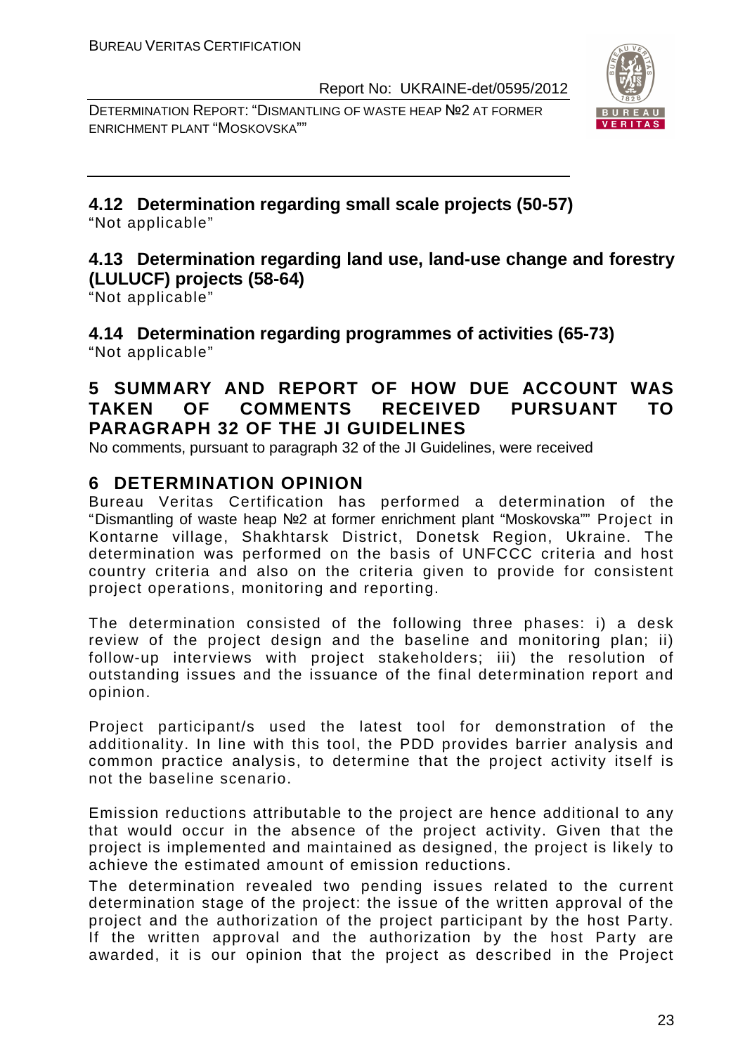## 4.12 Determination regarding small scale projects (50-57)

"Not applicable"

## 4.13 Determination regarding land use, land-use change and forestry (LULUCF) projects (58-64)

"Not applicable"

## 4.14 Determination regarding programmes of activities (65-73)

"Not applicable"

# 5 SUMMARY AND REPORT OF HOW DUE ACCOUNT WAS TAKEN OF COMMENTS RECEIVED PURSUANT TO PARAGRAPH 32 OF THE JI GUIDELINES

No comments, pursuant to paragraph 32 of the JI Guidelines, were received

# 6 DETERMINATION OPINION

Bureau Veritas Certification has performed a determination of the "Dismantling of waste heap №2 at former enrichment plant "Moskovska"" Project in Kontarne village, Shakhtarsk District, Donetsk Region, Ukraine. The determination was performed on the basis of UNFCCC criteria and host country criteria and also on the criteria given to provide for consistent project operations, monitoring and reporting.

The determination consisted of the following three phases: i) a desk review of the project design and the baseline and monitoring plan; ii) follow-up interviews with project stakeholders; iii) the resolution of outstanding issues and the issuance of the final determination report and opinion.

Project participant/s used the latest tool for demonstration of the additionality. In line with this tool, the PDD provides barrier analysis and common practice analysis, to determine that the project activity itself is not the baseline scenario.

Emission reductions attributable to the project are hence additional to any that would occur in the absence of the project activity. Given that the project is implemented and maintained as designed, the project is likely to achieve the estimated amount of emission reductions.

The determination revealed two pending issues related to the current determination stage of the project: the issue of the written approval of the project and the authorization of the project participant by the host Party. If the written approval and the authorization by the host Party are awarded, it is our opinion that the project as described in the Project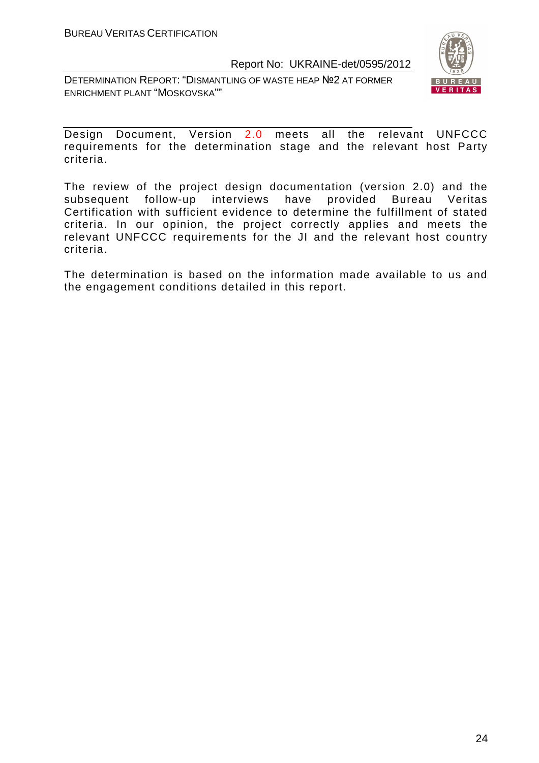Design Document, Version 2.0 meets all the relevant UNFCCC requirements for the determination stage and the relevant host Party criteria.

The review of the project design documentation (version 2.0) and the subsequent follow-up interviews have provided Bureau Veritas Certification with sufficient evidence to determine the fulfillment of stated criteria. In our opinion, the project correctly applies and meets the relevant UNFCCC requirements for the JI and the relevant host country criteria.

The determination is based on the information made available to us and the engagement conditions detailed in this report.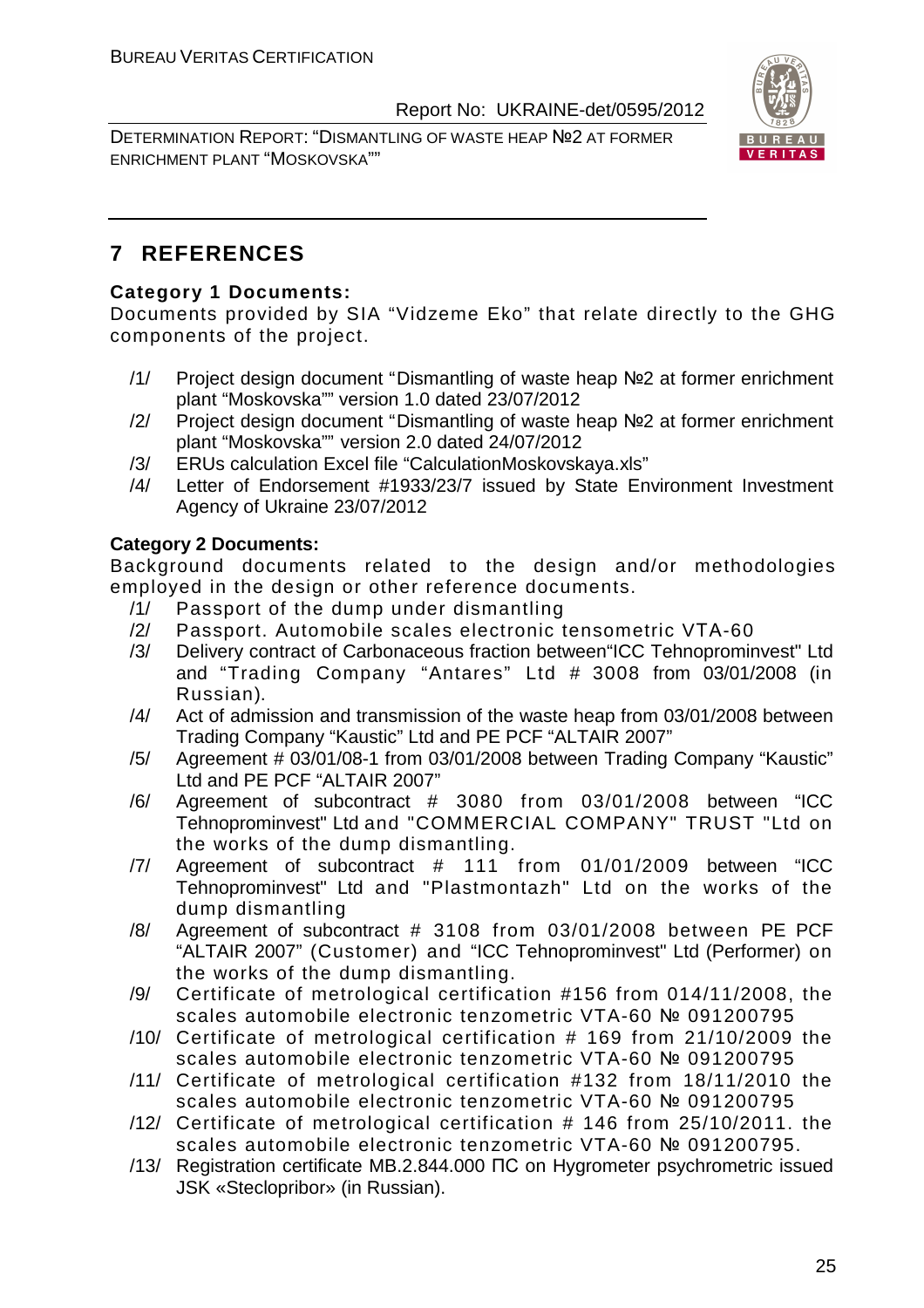# 7 REFERENCES

**Category 1 Documents:**

Documents provided by SIA "Vidzeme Eko" that relate directly to the GHG components of the project.

/1/ Project design document "Dismantling of waste heap №2 at former enrichment plant "Moskovska"" version 1.0 dated 23/07/2012

/2/ Project design document "Dismantling of waste heap №2 at former enrichment plant "Moskovska"" version 2.0 dated 24/07/2012

/3/ ERUs calculation Excel file "CalculationMoskovskaya.xls"

/4/ Letter of Endorsement #1933/23/7 issued by State Environment Investment Agency of Ukraine 23/07/2012

**Category 2 Documents:**

Background documents related to the design and/or methodologies employed in the design or other reference documents.

/1/ Passport of the dump under dismantling

/2/ Passport. Automobile scales electronic tensometric VTA-60

/3/ Delivery contract of Carbonaceous fraction between"ICC Tehnoprominvest" Ltd and "Trading Company "Antares" Ltd # 3008 from 03/01/2008 (in Russian).

/4/ Act of admission and transmission of the waste heap from 03/01/2008 between Trading Company "Kaustic" Ltd and PE PCF "ALTAIR 2007"

/5/ Agreement # 03/01/08-1 from 03/01/2008 between Trading Company "Kaustic" Ltd and PE PCF "ALTAIR 2007"

/6/ Agreement of subcontract # 3080 from 03/01/2008 between "ICC Tehnoprominvest" Ltd and "COMMERCIAL COMPANY" TRUST "Ltd on the works of the dump dismantling.

/7/ Agreement of subcontract # 111 from 01/01/2009 between "ICC Tehnoprominvest" Ltd and "Plastmontazh" Ltd on the works of the dump dismantling

/8/ Agreement of subcontract # 3108 from 03/01/2008 between PE PCF "ALTAIR 2007" (Customer) and "ICC Tehnoprominvest" Ltd (Performer) on the works of the dump dismantling.

/9/ Certificate of metrological certification #156 from 014/11/2008, the scales automobile electronic tenzometric VTA-60 № 091200795

/10/ Certificate of metrological certification # 169 from 21/10/2009 the scales automobile electronic tenzometric VTA-60 № 091200795

/11/ Certificate of metrological certification #132 from 18/11/2010 the scales automobile electronic tenzometric VTA-60 № 091200795

/12/ Certificate of metrological certification # 146 from 25/10/2011. the scales automobile electronic tenzometric VTA-60 № 091200795.

/13/ Registration certificate МВ.2.844.000 ПС on Hygrometer psychrometric issued JSK «Steclopribor» (in Russian).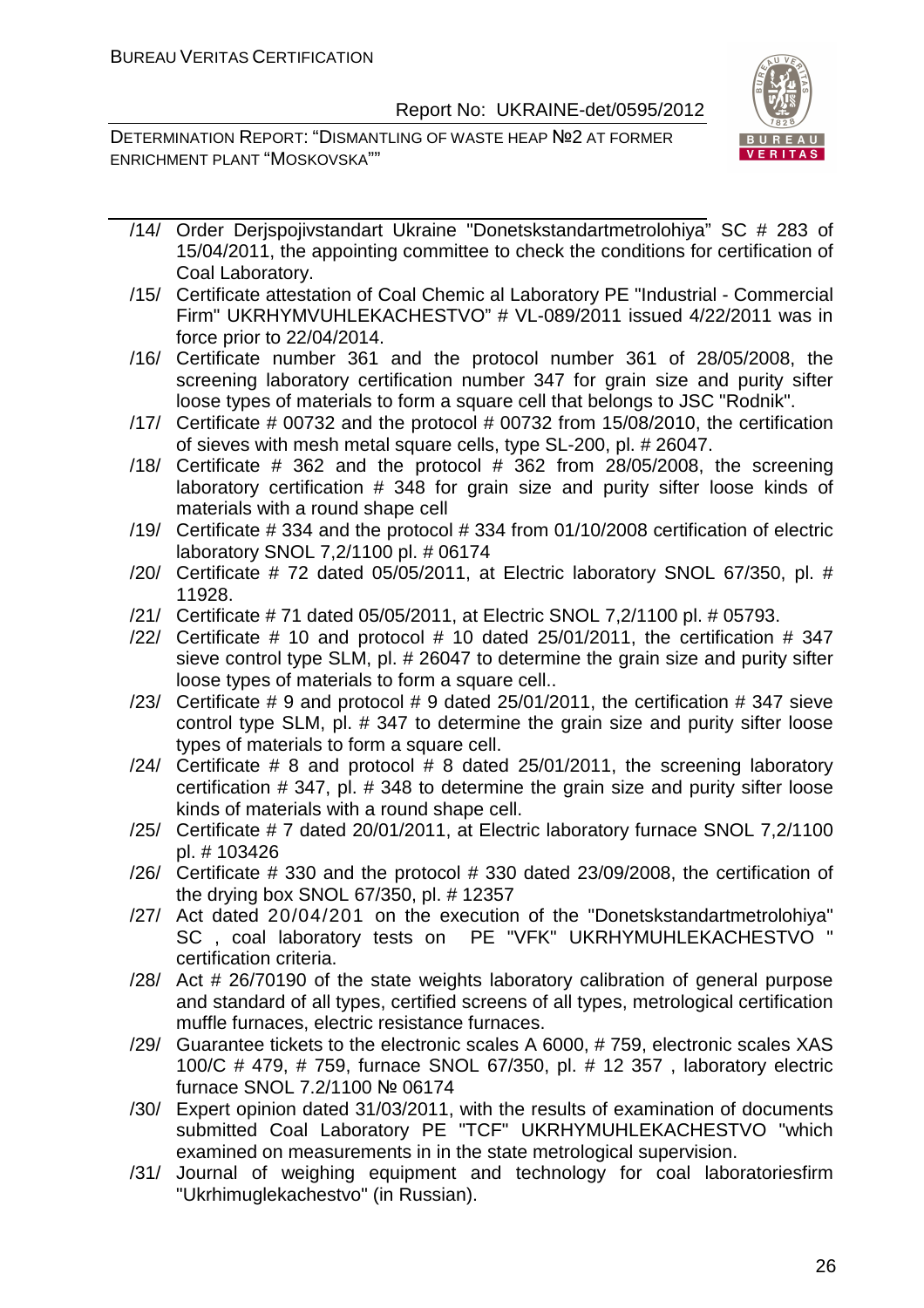/14/ Order Derjspojivstandart Ukraine "Donetskstandartmetrolohiya" SC # 283 of 15/04/2011, the appointing committee to check the conditions for certification of Coal Laboratory.

/15/ Certificate attestation of Coal Chemic al Laboratory PE "Industrial - Commercial Firm" UKRHYMVUHLEKACHESTVO" # VL-089/2011 issued 4/22/2011 was in force prior to 22/04/2014.

/16/ Certificate number 361 and the protocol number 361 of 28/05/2008, the screening laboratory certification number 347 for grain size and purity sifter loose types of materials to form a square cell that belongs to JSC "Rodnik".

/17/ Certificate # 00732 and the protocol # 00732 from 15/08/2010, the certification of sieves with mesh metal square cells, type SL-200, pl. # 26047.

/18/ Certificate # 362 and the protocol # 362 from 28/05/2008, the screening laboratory certification # 348 for grain size and purity sifter loose kinds of materials with a round shape cell

/19/ Certificate # 334 and the protocol # 334 from 01/10/2008 certification of electric laboratory SNOL 7,2/1100 pl. # 06174

/20/ Certificate # 72 dated 05/05/2011, at Electric laboratory SNOL 67/350, pl. # 11928.

/21/ Certificate # 71 dated 05/05/2011, at Electric SNOL 7,2/1100 pl. # 05793.

/22/ Certificate # 10 and protocol # 10 dated 25/01/2011, the certification # 347 sieve control type SLM, pl. # 26047 to determine the grain size and purity sifter loose types of materials to form a square cell..

/23/ Certificate # 9 and protocol # 9 dated 25/01/2011, the certification # 347 sieve control type SLM, pl. # 347 to determine the grain size and purity sifter loose types of materials to form a square cell.

/24/ Certificate # 8 and protocol # 8 dated 25/01/2011, the screening laboratory certification # 347, pl. # 348 to determine the grain size and purity sifter loose kinds of materials with a round shape cell.

/25/ Certificate # 7 dated 20/01/2011, at Electric laboratory furnace SNOL 7,2/1100 pl. # 103426

/26/ Certificate # 330 and the protocol # 330 dated 23/09/2008, the certification of the drying box SNOL 67/350, pl. # 12357

/27/ Act dated 20/04/201 on the execution of the "Donetskstandartmetrolohiya" SC , coal laboratory tests on PE "VFK" UKRHYMUHLEKACHESTVO " certification criteria.

/28/ Act # 26/70190 of the state weights laboratory calibration of general purpose and standard of all types, certified screens of all types, metrological certification muffle furnaces, electric resistance furnaces.

/29/ Guarantee tickets to the electronic scales A 6000, # 759, electronic scales XAS 100/C # 479, # 759, furnace SNOL 67/350, pl. # 12 357 , laboratory electric furnace SNOL 7.2/1100 № 06174

/30/ Expert opinion dated 31/03/2011, with the results of examination of documents submitted Coal Laboratory PE "TCF" UKRHYMUHLEKACHESTVO "which examined on measurements in in the state metrological supervision.

/31/ Journal of weighing equipment and technology for coal laboratoriesfirm "Ukrhimuglekachestvo" (in Russian).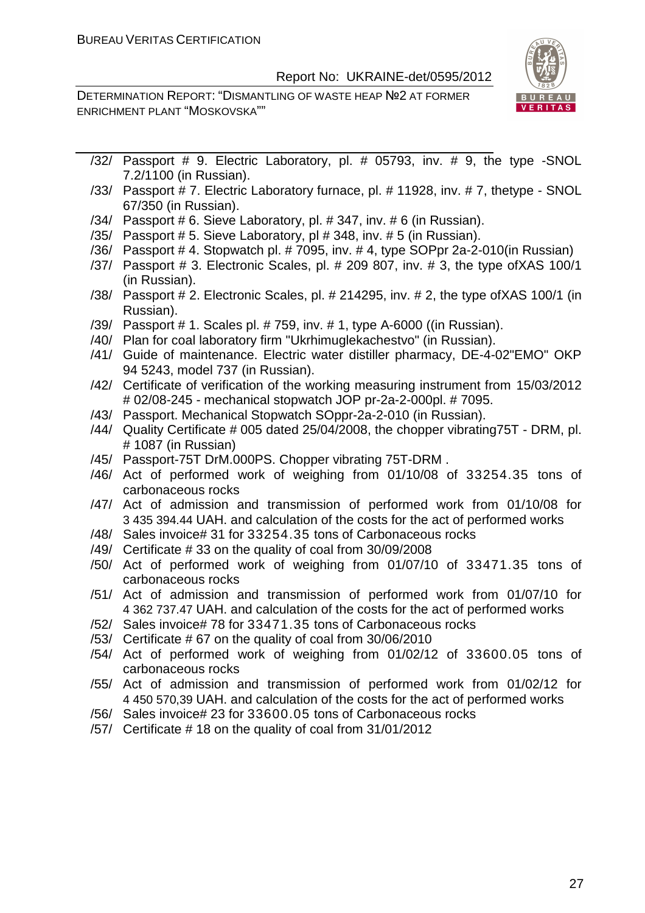/32/ Passport # 9. Electric Laboratory, pl. # 05793, inv. # 9, the type -SNOL 7.2/1100 (in Russian).

/33/ Passport # 7. Electric Laboratory furnace, pl. # 11928, inv. # 7, thetype - SNOL 67/350 (in Russian).

/34/ Passport # 6. Sieve Laboratory, pl. # 347, inv. # 6 (in Russian).

/35/ Passport # 5. Sieve Laboratory, pl # 348, inv. # 5 (in Russian).

/36/ Passport # 4. Stopwatch pl. # 7095, inv. # 4, type SOPpr 2a-2-010(in Russian)

/37/ Passport # 3. Electronic Scales, pl. # 209 807, inv. # 3, the type ofXAS 100/1 (in Russian).

/38/ Passport # 2. Electronic Scales, pl. # 214295, inv. # 2, the type ofXAS 100/1 (in Russian).

/39/ Passport # 1. Scales pl. # 759, inv. # 1, type A-6000 ((in Russian).

/40/ Plan for coal laboratory firm "Ukrhimuglekachestvo" (in Russian).

/41/ Guide of maintenance. Electric water distiller pharmacy, DE-4-02"EMO" OKP 94 5243, model 737 (in Russian).

/42/ Certificate of verification of the working measuring instrument from 15/03/2012 # 02/08-245 - mechanical stopwatch JOP pr-2a-2-000pl. # 7095.

/43/ Passport. Mechanical Stopwatch SOppr-2a-2-010 (in Russian).

/44/ Quality Certificate # 005 dated 25/04/2008, the chopper vibrating75T - DRM, pl. # 1087 (in Russian)

/45/ Passport-75T DrM.000PS. Chopper vibrating 75T-DRM .

/46/ Act of performed work of weighing from 01/10/08 of 33254.35 tons of carbonaceous rocks

/47/ Act of admission and transmission of performed work from 01/10/08 for 3 435 394.44 UAH. and calculation of the costs for the act of performed works

/48/ Sales invoice# 31 for 33254.35 tons of Carbonaceous rocks

/49/ Certificate # 33 on the quality of coal from 30/09/2008

/50/ Act of performed work of weighing from 01/07/10 of 33471.35 tons of carbonaceous rocks

/51/ Act of admission and transmission of performed work from 01/07/10 for 4 362 737.47 UAH. and calculation of the costs for the act of performed works

/52/ Sales invoice# 78 for 33471.35 tons of Carbonaceous rocks

/53/ Certificate # 67 on the quality of coal from 30/06/2010

/54/ Act of performed work of weighing from 01/02/12 of 33600.05 tons of carbonaceous rocks

/55/ Act of admission and transmission of performed work from 01/02/12 for 4 450 570,39 UAH. and calculation of the costs for the act of performed works

/56/ Sales invoice# 23 for 33600.05 tons of Carbonaceous rocks

/57/ Certificate # 18 on the quality of coal from 31/01/2012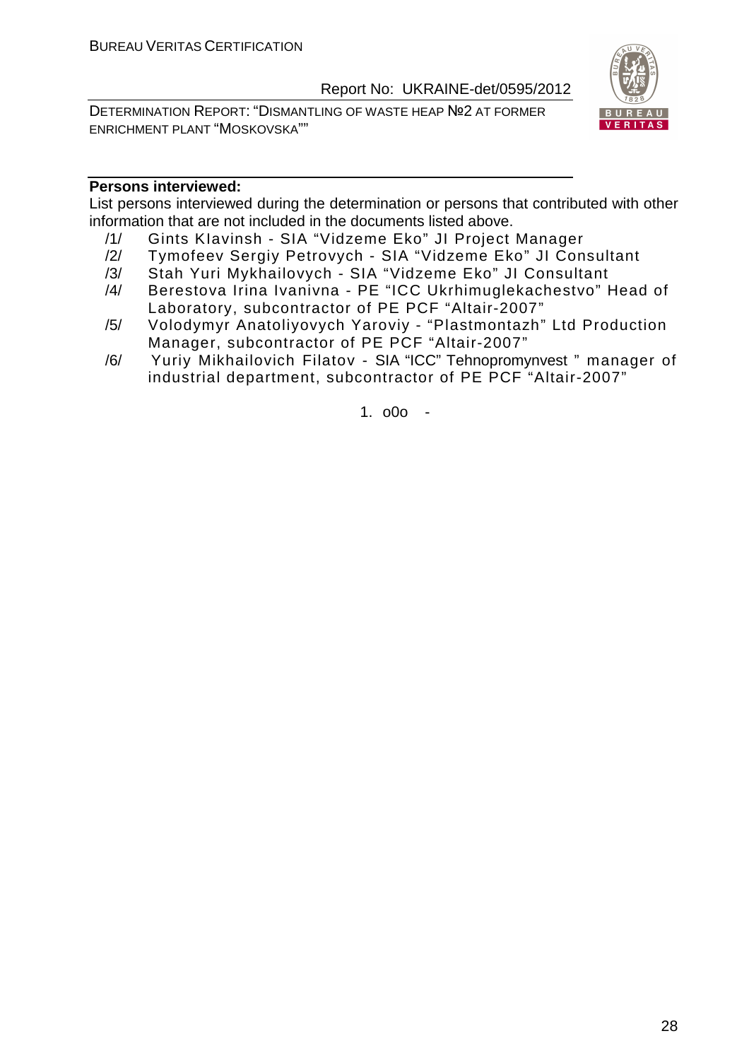**Persons interviewed:**

List persons interviewed during the determination or persons that contributed with other information that are not included in the documents listed above.

/1/ Gints Klavinsh - SIA "Vidzeme Eko" JI Project Manager

/2/ Tymofeev Sergiy Petrovych - SIA "Vidzeme Eko" JI Consultant

/3/ Stah Yuri Mykhailovych - SIA "Vidzeme Eko" JI Consultant

/4/ Berestova Irina Ivanivna - PE "ICC Ukrhimuglekachestvo" Head of Laboratory, subcontractor of PE PCF "Altair-2007"

/5/ Volodymyr Anatoliyovych Yaroviy - "Plastmontazh" Ltd Production Manager, subcontractor of PE PCF "Altair-2007"

/6/ Yuriy Mikhailovich Filatov - SIA "ICC" Tehnopromynvest " manager of industrial department, subcontractor of PE PCF "Altair-2007"

1. o0o -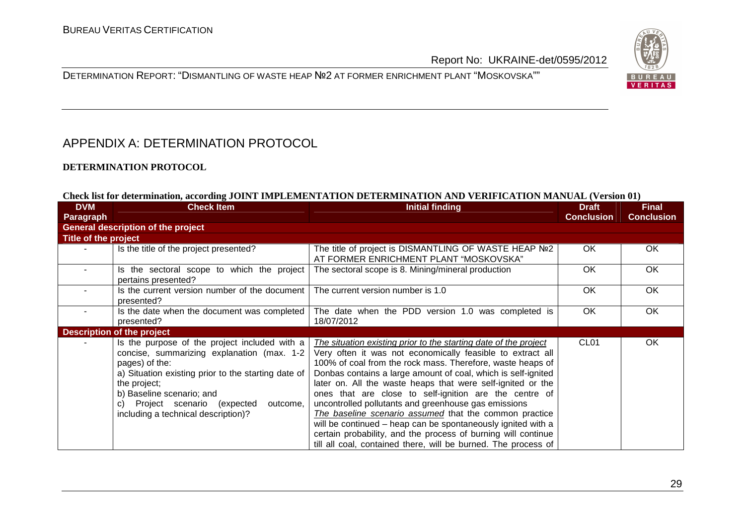# APPENDIX A: DETERMINATION PROTOCOL

**DETERMINATION PROTOCOL**

**Check list for determination, according JOINT IMPLEMENTATION DETERMINATION AND VERIFICATION MANUAL (Version 01)**

| DVM Paragraph | Check Item | Initial finding | Draft Conclusion | Final Conclusion |
|---|---|---|---|---|
| **General description of the project** | | | | |
| **Title of the project** | | | | |
| - | Is the title of the project presented? | The title of project is DISMANTLING OF WASTE HEAP №2 AT FORMER ENRICHMENT PLANT "MOSKOVSKA" | OK | OK |
| - | Is the sectoral scope to which the project pertains presented? | The sectoral scope is 8. Mining/mineral production | OK | OK |
| - | Is the current version number of the document presented? | The current version number is 1.0 | OK | OK |
| - | Is the date when the document was completed presented? | The date when the PDD version 1.0 was completed is 18/07/2012 | OK | OK |
| **Description of the project** | | | | |
| - | Is the purpose of the project included with a concise, summarizing explanation (max. 1-2 pages) of the:<br>a) Situation existing prior to the starting date of the project;<br>b) Baseline scenario; and<br>c) Project scenario (expected outcome, including a technical description)? | _The situation existing prior to the starting date of the project_<br>Very often it was not economically feasible to extract all 100% of coal from the rock mass. Therefore, waste heaps of Donbas contains a large amount of coal, which is self-ignited later on. All the waste heaps that were self-ignited or the ones that are close to self-ignition are the centre of uncontrolled pollutants and greenhouse gas emissions<br>_The baseline scenario assumed_ that the common practice will be continued – heap can be spontaneously ignited with a certain probability, and the process of burning will continue till all coal, contained there, will be burned. The process of | CL01 | OK |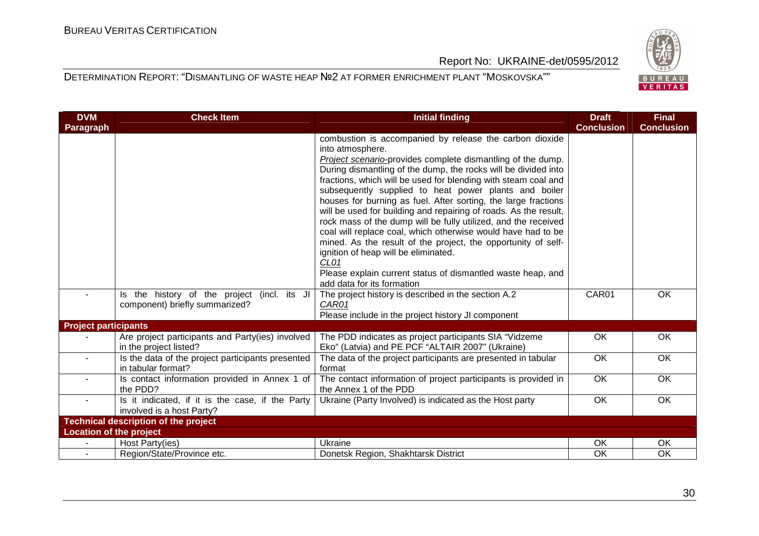| DVM Paragraph | Check Item | Initial finding | Draft Conclusion | Final Conclusion |
|---|---|---|---|---|
| | | combustion is accompanied by release the carbon dioxide into atmosphere.<br>*Project scenario*-provides complete dismantling of the dump. During dismantling of the dump, the rocks will be divided into fractions, which will be used for blending with steam coal and subsequently supplied to heat power plants and boiler houses for burning as fuel. After sorting, the large fractions will be used for building and repairing of roads. As the result, rock mass of the dump will be fully utilized, and the received coal will replace coal, which otherwise would have had to be mined. As the result of the project, the opportunity of self-ignition of heap will be eliminated.<br>*CL01*<br>Please explain current status of dismantled waste heap, and add data for its formation | | |
| - | Is the history of the project (incl. its JI component) briefly summarized? | The project history is described in the section A.2<br>*CAR01*<br>Please include in the project history JI component | CAR01 | OK |
| **Project participants** | | | | |
| - | Are project participants and Party(ies) involved in the project listed? | The PDD indicates as project participants SIA "Vidzeme Eko" (Latvia) and PE PCF "ALTAIR 2007" (Ukraine) | OK | OK |
| - | Is the data of the project participants presented in tabular format? | The data of the project participants are presented in tabular format | OK | OK |
| - | Is contact information provided in Annex 1 of the PDD? | The contact information of project participants is provided in the Annex 1 of the PDD | OK | OK |
| - | Is it indicated, if it is the case, if the Party involved is a host Party? | Ukraine (Party Involved) is indicated as the Host party | OK | OK |
| **Technical description of the project** | | | | |
| **Location of the project** | | | | |
| - | Host Party(ies) | Ukraine | OK | OK |
| - | Region/State/Province etc. | Donetsk Region, Shakhtarsk District | OK | OK |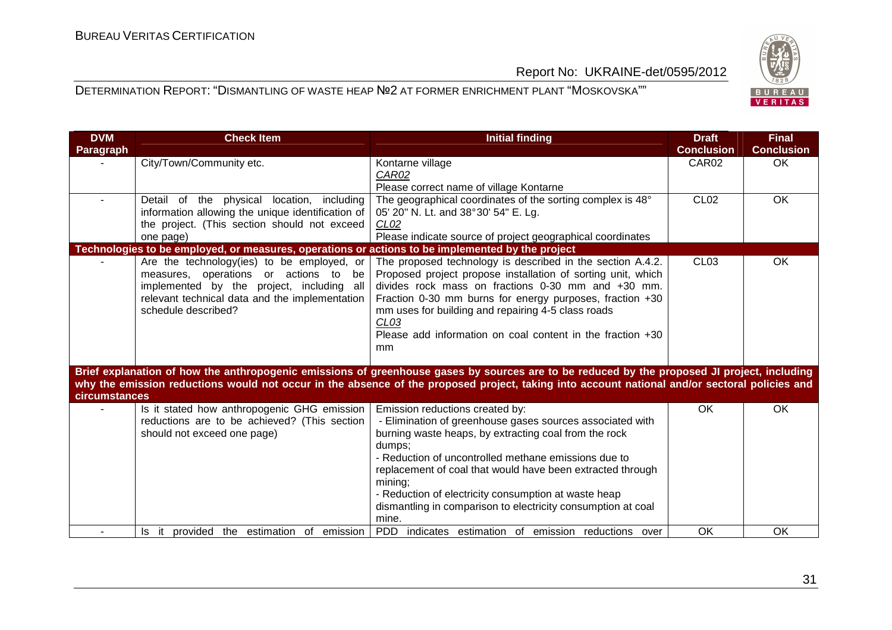| DVM Paragraph | Check Item | Initial finding | Draft Conclusion | Final Conclusion |
|---|---|---|---|---|
| - | City/Town/Community etc. | Kontarne village<br>*CAR02*<br>Please correct name of village Kontarne | CAR02 | OK |
| - | Detail of the physical location, including information allowing the unique identification of the project. (This section should not exceed one page) | The geographical coordinates of the sorting complex is 48° 05' 20" N. Lt. and 38°30' 54" E. Lg.<br>*CL02*<br>Please indicate source of project geographical coordinates | CL02 | OK |
| **Technologies to be employed, or measures, operations or actions to be implemented by the project** | | | | |
| - | Are the technology(ies) to be employed, or measures, operations or actions to be implemented by the project, including all relevant technical data and the implementation schedule described? | The proposed technology is described in the section A.4.2. Proposed project propose installation of sorting unit, which divides rock mass on fractions 0-30 mm and +30 mm. Fraction 0-30 mm burns for energy purposes, fraction +30 mm uses for building and repairing 4-5 class roads<br>*CL03*<br>Please add information on coal content in the fraction +30 mm | CL03 | OK |
| **Brief explanation of how the anthropogenic emissions of greenhouse gases by sources are to be reduced by the proposed JI project, including why the emission reductions would not occur in the absence of the proposed project, taking into account national and/or sectoral policies and circumstances** | | | | |
| - | Is it stated how anthropogenic GHG emission reductions are to be achieved? (This section should not exceed one page) | Emission reductions created by:<br>- Elimination of greenhouse gases sources associated with burning waste heaps, by extracting coal from the rock dumps;<br>- Reduction of uncontrolled methane emissions due to replacement of coal that would have been extracted through mining;<br>- Reduction of electricity consumption at waste heap dismantling in comparison to electricity consumption at coal mine. | OK | OK |
| - | Is it provided the estimation of emission | PDD indicates estimation of emission reductions over | OK | OK |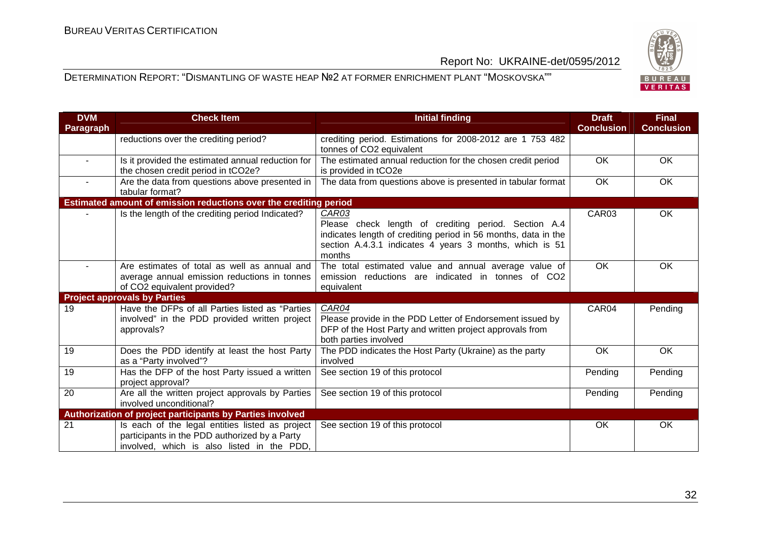| DVM Paragraph | Check Item | Initial finding | Draft Conclusion | Final Conclusion |
|---|---|---|---|---|
| | reductions over the crediting period? | crediting period. Estimations for 2008-2012 are 1 753 482 tonnes of CO2 equivalent | | |
| - | Is it provided the estimated annual reduction for the chosen credit period in tCO2e? | The estimated annual reduction for the chosen credit period is provided in tCO2e | OK | OK |
| - | Are the data from questions above presented in tabular format? | The data from questions above is presented in tabular format | OK | OK |
| **Estimated amount of emission reductions over the crediting period** | | | | |
| - | Is the length of the crediting period Indicated? | *CAR03* Please check length of crediting period. Section A.4 indicates length of crediting period in 56 months, data in the section A.4.3.1 indicates 4 years 3 months, which is 51 months | CAR03 | OK |
| - | Are estimates of total as well as annual and average annual emission reductions in tonnes of CO2 equivalent provided? | The total estimated value and annual average value of emission reductions are indicated in tonnes of CO2 equivalent | OK | OK |
| **Project approvals by Parties** | | | | |
| 19 | Have the DFPs of all Parties listed as "Parties involved" in the PDD provided written project approvals? | *CAR04* Please provide in the PDD Letter of Endorsement issued by DFP of the Host Party and written project approvals from both parties involved | CAR04 | Pending |
| 19 | Does the PDD identify at least the host Party as a "Party involved"? | The PDD indicates the Host Party (Ukraine) as the party involved | OK | OK |
| 19 | Has the DFP of the host Party issued a written project approval? | See section 19 of this protocol | Pending | Pending |
| 20 | Are all the written project approvals by Parties involved unconditional? | See section 19 of this protocol | Pending | Pending |
| **Authorization of project participants by Parties involved** | | | | |
| 21 | Is each of the legal entities listed as project participants in the PDD authorized by a Party involved, which is also listed in the PDD, | See section 19 of this protocol | OK | OK |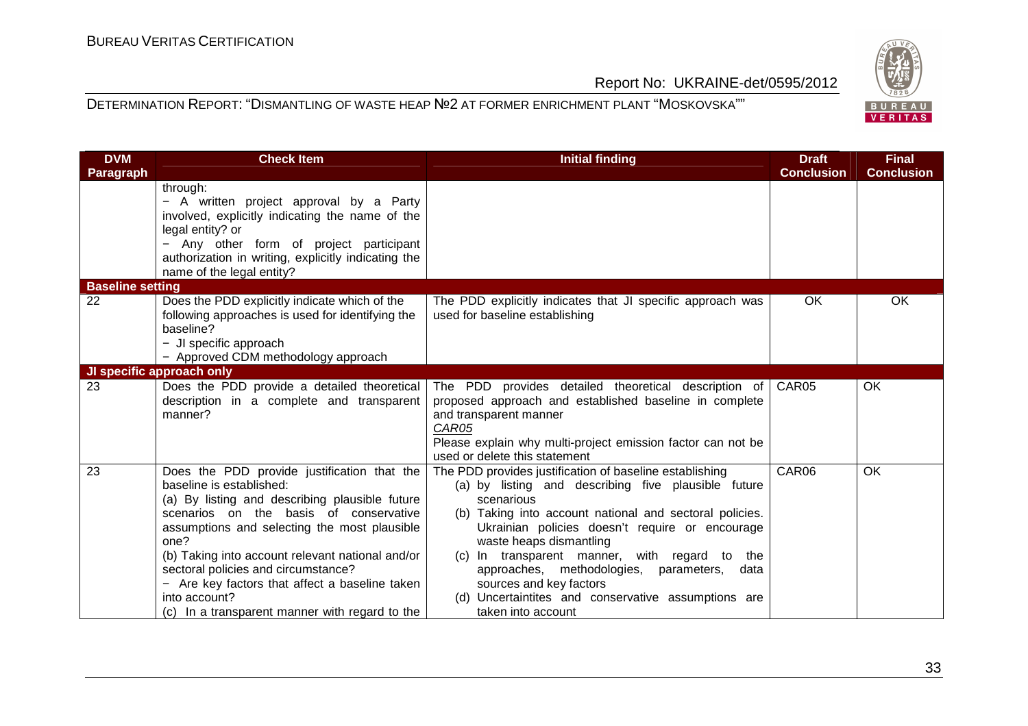| DVM Paragraph | Check Item | Initial finding | Draft Conclusion | Final Conclusion |
|---|---|---|---|---|
| | through:<br>− A written project approval by a Party involved, explicitly indicating the name of the legal entity? or<br>− Any other form of project participant authorization in writing, explicitly indicating the name of the legal entity? | | | |
| **Baseline setting** | | | | |
| 22 | Does the PDD explicitly indicate which of the following approaches is used for identifying the baseline?<br>− JI specific approach<br>− Approved CDM methodology approach | The PDD explicitly indicates that JI specific approach was used for baseline establishing | OK | OK |
| **JI specific approach only** | | | | |
| 23 | Does the PDD provide a detailed theoretical description in a complete and transparent manner? | The PDD provides detailed theoretical description of proposed approach and established baseline in complete and transparent manner<br>*CAR05*<br>Please explain why multi-project emission factor can not be used or delete this statement | CAR05 | OK |
| 23 | Does the PDD provide justification that the baseline is established:<br>(a) By listing and describing plausible future scenarios on the basis of conservative assumptions and selecting the most plausible one?<br>(b) Taking into account relevant national and/or sectoral policies and circumstance?<br>− Are key factors that affect a baseline taken into account?<br>(c) In a transparent manner with regard to the | The PDD provides justification of baseline establishing<br>(a) by listing and describing five plausible future scenarious<br>(b) Taking into account national and sectoral policies. Ukrainian policies doesn't require or encourage waste heaps dismantling<br>(c) In transparent manner, with regard to the approaches, methodologies, parameters, data sources and key factors<br>(d) Uncertaintites and conservative assumptions are taken into account | CAR06 | OK |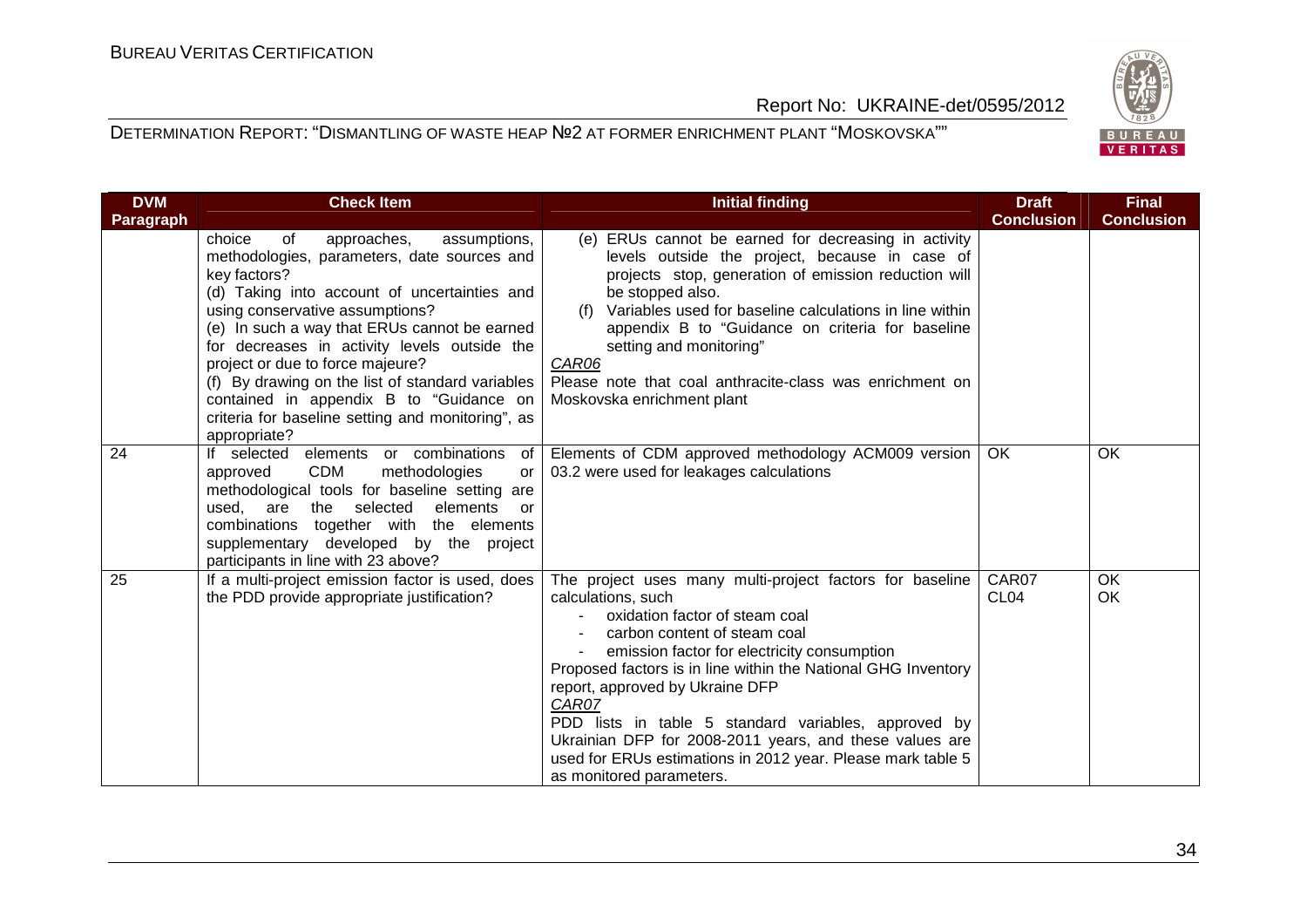| DVM Paragraph | Check Item | Initial finding | Draft Conclusion | Final Conclusion |
|---|---|---|---|---|
| | choice of approaches, assumptions, methodologies, parameters, date sources and key factors?<br>(d) Taking into account of uncertainties and using conservative assumptions?<br>(e) In such a way that ERUs cannot be earned for decreases in activity levels outside the project or due to force majeure?<br>(f) By drawing on the list of standard variables contained in appendix B to "Guidance on criteria for baseline setting and monitoring", as appropriate? | (e) ERUs cannot be earned for decreasing in activity levels outside the project, because in case of projects stop, generation of emission reduction will be stopped also.<br>(f) Variables used for baseline calculations in line within appendix B to "Guidance on criteria for baseline setting and monitoring"<br>*CAR06*<br>Please note that coal anthracite-class was enrichment on Moskovska enrichment plant | | |
| 24 | If selected elements or combinations of approved CDM methodologies or methodological tools for baseline setting are used, are the selected elements or combinations together with the elements supplementary developed by the project participants in line with 23 above? | Elements of CDM approved methodology ACM009 version 03.2 were used for leakages calculations | OK | OK |
| 25 | If a multi-project emission factor is used, does the PDD provide appropriate justification? | The project uses many multi-project factors for baseline calculations, such<br>- oxidation factor of steam coal<br>- carbon content of steam coal<br>- emission factor for electricity consumption<br>Proposed factors is in line within the National GHG Inventory report, approved by Ukraine DFP<br>*CAR07*<br>PDD lists in table 5 standard variables, approved by Ukrainian DFP for 2008-2011 years, and these values are used for ERUs estimations in 2012 year. Please mark table 5 as monitored parameters. | CAR07<br>CL04 | OK<br>OK |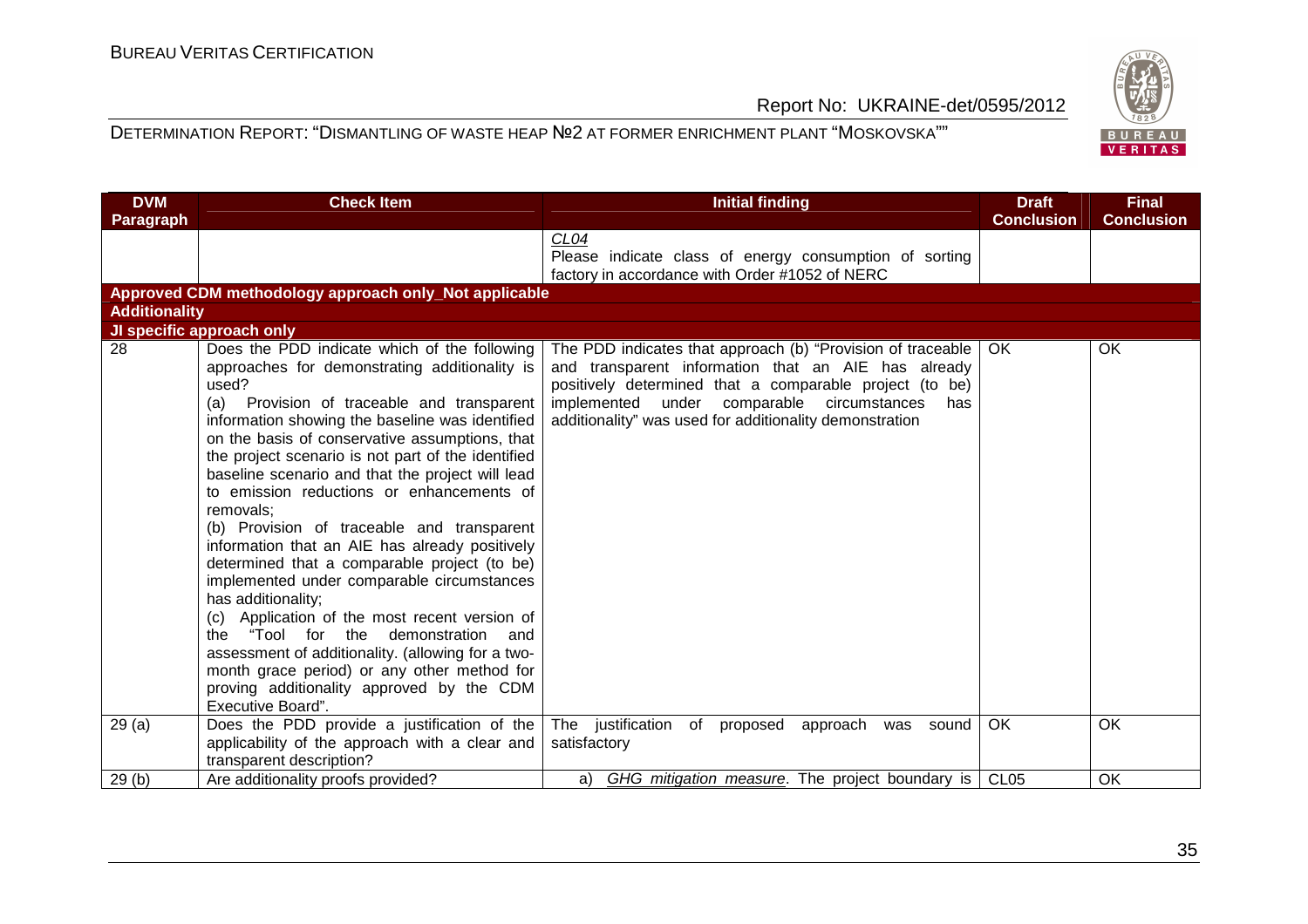| DVM Paragraph | Check Item | Initial finding | Draft Conclusion | Final Conclusion |
|---|---|---|---|---|
| | | *CL04*<br>Please indicate class of energy consumption of sorting factory in accordance with Order #1052 of NERC | | |
| **Approved CDM methodology approach only_Not applicable** | | | | |
| **Additionality** | | | | |
| **JI specific approach only** | | | | |
| 28 | Does the PDD indicate which of the following approaches for demonstrating additionality is used?<br>(a) Provision of traceable and transparent information showing the baseline was identified on the basis of conservative assumptions, that the project scenario is not part of the identified baseline scenario and that the project will lead to emission reductions or enhancements of removals;<br>(b) Provision of traceable and transparent information that an AIE has already positively determined that a comparable project (to be) implemented under comparable circumstances has additionality;<br>(c) Application of the most recent version of the "Tool for the demonstration and assessment of additionality. (allowing for a two-month grace period) or any other method for proving additionality approved by the CDM Executive Board". | The PDD indicates that approach (b) "Provision of traceable and transparent information that an AIE has already positively determined that a comparable project (to be) implemented under comparable circumstances has additionality" was used for additionality demonstration | OK | OK |
| 29 (a) | Does the PDD provide a justification of the applicability of the approach with a clear and transparent description? | The justification of proposed approach was sound satisfactory | OK | OK |
| 29 (b) | Are additionality proofs provided? | a) *GHG mitigation measure*. The project boundary is | CL05 | OK |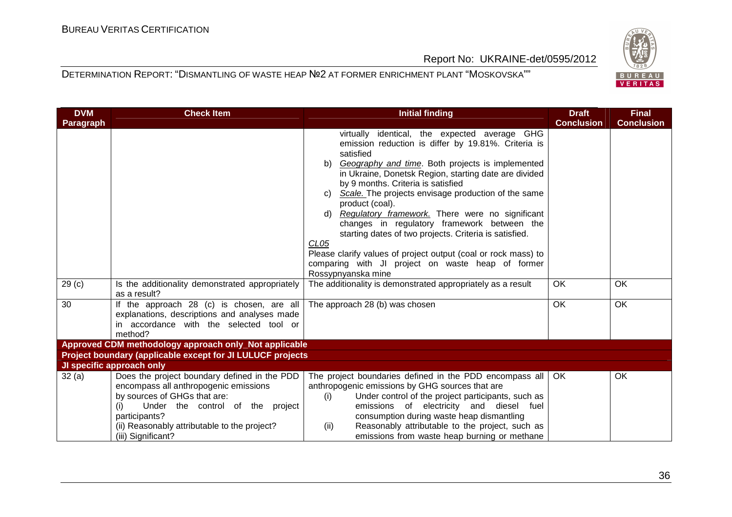| DVM Paragraph | Check Item | Initial finding | Draft Conclusion | Final Conclusion |
|---|---|---|---|---|
| | | virtually identical, the expected average GHG emission reduction is differ by 19.81%. Criteria is satisfied<br>b) *Geography and time*. Both projects is implemented in Ukraine, Donetsk Region, starting date are divided by 9 months. Criteria is satisfied<br>c) *Scale.* The projects envisage production of the same product (coal).<br>d) *Regulatory framework.* There were no significant changes in regulatory framework between the starting dates of two projects. Criteria is satisfied.<br>*CL05*<br>Please clarify values of project output (coal or rock mass) to comparing with JI project on waste heap of former Rossypnyanska mine | | |
| 29 (c) | Is the additionality demonstrated appropriately as a result? | The additionality is demonstrated appropriately as a result | OK | OK |
| 30 | If the approach 28 (c) is chosen, are all explanations, descriptions and analyses made in accordance with the selected tool or method? | The approach 28 (b) was chosen | OK | OK |
| **Approved CDM methodology approach only_Not applicable** | | | | |
| **Project boundary (applicable except for JI LULUCF projects** | | | | |
| **JI specific approach only** | | | | |
| 32 (a) | Does the project boundary defined in the PDD encompass all anthropogenic emissions by sources of GHGs that are:<br>(i) Under the control of the project participants?<br>(ii) Reasonably attributable to the project?<br>(iii) Significant? | The project boundaries defined in the PDD encompass all anthropogenic emissions by GHG sources that are<br>(i) Under control of the project participants, such as emissions of electricity and diesel fuel consumption during waste heap dismantling<br>(ii) Reasonably attributable to the project, such as emissions from waste heap burning or methane | OK | OK |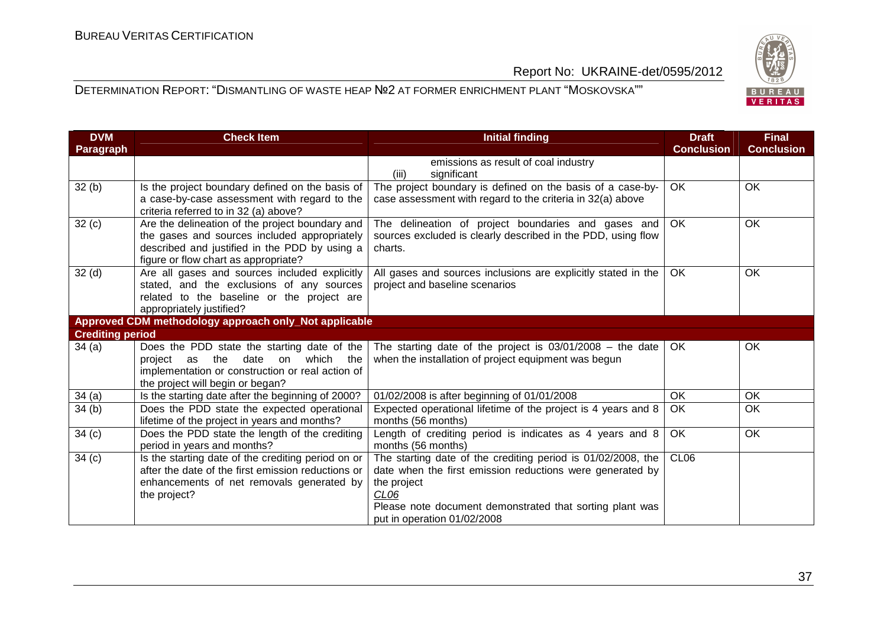| DVM Paragraph | Check Item | Initial finding | Draft Conclusion | Final Conclusion |
|---|---|---|---|---|
| | | emissions as result of coal industry<br>(iii) significant | | |
| 32 (b) | Is the project boundary defined on the basis of a case-by-case assessment with regard to the criteria referred to in 32 (a) above? | The project boundary is defined on the basis of a case-by-case assessment with regard to the criteria in 32(a) above | OK | OK |
| 32 (c) | Are the delineation of the project boundary and the gases and sources included appropriately described and justified in the PDD by using a figure or flow chart as appropriate? | The delineation of project boundaries and gases and sources excluded is clearly described in the PDD, using flow charts. | OK | OK |
| 32 (d) | Are all gases and sources included explicitly stated, and the exclusions of any sources related to the baseline or the project are appropriately justified? | All gases and sources inclusions are explicitly stated in the project and baseline scenarios | OK | OK |
| **Approved CDM methodology approach only_Not applicable** | | | | |
| **Crediting period** | | | | |
| 34 (a) | Does the PDD state the starting date of the project as the date on which the implementation or construction or real action of the project will begin or began? | The starting date of the project is 03/01/2008 – the date when the installation of project equipment was begun | OK | OK |
| 34 (a) | Is the starting date after the beginning of 2000? | 01/02/2008 is after beginning of 01/01/2008 | OK | OK |
| 34 (b) | Does the PDD state the expected operational lifetime of the project in years and months? | Expected operational lifetime of the project is 4 years and 8 months (56 months) | OK | OK |
| 34 (c) | Does the PDD state the length of the crediting period in years and months? | Length of crediting period is indicates as 4 years and 8 months (56 months) | OK | OK |
| 34 (c) | Is the starting date of the crediting period on or after the date of the first emission reductions or enhancements of net removals generated by the project? | The starting date of the crediting period is 01/02/2008, the date when the first emission reductions were generated by the project<br>*CL06*<br>Please note document demonstrated that sorting plant was put in operation 01/02/2008 | CL06 | |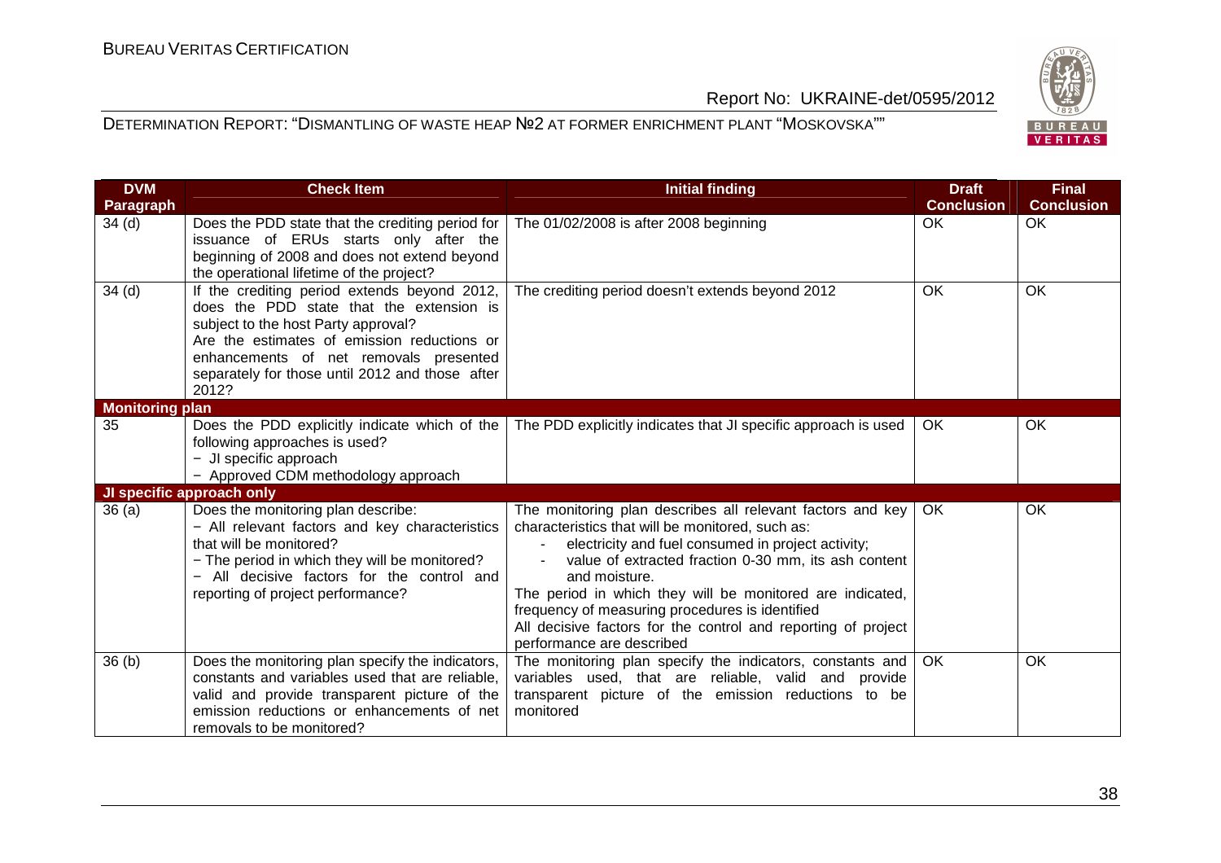| DVM Paragraph | Check Item | Initial finding | Draft Conclusion | Final Conclusion |
|---|---|---|---|---|
| 34 (d) | Does the PDD state that the crediting period for issuance of ERUs starts only after the beginning of 2008 and does not extend beyond the operational lifetime of the project? | The 01/02/2008 is after 2008 beginning | OK | OK |
| 34 (d) | If the crediting period extends beyond 2012, does the PDD state that the extension is subject to the host Party approval?<br>Are the estimates of emission reductions or enhancements of net removals presented separately for those until 2012 and those after 2012? | The crediting period doesn't extends beyond 2012 | OK | OK |
| **Monitoring plan** | | | | |
| 35 | Does the PDD explicitly indicate which of the following approaches is used?<br>− JI specific approach<br>− Approved CDM methodology approach | The PDD explicitly indicates that JI specific approach is used | OK | OK |
| **JI specific approach only** | | | | |
| 36 (a) | Does the monitoring plan describe:<br>− All relevant factors and key characteristics that will be monitored?<br>− The period in which they will be monitored?<br>− All decisive factors for the control and reporting of project performance? | The monitoring plan describes all relevant factors and key characteristics that will be monitored, such as:<br>- electricity and fuel consumed in project activity;<br>- value of extracted fraction 0-30 mm, its ash content and moisture.<br>The period in which they will be monitored are indicated, frequency of measuring procedures is identified<br>All decisive factors for the control and reporting of project performance are described | OK | OK |
| 36 (b) | Does the monitoring plan specify the indicators, constants and variables used that are reliable, valid and provide transparent picture of the emission reductions or enhancements of net removals to be monitored? | The monitoring plan specify the indicators, constants and variables used, that are reliable, valid and provide transparent picture of the emission reductions to be monitored | OK | OK |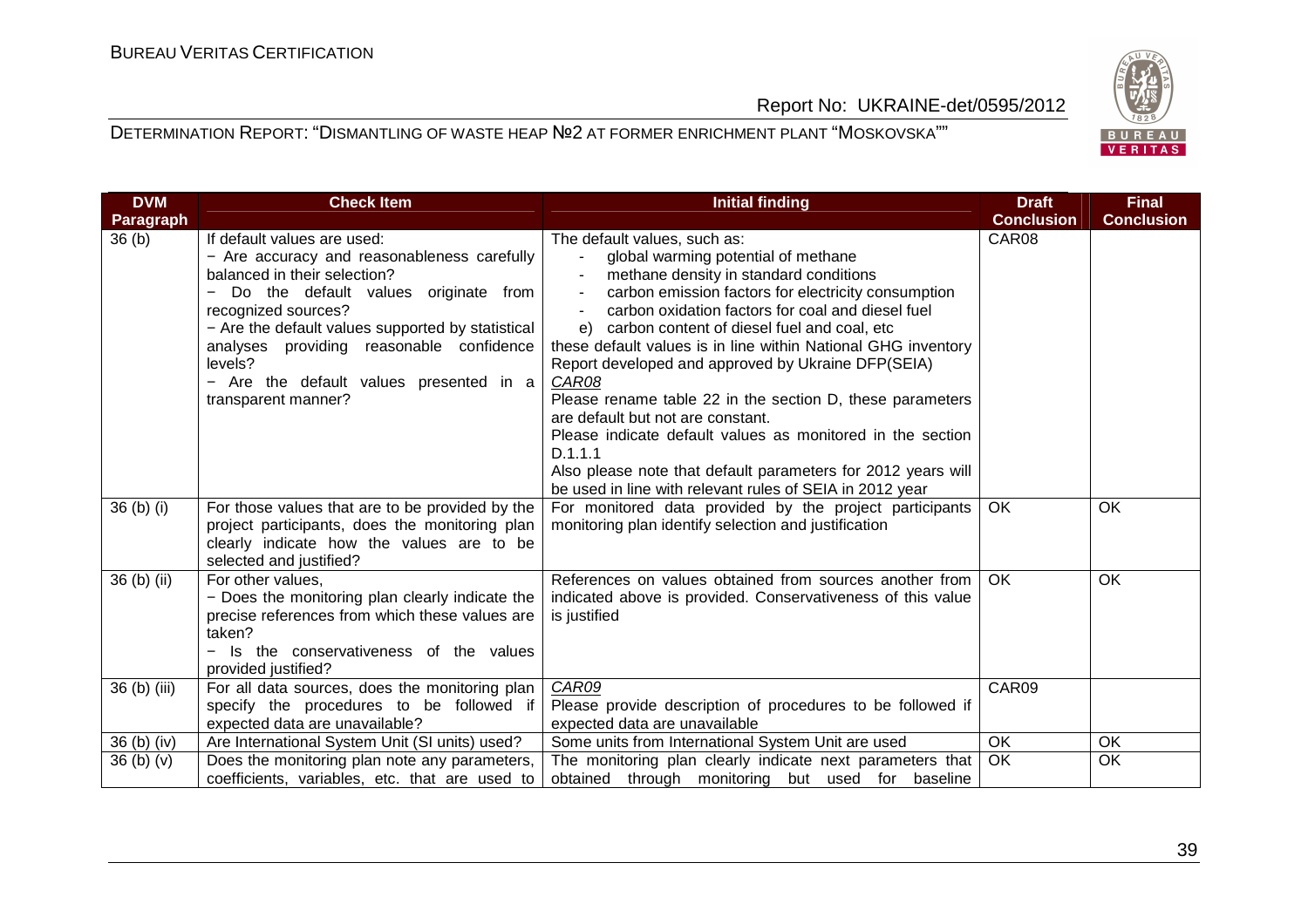| DVM Paragraph | Check Item | Initial finding | Draft Conclusion | Final Conclusion |
|---|---|---|---|---|
| 36 (b) | If default values are used:<br>− Are accuracy and reasonableness carefully balanced in their selection?<br>− Do the default values originate from recognized sources?<br>− Are the default values supported by statistical analyses providing reasonable confidence levels?<br>− Are the default values presented in a transparent manner? | The default values, such as:<br>- global warming potential of methane<br>- methane density in standard conditions<br>- carbon emission factors for electricity consumption<br>- carbon oxidation factors for coal and diesel fuel<br>e) carbon content of diesel fuel and coal, etc<br>these default values is in line within National GHG inventory Report developed and approved by Ukraine DFP(SEIA)<br>*CAR08*<br>Please rename table 22 in the section D, these parameters are default but not are constant.<br>Please indicate default values as monitored in the section D.1.1.1<br>Also please note that default parameters for 2012 years will be used in line with relevant rules of SEIA in 2012 year | CAR08 | |
| 36 (b) (i) | For those values that are to be provided by the project participants, does the monitoring plan clearly indicate how the values are to be selected and justified? | For monitored data provided by the project participants monitoring plan identify selection and justification | OK | OK |
| 36 (b) (ii) | For other values,<br>− Does the monitoring plan clearly indicate the precise references from which these values are taken?<br>− Is the conservativeness of the values provided justified? | References on values obtained from sources another from indicated above is provided. Conservativeness of this value is justified | OK | OK |
| 36 (b) (iii) | For all data sources, does the monitoring plan specify the procedures to be followed if expected data are unavailable? | *CAR09*<br>Please provide description of procedures to be followed if expected data are unavailable | CAR09 | |
| 36 (b) (iv) | Are International System Unit (SI units) used? | Some units from International System Unit are used | OK | OK |
| 36 (b) (v) | Does the monitoring plan note any parameters, coefficients, variables, etc. that are used to | The monitoring plan clearly indicate next parameters that obtained through monitoring but used for baseline | OK | OK |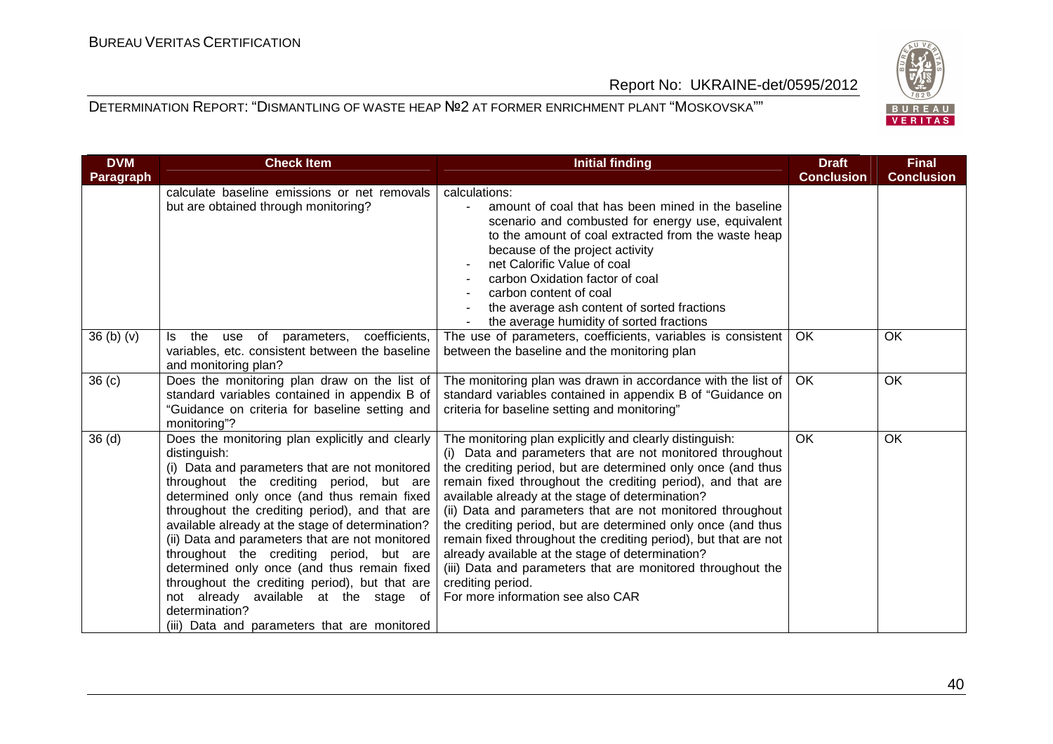| DVM Paragraph | Check Item | Initial finding | Draft Conclusion | Final Conclusion |
|---|---|---|---|---|
| | calculate baseline emissions or net removals but are obtained through monitoring? | calculations:<br>- amount of coal that has been mined in the baseline scenario and combusted for energy use, equivalent to the amount of coal extracted from the waste heap because of the project activity<br>- net Calorific Value of coal<br>- carbon Oxidation factor of coal<br>- carbon content of coal<br>- the average ash content of sorted fractions<br>- the average humidity of sorted fractions | | |
| 36 (b) (v) | Is the use of parameters, coefficients, variables, etc. consistent between the baseline and monitoring plan? | The use of parameters, coefficients, variables is consistent between the baseline and the monitoring plan | OK | OK |
| 36 (c) | Does the monitoring plan draw on the list of standard variables contained in appendix B of "Guidance on criteria for baseline setting and monitoring"? | The monitoring plan was drawn in accordance with the list of standard variables contained in appendix B of "Guidance on criteria for baseline setting and monitoring" | OK | OK |
| 36 (d) | Does the monitoring plan explicitly and clearly distinguish:<br>(i) Data and parameters that are not monitored throughout the crediting period, but are determined only once (and thus remain fixed throughout the crediting period), and that are available already at the stage of determination?<br>(ii) Data and parameters that are not monitored throughout the crediting period, but are determined only once (and thus remain fixed throughout the crediting period), but that are not already available at the stage of determination?<br>(iii) Data and parameters that are monitored | The monitoring plan explicitly and clearly distinguish:<br>(i) Data and parameters that are not monitored throughout the crediting period, but are determined only once (and thus remain fixed throughout the crediting period), and that are available already at the stage of determination?<br>(ii) Data and parameters that are not monitored throughout the crediting period, but are determined only once (and thus remain fixed throughout the crediting period), but that are not already available at the stage of determination?<br>(iii) Data and parameters that are monitored throughout the crediting period.<br>For more information see also CAR | OK | OK |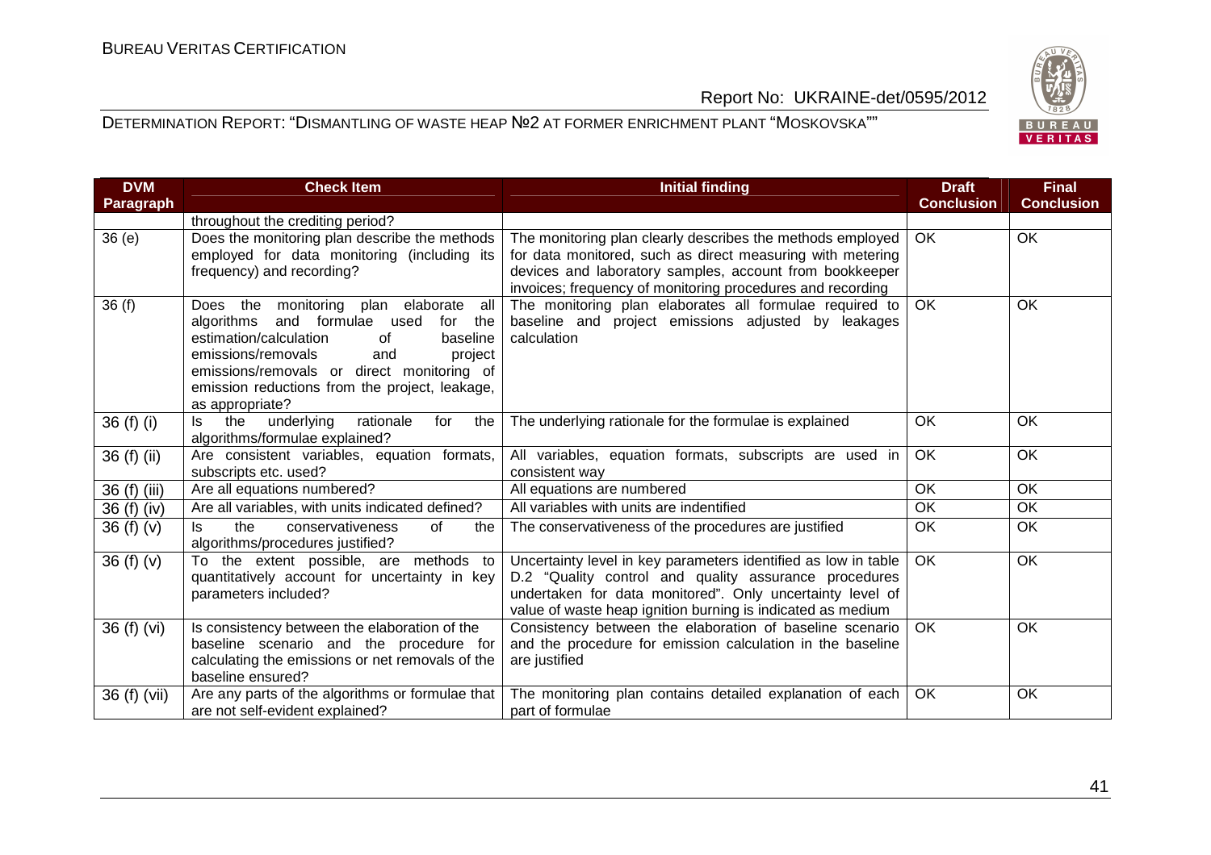| DVM Paragraph | Check Item | Initial finding | Draft Conclusion | Final Conclusion |
|---|---|---|---|---|
| | throughout the crediting period? | | | |
| 36 (e) | Does the monitoring plan describe the methods employed for data monitoring (including its frequency) and recording? | The monitoring plan clearly describes the methods employed for data monitored, such as direct measuring with metering devices and laboratory samples, account from bookkeeper invoices; frequency of monitoring procedures and recording | OK | OK |
| 36 (f) | Does the monitoring plan elaborate all algorithms and formulae used for the estimation/calculation of baseline emissions/removals and project emissions/removals or direct monitoring of emission reductions from the project, leakage, as appropriate? | The monitoring plan elaborates all formulae required to baseline and project emissions adjusted by leakages calculation | OK | OK |
| 36 (f) (i) | Is the underlying rationale for the algorithms/formulae explained? | The underlying rationale for the formulae is explained | OK | OK |
| 36 (f) (ii) | Are consistent variables, equation formats, subscripts etc. used? | All variables, equation formats, subscripts are used in consistent way | OK | OK |
| 36 (f) (iii) | Are all equations numbered? | All equations are numbered | OK | OK |
| 36 (f) (iv) | Are all variables, with units indicated defined? | All variables with units are indentified | OK | OK |
| 36 (f) (v) | Is the conservativeness of the algorithms/procedures justified? | The conservativeness of the procedures are justified | OK | OK |
| 36 (f) (v) | To the extent possible, are methods to quantitatively account for uncertainty in key parameters included? | Uncertainty level in key parameters identified as low in table D.2 "Quality control and quality assurance procedures undertaken for data monitored". Only uncertainty level of value of waste heap ignition burning is indicated as medium | OK | OK |
| 36 (f) (vi) | Is consistency between the elaboration of the baseline scenario and the procedure for calculating the emissions or net removals of the baseline ensured? | Consistency between the elaboration of baseline scenario and the procedure for emission calculation in the baseline are justified | OK | OK |
| 36 (f) (vii) | Are any parts of the algorithms or formulae that are not self-evident explained? | The monitoring plan contains detailed explanation of each part of formulae | OK | OK |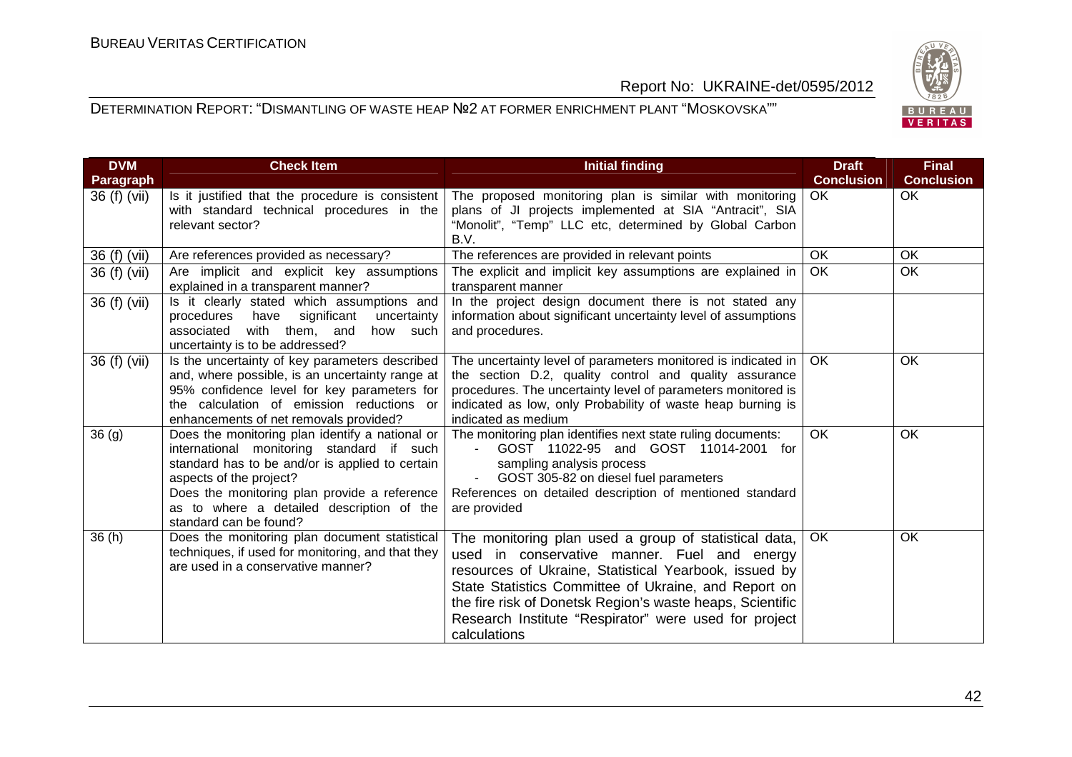| DVM Paragraph | Check Item | Initial finding | Draft Conclusion | Final Conclusion |
|---|---|---|---|---|
| 36 (f) (vii) | Is it justified that the procedure is consistent with standard technical procedures in the relevant sector? | The proposed monitoring plan is similar with monitoring plans of JI projects implemented at SIA "Antracit", SIA "Monolit", "Temp" LLC etc, determined by Global Carbon B.V. | OK | OK |
| 36 (f) (vii) | Are references provided as necessary? | The references are provided in relevant points | OK | OK |
| 36 (f) (vii) | Are implicit and explicit key assumptions explained in a transparent manner? | The explicit and implicit key assumptions are explained in transparent manner | OK | OK |
| 36 (f) (vii) | Is it clearly stated which assumptions and procedures have significant uncertainty associated with them, and how such uncertainty is to be addressed? | In the project design document there is not stated any information about significant uncertainty level of assumptions and procedures. | | |
| 36 (f) (vii) | Is the uncertainty of key parameters described and, where possible, is an uncertainty range at 95% confidence level for key parameters for the calculation of emission reductions or enhancements of net removals provided? | The uncertainty level of parameters monitored is indicated in the section D.2, quality control and quality assurance procedures. The uncertainty level of parameters monitored is indicated as low, only Probability of waste heap burning is indicated as medium | OK | OK |
| 36 (g) | Does the monitoring plan identify a national or international monitoring standard if such standard has to be and/or is applied to certain aspects of the project? Does the monitoring plan provide a reference as to where a detailed description of the standard can be found? | The monitoring plan identifies next state ruling documents: - GOST 11022-95 and GOST 11014-2001 for sampling analysis process - GOST 305-82 on diesel fuel parameters References on detailed description of mentioned standard are provided | OK | OK |
| 36 (h) | Does the monitoring plan document statistical techniques, if used for monitoring, and that they are used in a conservative manner? | The monitoring plan used a group of statistical data, used in conservative manner. Fuel and energy resources of Ukraine, Statistical Yearbook, issued by State Statistics Committee of Ukraine, and Report on the fire risk of Donetsk Region's waste heaps, Scientific Research Institute "Respirator" were used for project calculations | OK | OK |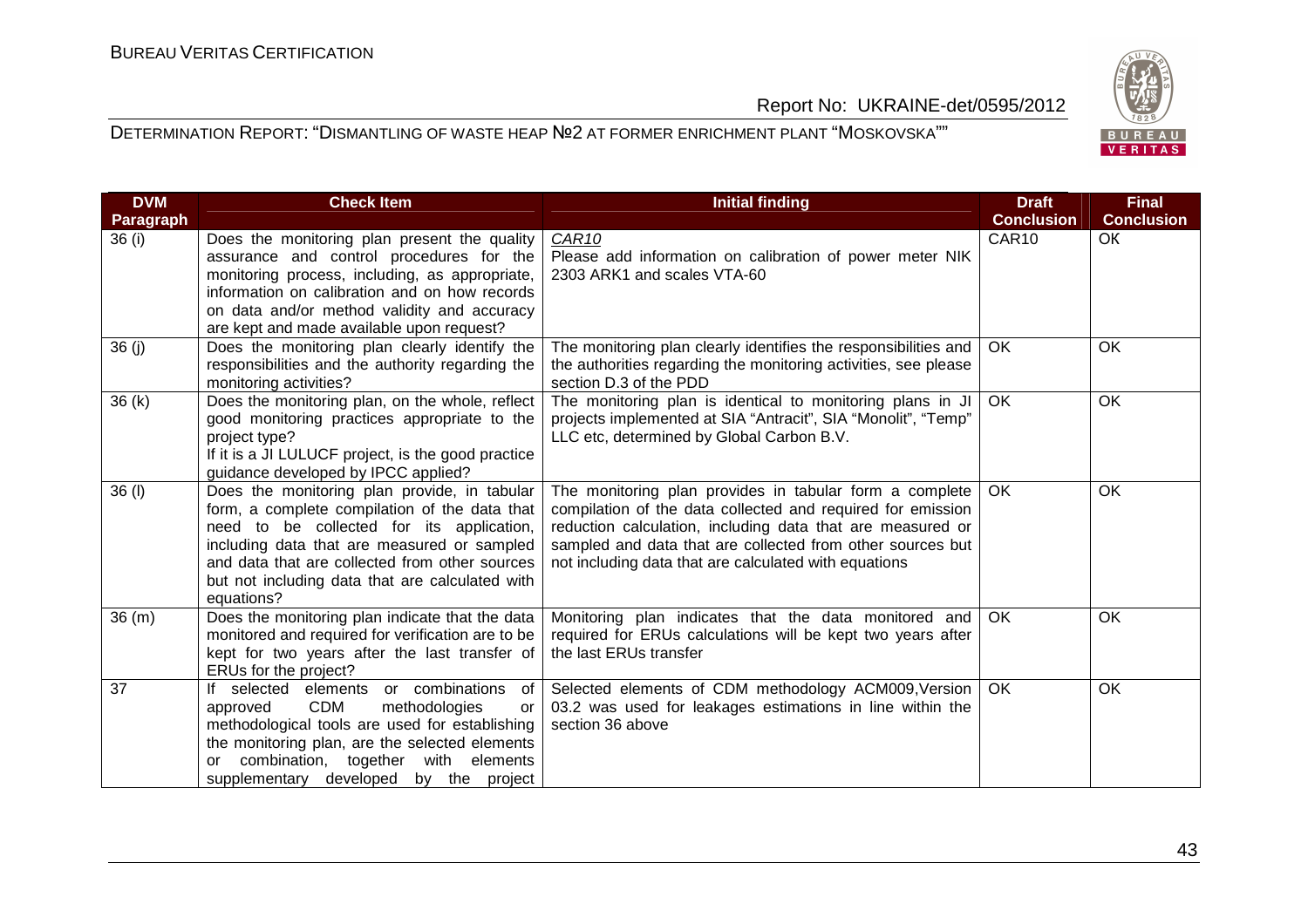| DVM Paragraph | Check Item | Initial finding | Draft Conclusion | Final Conclusion |
|---|---|---|---|---|
| 36 (i) | Does the monitoring plan present the quality assurance and control procedures for the monitoring process, including, as appropriate, information on calibration and on how records on data and/or method validity and accuracy are kept and made available upon request? | *CAR10*<br>Please add information on calibration of power meter NIK 2303 ARK1 and scales VTA-60 | CAR10 | OK |
| 36 (j) | Does the monitoring plan clearly identify the responsibilities and the authority regarding the monitoring activities? | The monitoring plan clearly identifies the responsibilities and the authorities regarding the monitoring activities, see please section D.3 of the PDD | OK | OK |
| 36 (k) | Does the monitoring plan, on the whole, reflect good monitoring practices appropriate to the project type?<br>If it is a JI LULUCF project, is the good practice guidance developed by IPCC applied? | The monitoring plan is identical to monitoring plans in JI projects implemented at SIA "Antracit", SIA "Monolit", "Temp" LLC etc, determined by Global Carbon B.V. | OK | OK |
| 36 (l) | Does the monitoring plan provide, in tabular form, a complete compilation of the data that need to be collected for its application, including data that are measured or sampled and data that are collected from other sources but not including data that are calculated with equations? | The monitoring plan provides in tabular form a complete compilation of the data collected and required for emission reduction calculation, including data that are measured or sampled and data that are collected from other sources but not including data that are calculated with equations | OK | OK |
| 36 (m) | Does the monitoring plan indicate that the data monitored and required for verification are to be kept for two years after the last transfer of ERUs for the project? | Monitoring plan indicates that the data monitored and required for ERUs calculations will be kept two years after the last ERUs transfer | OK | OK |
| 37 | If selected elements or combinations of approved CDM methodologies or methodological tools are used for establishing the monitoring plan, are the selected elements or combination, together with elements supplementary developed by the project | Selected elements of CDM methodology ACM009,Version 03.2 was used for leakages estimations in line within the section 36 above | OK | OK |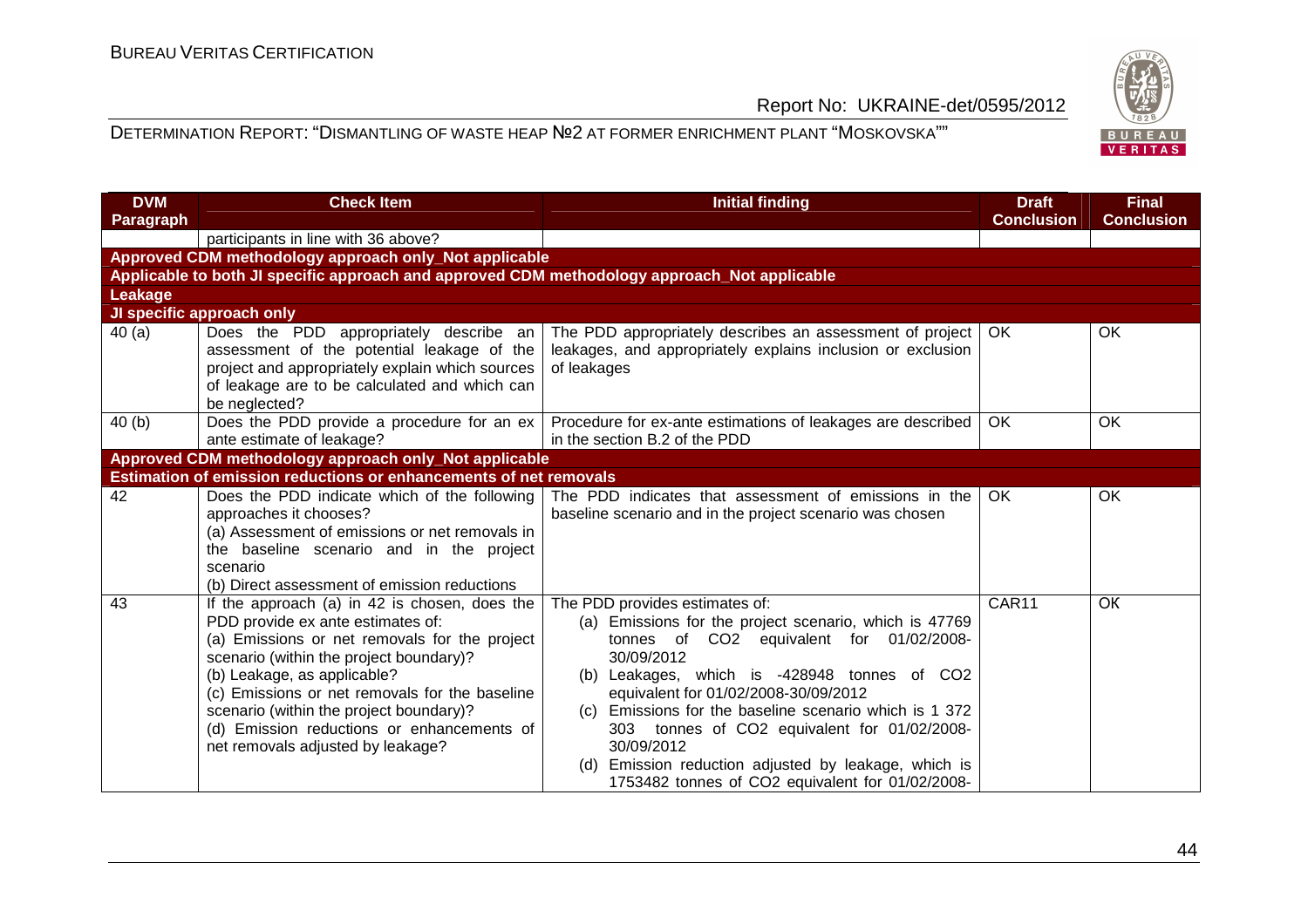| DVM Paragraph | Check Item | Initial finding | Draft Conclusion | Final Conclusion |
|---|---|---|---|---|
| | participants in line with 36 above? | | | |
| **Approved CDM methodology approach only_Not applicable** | | | | |
| **Applicable to both JI specific approach and approved CDM methodology approach_Not applicable** | | | | |
| **Leakage** | | | | |
| **JI specific approach only** | | | | |
| 40 (a) | Does the PDD appropriately describe an assessment of the potential leakage of the project and appropriately explain which sources of leakage are to be calculated and which can be neglected? | The PDD appropriately describes an assessment of project leakages, and appropriately explains inclusion or exclusion of leakages | OK | OK |
| 40 (b) | Does the PDD provide a procedure for an ex ante estimate of leakage? | Procedure for ex-ante estimations of leakages are described in the section B.2 of the PDD | OK | OK |
| **Approved CDM methodology approach only_Not applicable** | | | | |
| **Estimation of emission reductions or enhancements of net removals** | | | | |
| 42 | Does the PDD indicate which of the following approaches it chooses?<br>(a) Assessment of emissions or net removals in the baseline scenario and in the project scenario<br>(b) Direct assessment of emission reductions | The PDD indicates that assessment of emissions in the baseline scenario and in the project scenario was chosen | OK | OK |
| 43 | If the approach (a) in 42 is chosen, does the PDD provide ex ante estimates of:<br>(a) Emissions or net removals for the project scenario (within the project boundary)?<br>(b) Leakage, as applicable?<br>(c) Emissions or net removals for the baseline scenario (within the project boundary)?<br>(d) Emission reductions or enhancements of net removals adjusted by leakage? | The PDD provides estimates of:<br>(a) Emissions for the project scenario, which is 47769 tonnes of $CO_2$ equivalent for 01/02/2008-30/09/2012<br>(b) Leakages, which is -428948 tonnes of $CO_2$ equivalent for 01/02/2008-30/09/2012<br>(c) Emissions for the baseline scenario which is 1 372 303 tonnes of $CO_2$ equivalent for 01/02/2008-30/09/2012<br>(d) Emission reduction adjusted by leakage, which is 1753482 tonnes of $CO_2$ equivalent for 01/02/2008- | CAR11 | OK |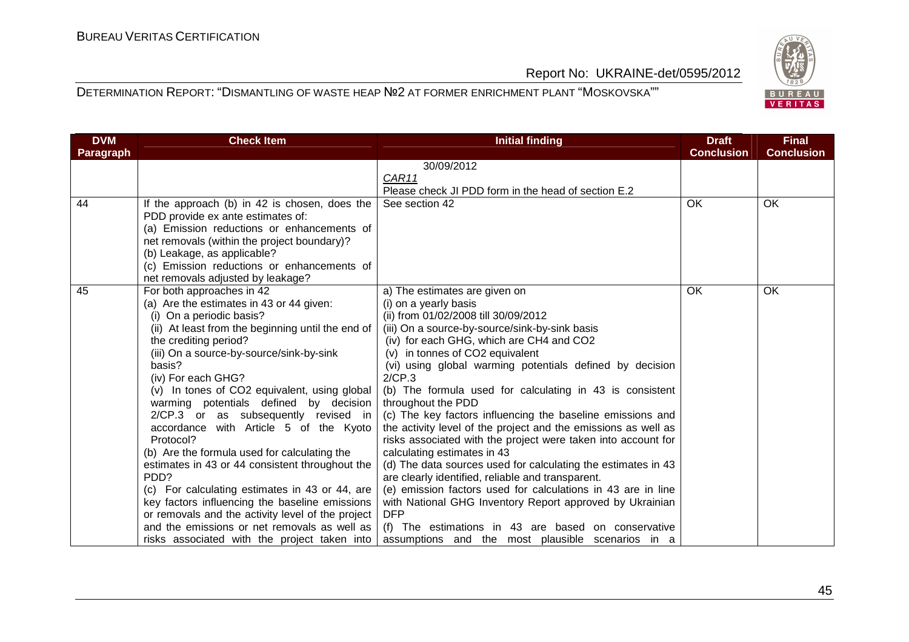| DVM Paragraph | Check Item | Initial finding | Draft Conclusion | Final Conclusion |
|---|---|---|---|---|
| | | 30/09/2012<br>*CAR11*<br>Please check JI PDD form in the head of section E.2 | | |
| 44 | If the approach (b) in 42 is chosen, does the PDD provide ex ante estimates of:<br>(a) Emission reductions or enhancements of net removals (within the project boundary)?<br>(b) Leakage, as applicable?<br>(c) Emission reductions or enhancements of net removals adjusted by leakage? | See section 42 | OK | OK |
| 45 | For both approaches in 42<br>(a) Are the estimates in 43 or 44 given:<br>(i) On a periodic basis?<br>(ii) At least from the beginning until the end of the crediting period?<br>(iii) On a source-by-source/sink-by-sink basis?<br>(iv) For each GHG?<br>(v) In tones of $CO_2$ equivalent, using global warming potentials defined by decision 2/CP.3 or as subsequently revised in accordance with Article 5 of the Kyoto Protocol?<br>(b) Are the formula used for calculating the estimates in 43 or 44 consistent throughout the PDD?<br>(c) For calculating estimates in 43 or 44, are key factors influencing the baseline emissions or removals and the activity level of the project and the emissions or net removals as well as risks associated with the project taken into | a) The estimates are given on<br>(i) on a yearly basis<br>(ii) from 01/02/2008 till 30/09/2012<br>(iii) On a source-by-source/sink-by-sink basis<br>(iv) for each GHG, which are $CH_4$ and $CO_2$<br>(v) in tonnes of $CO_2$ equivalent<br>(vi) using global warming potentials defined by decision 2/CP.3<br>(b) The formula used for calculating in 43 is consistent throughout the PDD<br>(c) The key factors influencing the baseline emissions and the activity level of the project and the emissions as well as risks associated with the project were taken into account for calculating estimates in 43<br>(d) The data sources used for calculating the estimates in 43 are clearly identified, reliable and transparent.<br>(e) emission factors used for calculations in 43 are in line with National GHG Inventory Report approved by Ukrainian DFP<br>(f) The estimations in 43 are based on conservative assumptions and the most plausible scenarios in a | OK | OK |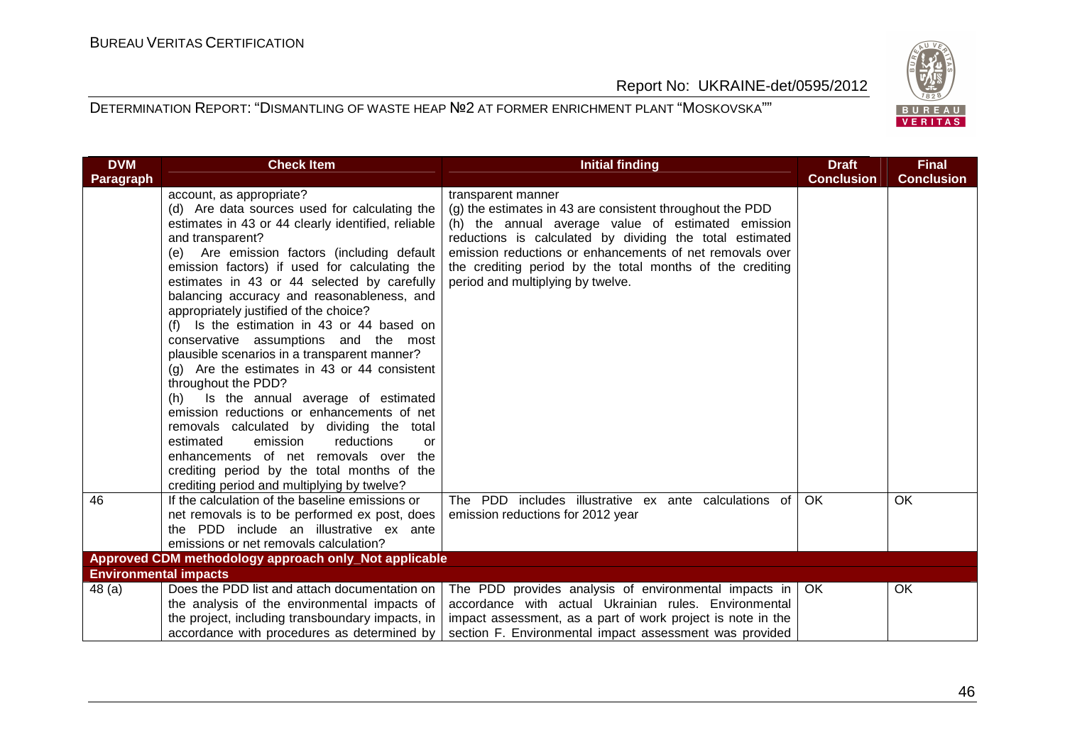| DVM Paragraph | Check Item | Initial finding | Draft Conclusion | Final Conclusion |
|---|---|---|---|---|
| | account, as appropriate?<br>(d) Are data sources used for calculating the estimates in 43 or 44 clearly identified, reliable and transparent?<br>(e) Are emission factors (including default emission factors) if used for calculating the estimates in 43 or 44 selected by carefully balancing accuracy and reasonableness, and appropriately justified of the choice?<br>(f) Is the estimation in 43 or 44 based on conservative assumptions and the most plausible scenarios in a transparent manner?<br>(g) Are the estimates in 43 or 44 consistent throughout the PDD?<br>(h) Is the annual average of estimated emission reductions or enhancements of net removals calculated by dividing the total estimated emission reductions or enhancements of net removals over the crediting period by the total months of the crediting period and multiplying by twelve? | transparent manner<br>(g) the estimates in 43 are consistent throughout the PDD<br>(h) the annual average value of estimated emission reductions is calculated by dividing the total estimated emission reductions or enhancements of net removals over the crediting period by the total months of the crediting period and multiplying by twelve. | | |
| 46 | If the calculation of the baseline emissions or net removals is to be performed ex post, does the PDD include an illustrative ex ante emissions or net removals calculation? | The PDD includes illustrative ex ante calculations of emission reductions for 2012 year | OK | OK |
| **Approved CDM methodology approach only_Not applicable** | | | | |
| **Environmental impacts** | | | | |
| 48 (a) | Does the PDD list and attach documentation on the analysis of the environmental impacts of the project, including transboundary impacts, in accordance with procedures as determined by | The PDD provides analysis of environmental impacts in accordance with actual Ukrainian rules. Environmental impact assessment, as a part of work project is note in the section F. Environmental impact assessment was provided | OK | OK |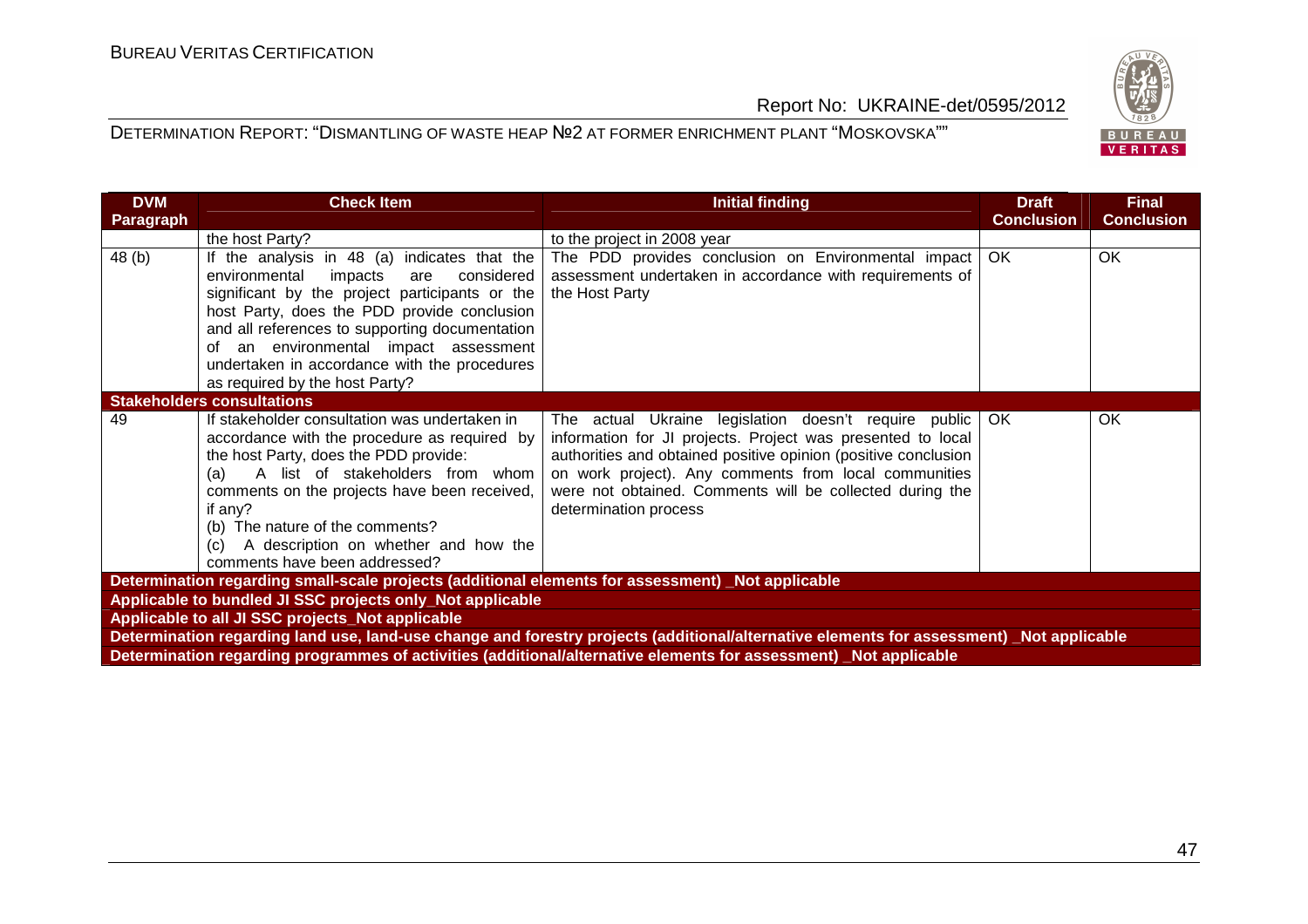| DVM Paragraph | Check Item | Initial finding | Draft Conclusion | Final Conclusion |
|---|---|---|---|---|
| | the host Party? | to the project in 2008 year | | |
| 48 (b) | If the analysis in 48 (a) indicates that the environmental impacts are considered significant by the project participants or the host Party, does the PDD provide conclusion and all references to supporting documentation of an environmental impact assessment undertaken in accordance with the procedures as required by the host Party? | The PDD provides conclusion on Environmental impact assessment undertaken in accordance with requirements of the Host Party | OK | OK |
| **Stakeholders consultations** | | | | |
| 49 | If stakeholder consultation was undertaken in accordance with the procedure as required by the host Party, does the PDD provide:<br>(a) A list of stakeholders from whom comments on the projects have been received, if any?<br>(b) The nature of the comments?<br>(c) A description on whether and how the comments have been addressed? | The actual Ukraine legislation doesn't require public information for JI projects. Project was presented to local authorities and obtained positive opinion (positive conclusion on work project). Any comments from local communities were not obtained. Comments will be collected during the determination process | OK | OK |
| **Determination regarding small-scale projects (additional elements for assessment) _Not applicable** | | | | |
| **Applicable to bundled JI SSC projects only_Not applicable** | | | | |
| **Applicable to all JI SSC projects_Not applicable** | | | | |
| **Determination regarding land use, land-use change and forestry projects (additional/alternative elements for assessment) _Not applicable** | | | | |
| **Determination regarding programmes of activities (additional/alternative elements for assessment) _Not applicable** | | | | |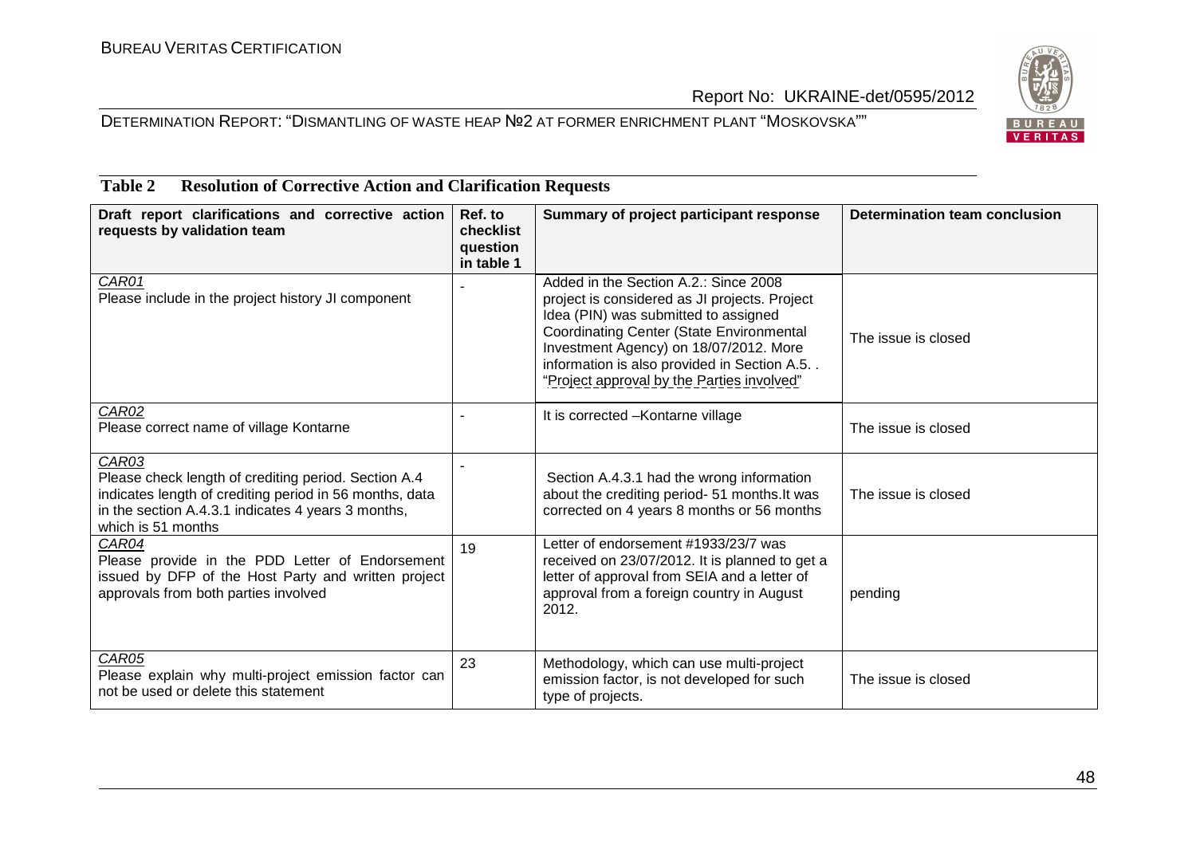**Table 2 Resolution of Corrective Action and Clarification Requests**

| Draft report clarifications and corrective action requests by validation team | Ref. to checklist question in table 1 | Summary of project participant response | Determination team conclusion |
|---|---|---|---|
| CAR01<br>Please include in the project history JI component | - | Added in the Section A.2.: Since 2008 project is considered as JI projects. Project Idea (PIN) was submitted to assigned Coordinating Center (State Environmental Investment Agency) on 18/07/2012. More information is also provided in Section A.5. . "Project approval by the Parties involved" | The issue is closed |
| CAR02<br>Please correct name of village Kontarne | - | It is corrected –Kontarne village | The issue is closed |
| CAR03<br>Please check length of crediting period. Section A.4 indicates length of crediting period in 56 months, data in the section A.4.3.1 indicates 4 years 3 months, which is 51 months | - | Section A.4.3.1 had the wrong information about the crediting period- 51 months.It was corrected on 4 years 8 months or 56 months | The issue is closed |
| CAR04<br>Please provide in the PDD Letter of Endorsement issued by DFP of the Host Party and written project approvals from both parties involved | 19 | Letter of endorsement #1933/23/7 was received on 23/07/2012. It is planned to get a letter of approval from SEIA and a letter of approval from a foreign country in August 2012. | pending |
| CAR05<br>Please explain why multi-project emission factor can not be used or delete this statement | 23 | Methodology, which can use multi-project emission factor, is not developed for such type of projects. | The issue is closed |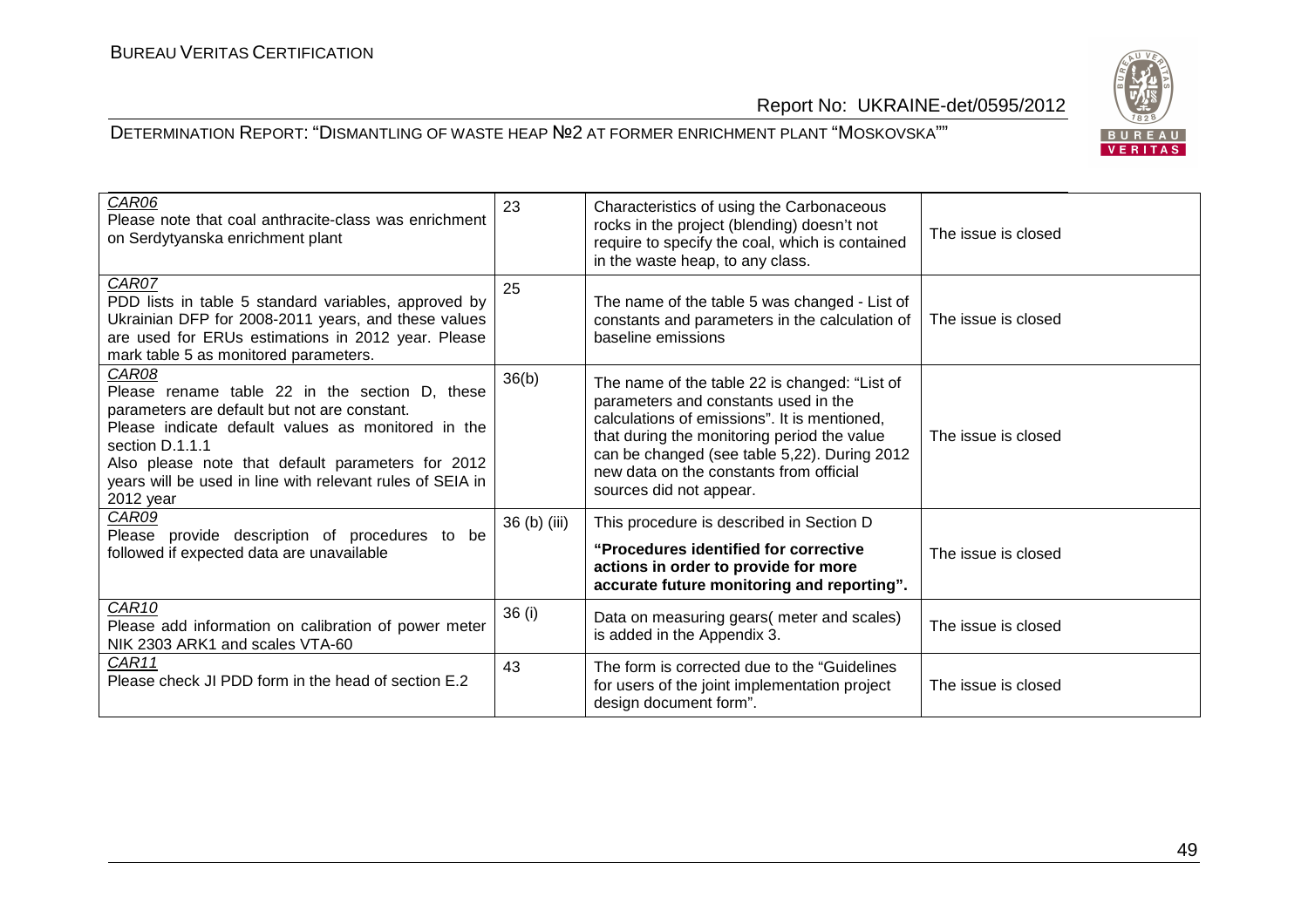| | | | |
|---|---|---|---|
| *CAR06*<br>Please note that coal anthracite-class was enrichment on Serdytyanska enrichment plant | 23 | Characteristics of using the Carbonaceous rocks in the project (blending) doesn't not require to specify the coal, which is contained in the waste heap, to any class. | The issue is closed |
| *CAR07*<br>PDD lists in table 5 standard variables, approved by Ukrainian DFP for 2008-2011 years, and these values are used for ERUs estimations in 2012 year. Please mark table 5 as monitored parameters. | 25 | The name of the table 5 was changed - List of constants and parameters in the calculation of baseline emissions | The issue is closed |
| *CAR08*<br>Please rename table 22 in the section D, these parameters are default but not are constant.<br>Please indicate default values as monitored in the section D.1.1.1<br>Also please note that default parameters for 2012 years will be used in line with relevant rules of SEIA in 2012 year | 36(b) | The name of the table 22 is changed: "List of parameters and constants used in the calculations of emissions". It is mentioned, that during the monitoring period the value can be changed (see table 5,22). During 2012 new data on the constants from official sources did not appear. | The issue is closed |
| *CAR09*<br>Please provide description of procedures to be followed if expected data are unavailable | 36 (b) (iii) | This procedure is described in Section D<br>**"Procedures identified for corrective actions in order to provide for more accurate future monitoring and reporting".** | The issue is closed |
| *CAR10*<br>Please add information on calibration of power meter NIK 2303 ARK1 and scales VTA-60 | 36 (i) | Data on measuring gears( meter and scales) is added in the Appendix 3. | The issue is closed |
| *CAR11*<br>Please check JI PDD form in the head of section E.2 | 43 | The form is corrected due to the "Guidelines for users of the joint implementation project design document form". | The issue is closed |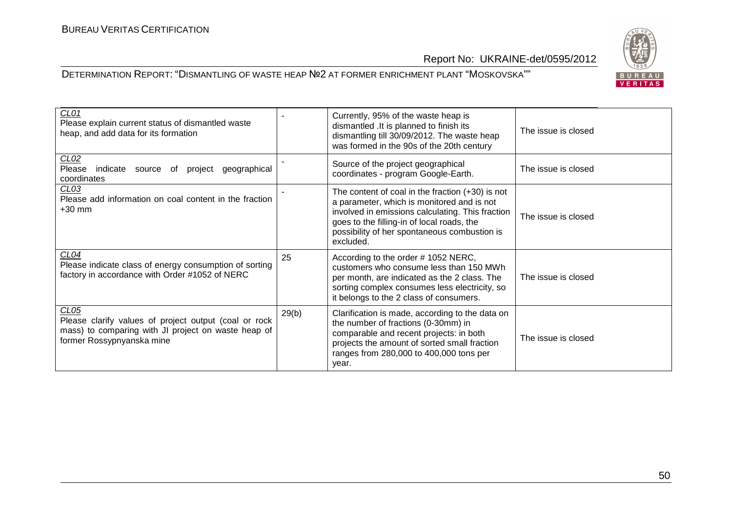| | | | |
|---|---|---|---|
| *CL01*<br>Please explain current status of dismantled waste heap, and add data for its formation | - | Currently, 95% of the waste heap is dismantled .It is planned to finish its dismantling till 30/09/2012. The waste heap was formed in the 90s of the 20th century | The issue is closed |
| *CL02*<br>Please indicate source of project geographical coordinates | - | Source of the project geographical coordinates - program Google-Earth. | The issue is closed |
| *CL03*<br>Please add information on coal content in the fraction +30 mm | - | The content of coal in the fraction (+30) is not a parameter, which is monitored and is not involved in emissions calculating. This fraction goes to the filling-in of local roads, the possibility of her spontaneous combustion is excluded. | The issue is closed |
| *CL04*<br>Please indicate class of energy consumption of sorting factory in accordance with Order #1052 of NERC | 25 | According to the order # 1052 NERC, customers who consume less than 150 MWh per month, are indicated as the 2 class. The sorting complex consumes less electricity, so it belongs to the 2 class of consumers. | The issue is closed |
| *CL05*<br>Please clarify values of project output (coal or rock mass) to comparing with JI project on waste heap of former Rossypnyanska mine | 29(b) | Clarification is made, according to the data on the number of fractions (0-30mm) in comparable and recent projects: in both projects the amount of sorted small fraction ranges from 280,000 to 400,000 tons per year. | The issue is closed |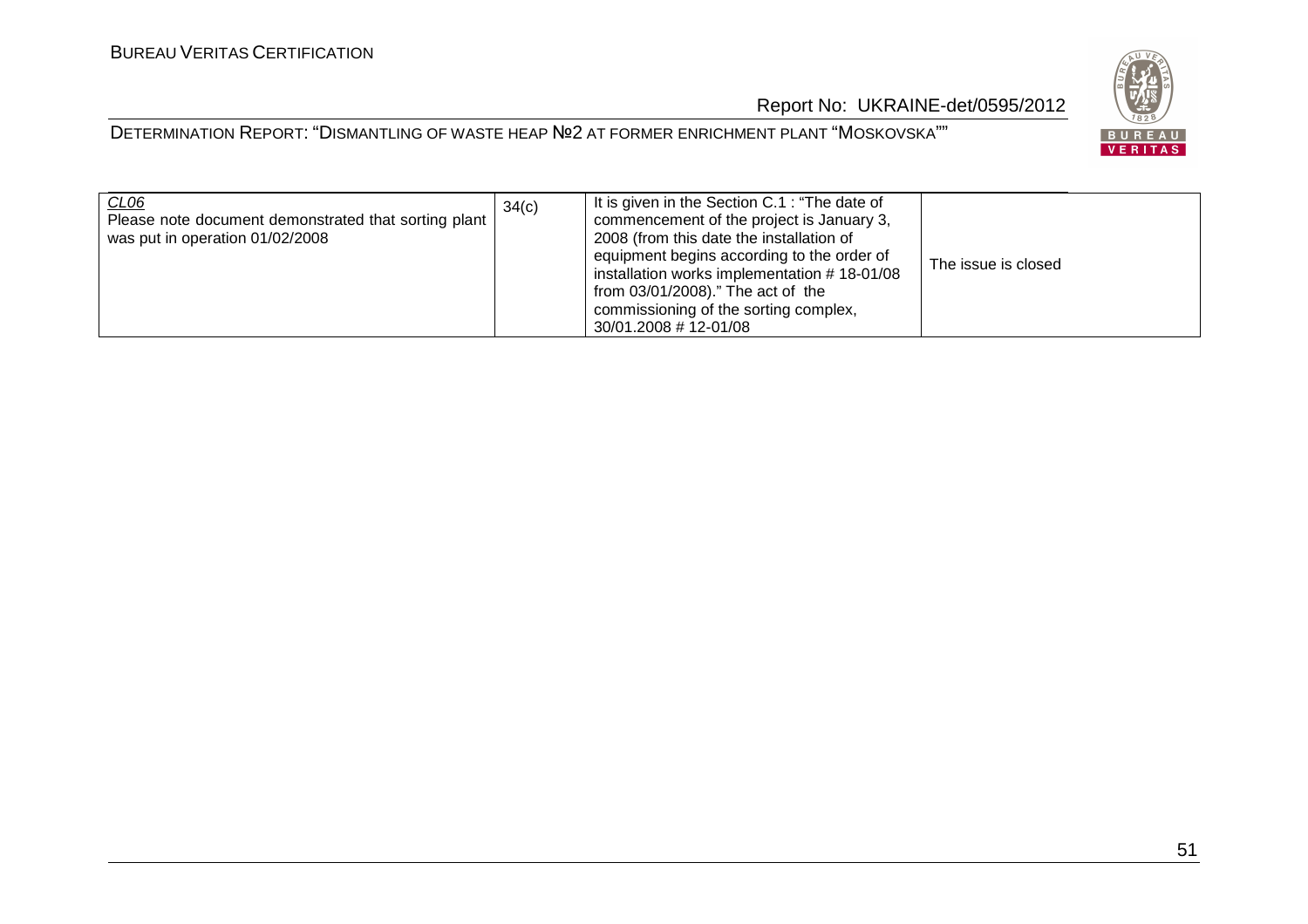| | | | |
|---|---|---|---|
| *CL06* Please note document demonstrated that sorting plant was put in operation 01/02/2008 | 34(c) | It is given in the Section C.1 : "The date of commencement of the project is January 3, 2008 (from this date the installation of equipment begins according to the order of installation works implementation # 18-01/08 from 03/01/2008)." The act of the commissioning of the sorting complex, 30/01.2008 # 12-01/08 | The issue is closed |